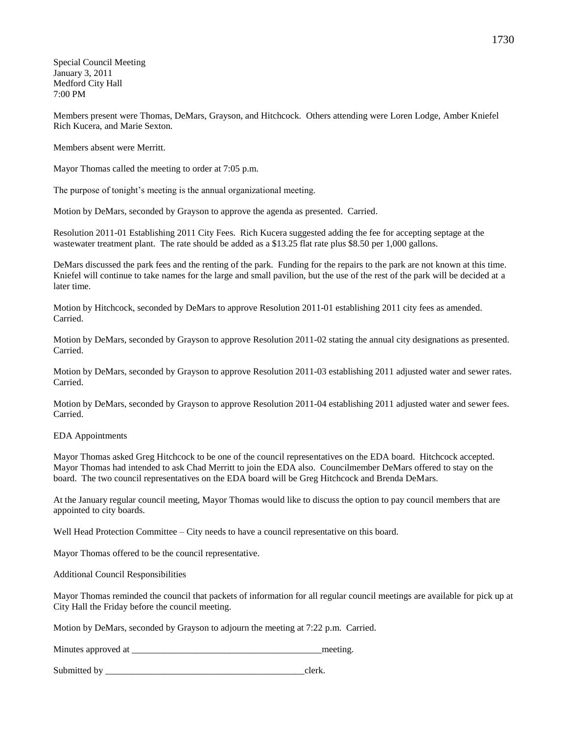Special Council Meeting
January 3, 2011
Medford City Hall
7:00 PM

Members present were Thomas, DeMars, Grayson, and Hitchcock. Others attending were Loren Lodge, Amber Kniefel Rich Kucera, and Marie Sexton.

Members absent were Merritt.

Mayor Thomas called the meeting to order at 7:05 p.m.

The purpose of tonight's meeting is the annual organizational meeting.

Motion by DeMars, seconded by Grayson to approve the agenda as presented. Carried.

Resolution 2011-01 Establishing 2011 City Fees. Rich Kucera suggested adding the fee for accepting septage at the wastewater treatment plant. The rate should be added as a $13.25 flat rate plus $8.50 per 1,000 gallons.

DeMars discussed the park fees and the renting of the park. Funding for the repairs to the park are not known at this time. Kniefel will continue to take names for the large and small pavilion, but the use of the rest of the park will be decided at a later time.

Motion by Hitchcock, seconded by DeMars to approve Resolution 2011-01 establishing 2011 city fees as amended. Carried.

Motion by DeMars, seconded by Grayson to approve Resolution 2011-02 stating the annual city designations as presented. Carried.

Motion by DeMars, seconded by Grayson to approve Resolution 2011-03 establishing 2011 adjusted water and sewer rates. Carried.

Motion by DeMars, seconded by Grayson to approve Resolution 2011-04 establishing 2011 adjusted water and sewer fees. Carried.

EDA Appointments

Mayor Thomas asked Greg Hitchcock to be one of the council representatives on the EDA board. Hitchcock accepted. Mayor Thomas had intended to ask Chad Merritt to join the EDA also. Councilmember DeMars offered to stay on the board. The two council representatives on the EDA board will be Greg Hitchcock and Brenda DeMars.

At the January regular council meeting, Mayor Thomas would like to discuss the option to pay council members that are appointed to city boards.

Well Head Protection Committee – City needs to have a council representative on this board.

Mayor Thomas offered to be the council representative.

Additional Council Responsibilities

Mayor Thomas reminded the council that packets of information for all regular council meetings are available for pick up at City Hall the Friday before the council meeting.

Motion by DeMars, seconded by Grayson to adjourn the meeting at 7:22 p.m. Carried.

Minutes approved at _________________________________________meeting.

Submitted by ____________________________________________clerk.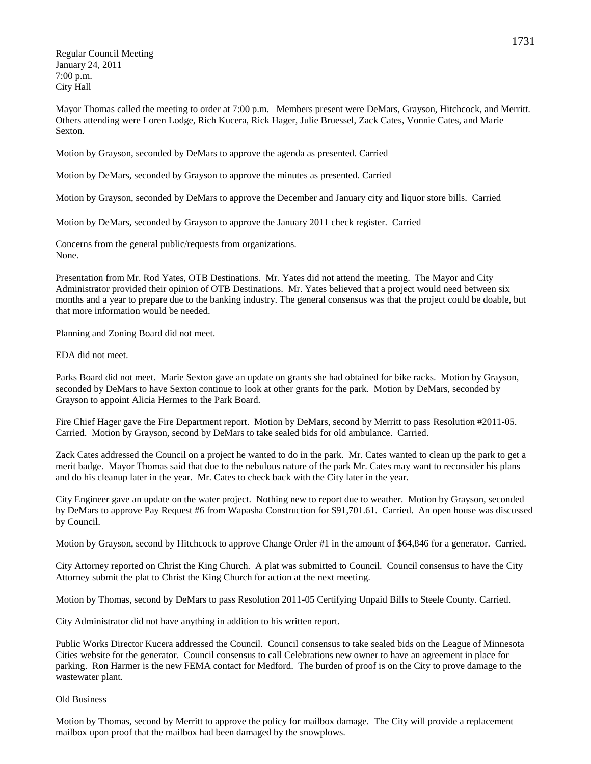Regular Council Meeting
January 24, 2011
7:00 p.m.
City Hall

Mayor Thomas called the meeting to order at 7:00 p.m. Members present were DeMars, Grayson, Hitchcock, and Merritt. Others attending were Loren Lodge, Rich Kucera, Rick Hager, Julie Bruessel, Zack Cates, Vonnie Cates, and Marie Sexton.

Motion by Grayson, seconded by DeMars to approve the agenda as presented. Carried

Motion by DeMars, seconded by Grayson to approve the minutes as presented. Carried

Motion by Grayson, seconded by DeMars to approve the December and January city and liquor store bills. Carried

Motion by DeMars, seconded by Grayson to approve the January 2011 check register. Carried

Concerns from the general public/requests from organizations.
None.

Presentation from Mr. Rod Yates, OTB Destinations. Mr. Yates did not attend the meeting. The Mayor and City Administrator provided their opinion of OTB Destinations. Mr. Yates believed that a project would need between six months and a year to prepare due to the banking industry. The general consensus was that the project could be doable, but that more information would be needed.

Planning and Zoning Board did not meet.

EDA did not meet.

Parks Board did not meet. Marie Sexton gave an update on grants she had obtained for bike racks. Motion by Grayson, seconded by DeMars to have Sexton continue to look at other grants for the park. Motion by DeMars, seconded by Grayson to appoint Alicia Hermes to the Park Board.

Fire Chief Hager gave the Fire Department report. Motion by DeMars, second by Merritt to pass Resolution #2011-05. Carried. Motion by Grayson, second by DeMars to take sealed bids for old ambulance. Carried.

Zack Cates addressed the Council on a project he wanted to do in the park. Mr. Cates wanted to clean up the park to get a merit badge. Mayor Thomas said that due to the nebulous nature of the park Mr. Cates may want to reconsider his plans and do his cleanup later in the year. Mr. Cates to check back with the City later in the year.

City Engineer gave an update on the water project. Nothing new to report due to weather. Motion by Grayson, seconded by DeMars to approve Pay Request #6 from Wapasha Construction for $91,701.61. Carried. An open house was discussed by Council.

Motion by Grayson, second by Hitchcock to approve Change Order #1 in the amount of $64,846 for a generator. Carried.

City Attorney reported on Christ the King Church. A plat was submitted to Council. Council consensus to have the City Attorney submit the plat to Christ the King Church for action at the next meeting.

Motion by Thomas, second by DeMars to pass Resolution 2011-05 Certifying Unpaid Bills to Steele County. Carried.

City Administrator did not have anything in addition to his written report.

Public Works Director Kucera addressed the Council. Council consensus to take sealed bids on the League of Minnesota Cities website for the generator. Council consensus to call Celebrations new owner to have an agreement in place for parking. Ron Harmer is the new FEMA contact for Medford. The burden of proof is on the City to prove damage to the wastewater plant.

Old Business

Motion by Thomas, second by Merritt to approve the policy for mailbox damage. The City will provide a replacement mailbox upon proof that the mailbox had been damaged by the snowplows.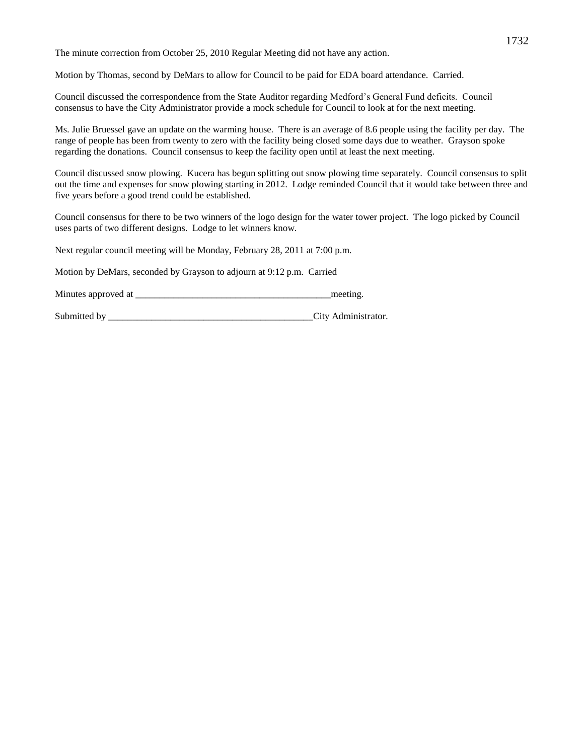The minute correction from October 25, 2010 Regular Meeting did not have any action.

Motion by Thomas, second by DeMars to allow for Council to be paid for EDA board attendance. Carried.

Council discussed the correspondence from the State Auditor regarding Medford's General Fund deficits. Council consensus to have the City Administrator provide a mock schedule for Council to look at for the next meeting.

Ms. Julie Bruessel gave an update on the warming house. There is an average of 8.6 people using the facility per day. The range of people has been from twenty to zero with the facility being closed some days due to weather. Grayson spoke regarding the donations. Council consensus to keep the facility open until at least the next meeting.

Council discussed snow plowing. Kucera has begun splitting out snow plowing time separately. Council consensus to split out the time and expenses for snow plowing starting in 2012. Lodge reminded Council that it would take between three and five years before a good trend could be established.

Council consensus for there to be two winners of the logo design for the water tower project. The logo picked by Council uses parts of two different designs. Lodge to let winners know.

Next regular council meeting will be Monday, February 28, 2011 at 7:00 p.m.

Motion by DeMars, seconded by Grayson to adjourn at 9:12 p.m. Carried

Minutes approved at __________________________________________meeting.

Submitted by ____________________________________________City Administrator.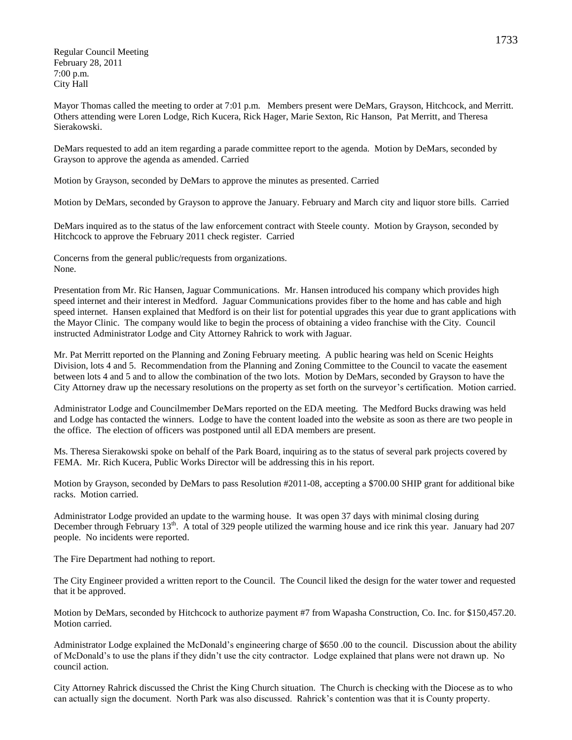Regular Council Meeting
February 28, 2011
7:00 p.m.
City Hall

Mayor Thomas called the meeting to order at 7:01 p.m. Members present were DeMars, Grayson, Hitchcock, and Merritt. Others attending were Loren Lodge, Rich Kucera, Rick Hager, Marie Sexton, Ric Hanson, Pat Merritt, and Theresa Sierakowski.

DeMars requested to add an item regarding a parade committee report to the agenda. Motion by DeMars, seconded by Grayson to approve the agenda as amended. Carried

Motion by Grayson, seconded by DeMars to approve the minutes as presented. Carried

Motion by DeMars, seconded by Grayson to approve the January. February and March city and liquor store bills. Carried

DeMars inquired as to the status of the law enforcement contract with Steele county. Motion by Grayson, seconded by Hitchcock to approve the February 2011 check register. Carried

Concerns from the general public/requests from organizations.
None.

Presentation from Mr. Ric Hansen, Jaguar Communications. Mr. Hansen introduced his company which provides high speed internet and their interest in Medford. Jaguar Communications provides fiber to the home and has cable and high speed internet. Hansen explained that Medford is on their list for potential upgrades this year due to grant applications with the Mayor Clinic. The company would like to begin the process of obtaining a video franchise with the City. Council instructed Administrator Lodge and City Attorney Rahrick to work with Jaguar.

Mr. Pat Merritt reported on the Planning and Zoning February meeting. A public hearing was held on Scenic Heights Division, lots 4 and 5. Recommendation from the Planning and Zoning Committee to the Council to vacate the easement between lots 4 and 5 and to allow the combination of the two lots. Motion by DeMars, seconded by Grayson to have the City Attorney draw up the necessary resolutions on the property as set forth on the surveyor's certification. Motion carried.

Administrator Lodge and Councilmember DeMars reported on the EDA meeting. The Medford Bucks drawing was held and Lodge has contacted the winners. Lodge to have the content loaded into the website as soon as there are two people in the office. The election of officers was postponed until all EDA members are present.

Ms. Theresa Sierakowski spoke on behalf of the Park Board, inquiring as to the status of several park projects covered by FEMA. Mr. Rich Kucera, Public Works Director will be addressing this in his report.

Motion by Grayson, seconded by DeMars to pass Resolution #2011-08, accepting a $700.00 SHIP grant for additional bike racks. Motion carried.

Administrator Lodge provided an update to the warming house. It was open 37 days with minimal closing during December through February 13th. A total of 329 people utilized the warming house and ice rink this year. January had 207 people. No incidents were reported.

The Fire Department had nothing to report.

The City Engineer provided a written report to the Council. The Council liked the design for the water tower and requested that it be approved.

Motion by DeMars, seconded by Hitchcock to authorize payment #7 from Wapasha Construction, Co. Inc. for $150,457.20. Motion carried.

Administrator Lodge explained the McDonald's engineering charge of $650 .00 to the council. Discussion about the ability of McDonald's to use the plans if they didn't use the city contractor. Lodge explained that plans were not drawn up. No council action.

City Attorney Rahrick discussed the Christ the King Church situation. The Church is checking with the Diocese as to who can actually sign the document. North Park was also discussed. Rahrick's contention was that it is County property.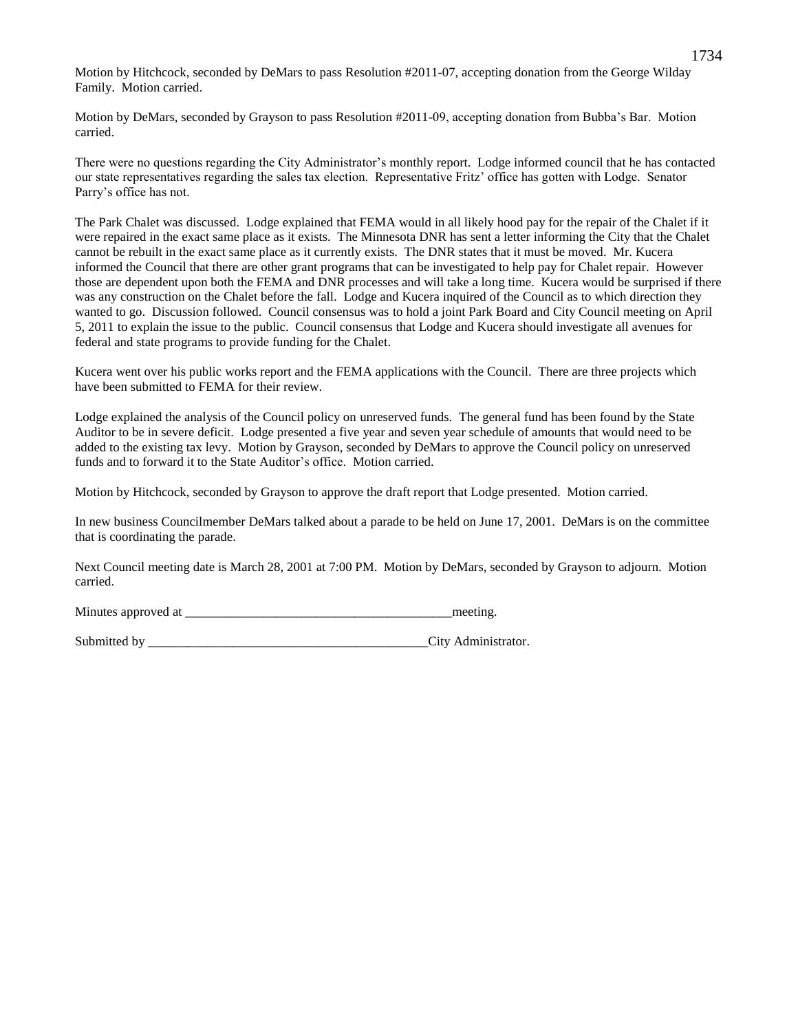Motion by Hitchcock, seconded by DeMars to pass Resolution #2011-07, accepting donation from the George Wilday Family. Motion carried.

Motion by DeMars, seconded by Grayson to pass Resolution #2011-09, accepting donation from Bubba's Bar. Motion carried.

There were no questions regarding the City Administrator's monthly report. Lodge informed council that he has contacted our state representatives regarding the sales tax election. Representative Fritz' office has gotten with Lodge. Senator Parry's office has not.

The Park Chalet was discussed. Lodge explained that FEMA would in all likely hood pay for the repair of the Chalet if it were repaired in the exact same place as it exists. The Minnesota DNR has sent a letter informing the City that the Chalet cannot be rebuilt in the exact same place as it currently exists. The DNR states that it must be moved. Mr. Kucera informed the Council that there are other grant programs that can be investigated to help pay for Chalet repair. However those are dependent upon both the FEMA and DNR processes and will take a long time. Kucera would be surprised if there was any construction on the Chalet before the fall. Lodge and Kucera inquired of the Council as to which direction they wanted to go. Discussion followed. Council consensus was to hold a joint Park Board and City Council meeting on April 5, 2011 to explain the issue to the public. Council consensus that Lodge and Kucera should investigate all avenues for federal and state programs to provide funding for the Chalet.

Kucera went over his public works report and the FEMA applications with the Council. There are three projects which have been submitted to FEMA for their review.

Lodge explained the analysis of the Council policy on unreserved funds. The general fund has been found by the State Auditor to be in severe deficit. Lodge presented a five year and seven year schedule of amounts that would need to be added to the existing tax levy. Motion by Grayson, seconded by DeMars to approve the Council policy on unreserved funds and to forward it to the State Auditor's office. Motion carried.

Motion by Hitchcock, seconded by Grayson to approve the draft report that Lodge presented. Motion carried.

In new business Councilmember DeMars talked about a parade to be held on June 17, 2001. DeMars is on the committee that is coordinating the parade.

Next Council meeting date is March 28, 2001 at 7:00 PM. Motion by DeMars, seconded by Grayson to adjourn. Motion carried.

Minutes approved at _________________________________________meeting.

Submitted by ____________________________________________City Administrator.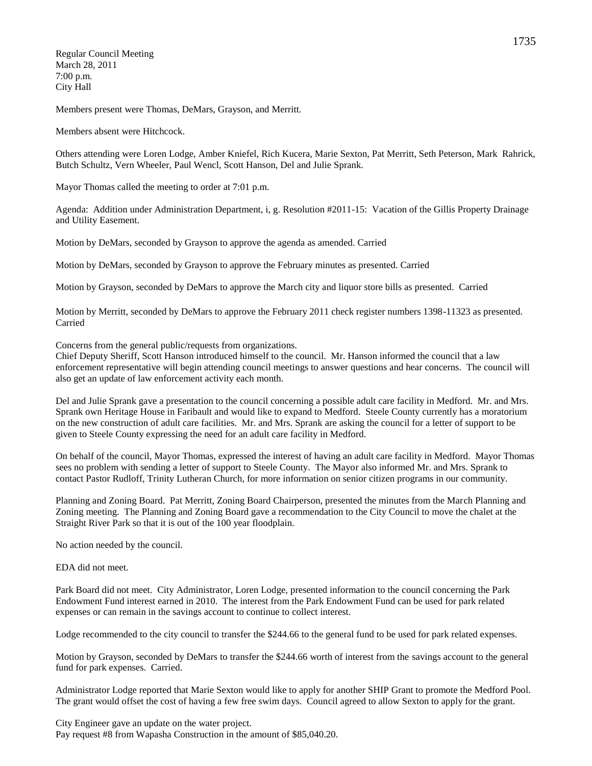Regular Council Meeting
March 28, 2011
7:00 p.m.
City Hall

Members present were Thomas, DeMars, Grayson, and Merritt.

Members absent were Hitchcock.

Others attending were Loren Lodge, Amber Kniefel, Rich Kucera, Marie Sexton, Pat Merritt, Seth Peterson, Mark Rahrick, Butch Schultz, Vern Wheeler, Paul Wencl, Scott Hanson, Del and Julie Sprank.

Mayor Thomas called the meeting to order at 7:01 p.m.

Agenda: Addition under Administration Department, i, g. Resolution #2011-15: Vacation of the Gillis Property Drainage and Utility Easement.

Motion by DeMars, seconded by Grayson to approve the agenda as amended. Carried

Motion by DeMars, seconded by Grayson to approve the February minutes as presented. Carried

Motion by Grayson, seconded by DeMars to approve the March city and liquor store bills as presented. Carried

Motion by Merritt, seconded by DeMars to approve the February 2011 check register numbers 1398-11323 as presented. Carried

Concerns from the general public/requests from organizations.
Chief Deputy Sheriff, Scott Hanson introduced himself to the council. Mr. Hanson informed the council that a law enforcement representative will begin attending council meetings to answer questions and hear concerns. The council will also get an update of law enforcement activity each month.

Del and Julie Sprank gave a presentation to the council concerning a possible adult care facility in Medford. Mr. and Mrs. Sprank own Heritage House in Faribault and would like to expand to Medford. Steele County currently has a moratorium on the new construction of adult care facilities. Mr. and Mrs. Sprank are asking the council for a letter of support to be given to Steele County expressing the need for an adult care facility in Medford.

On behalf of the council, Mayor Thomas, expressed the interest of having an adult care facility in Medford. Mayor Thomas sees no problem with sending a letter of support to Steele County. The Mayor also informed Mr. and Mrs. Sprank to contact Pastor Rudloff, Trinity Lutheran Church, for more information on senior citizen programs in our community.

Planning and Zoning Board. Pat Merritt, Zoning Board Chairperson, presented the minutes from the March Planning and Zoning meeting. The Planning and Zoning Board gave a recommendation to the City Council to move the chalet at the Straight River Park so that it is out of the 100 year floodplain.

No action needed by the council.

EDA did not meet.

Park Board did not meet. City Administrator, Loren Lodge, presented information to the council concerning the Park Endowment Fund interest earned in 2010. The interest from the Park Endowment Fund can be used for park related expenses or can remain in the savings account to continue to collect interest.

Lodge recommended to the city council to transfer the $244.66 to the general fund to be used for park related expenses.

Motion by Grayson, seconded by DeMars to transfer the $244.66 worth of interest from the savings account to the general fund for park expenses. Carried.

Administrator Lodge reported that Marie Sexton would like to apply for another SHIP Grant to promote the Medford Pool. The grant would offset the cost of having a few free swim days. Council agreed to allow Sexton to apply for the grant.

City Engineer gave an update on the water project.
Pay request #8 from Wapasha Construction in the amount of $85,040.20.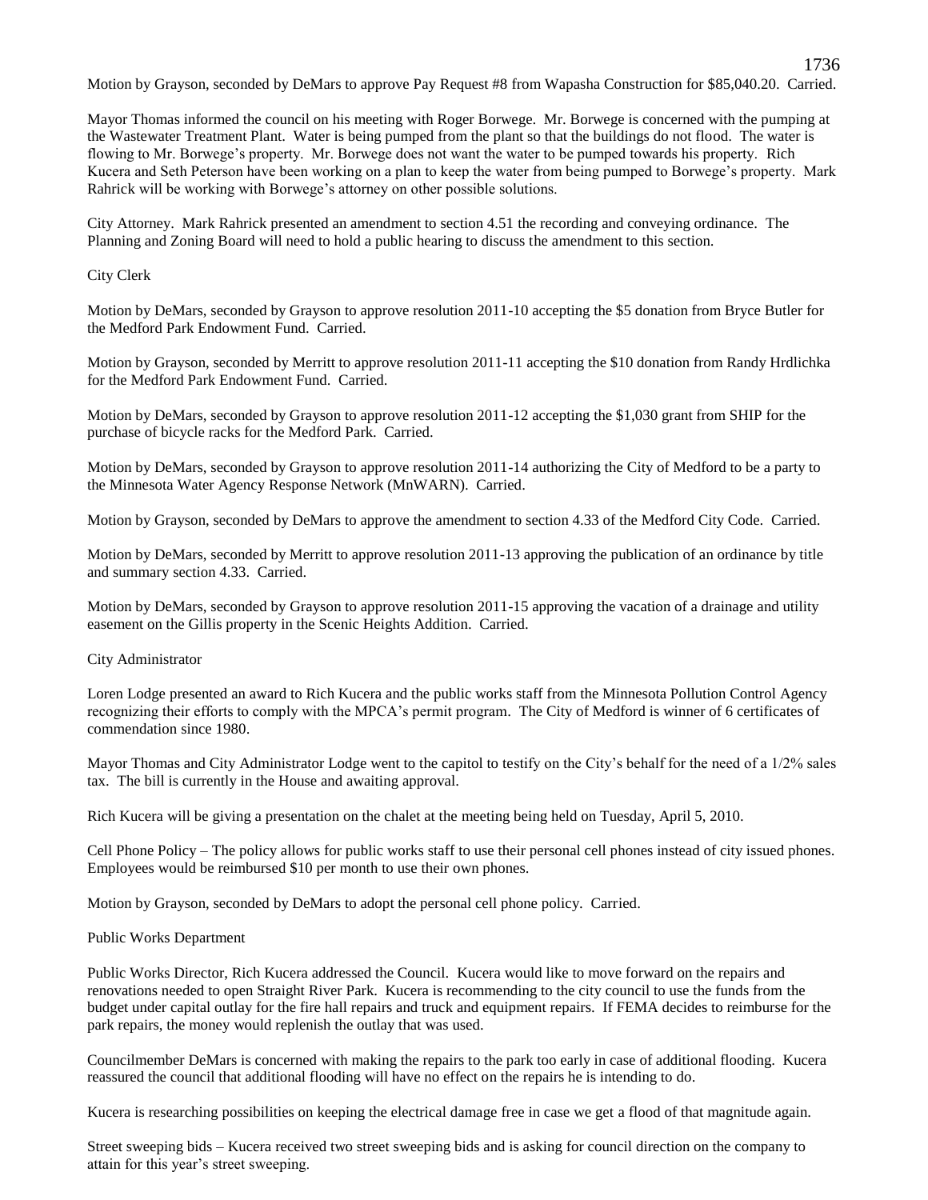Motion by Grayson, seconded by DeMars to approve Pay Request #8 from Wapasha Construction for $85,040.20. Carried.

Mayor Thomas informed the council on his meeting with Roger Borwege. Mr. Borwege is concerned with the pumping at the Wastewater Treatment Plant. Water is being pumped from the plant so that the buildings do not flood. The water is flowing to Mr. Borwege's property. Mr. Borwege does not want the water to be pumped towards his property. Rich Kucera and Seth Peterson have been working on a plan to keep the water from being pumped to Borwege's property. Mark Rahrick will be working with Borwege's attorney on other possible solutions.

City Attorney. Mark Rahrick presented an amendment to section 4.51 the recording and conveying ordinance. The Planning and Zoning Board will need to hold a public hearing to discuss the amendment to this section.

City Clerk

Motion by DeMars, seconded by Grayson to approve resolution 2011-10 accepting the $5 donation from Bryce Butler for the Medford Park Endowment Fund. Carried.

Motion by Grayson, seconded by Merritt to approve resolution 2011-11 accepting the $10 donation from Randy Hrdlichka for the Medford Park Endowment Fund. Carried.

Motion by DeMars, seconded by Grayson to approve resolution 2011-12 accepting the $1,030 grant from SHIP for the purchase of bicycle racks for the Medford Park. Carried.

Motion by DeMars, seconded by Grayson to approve resolution 2011-14 authorizing the City of Medford to be a party to the Minnesota Water Agency Response Network (MnWARN). Carried.

Motion by Grayson, seconded by DeMars to approve the amendment to section 4.33 of the Medford City Code. Carried.

Motion by DeMars, seconded by Merritt to approve resolution 2011-13 approving the publication of an ordinance by title and summary section 4.33. Carried.

Motion by DeMars, seconded by Grayson to approve resolution 2011-15 approving the vacation of a drainage and utility easement on the Gillis property in the Scenic Heights Addition. Carried.

City Administrator

Loren Lodge presented an award to Rich Kucera and the public works staff from the Minnesota Pollution Control Agency recognizing their efforts to comply with the MPCA's permit program. The City of Medford is winner of 6 certificates of commendation since 1980.

Mayor Thomas and City Administrator Lodge went to the capitol to testify on the City's behalf for the need of a 1/2% sales tax. The bill is currently in the House and awaiting approval.

Rich Kucera will be giving a presentation on the chalet at the meeting being held on Tuesday, April 5, 2010.

Cell Phone Policy – The policy allows for public works staff to use their personal cell phones instead of city issued phones. Employees would be reimbursed $10 per month to use their own phones.

Motion by Grayson, seconded by DeMars to adopt the personal cell phone policy. Carried.

Public Works Department

Public Works Director, Rich Kucera addressed the Council. Kucera would like to move forward on the repairs and renovations needed to open Straight River Park. Kucera is recommending to the city council to use the funds from the budget under capital outlay for the fire hall repairs and truck and equipment repairs. If FEMA decides to reimburse for the park repairs, the money would replenish the outlay that was used.

Councilmember DeMars is concerned with making the repairs to the park too early in case of additional flooding. Kucera reassured the council that additional flooding will have no effect on the repairs he is intending to do.

Kucera is researching possibilities on keeping the electrical damage free in case we get a flood of that magnitude again.

Street sweeping bids – Kucera received two street sweeping bids and is asking for council direction on the company to attain for this year's street sweeping.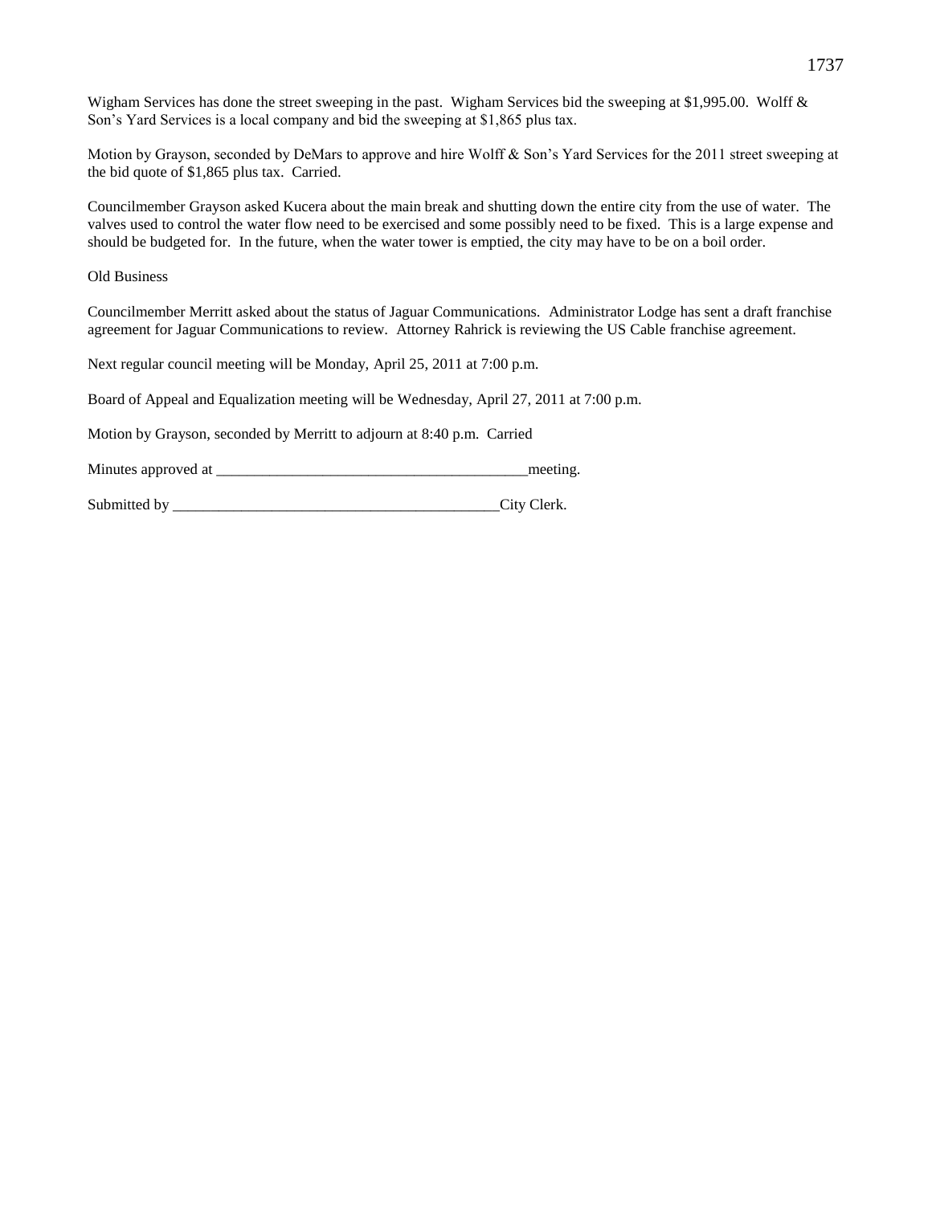Wigham Services has done the street sweeping in the past. Wigham Services bid the sweeping at $1,995.00. Wolff & Son's Yard Services is a local company and bid the sweeping at $1,865 plus tax.

Motion by Grayson, seconded by DeMars to approve and hire Wolff & Son's Yard Services for the 2011 street sweeping at the bid quote of $1,865 plus tax. Carried.

Councilmember Grayson asked Kucera about the main break and shutting down the entire city from the use of water. The valves used to control the water flow need to be exercised and some possibly need to be fixed. This is a large expense and should be budgeted for. In the future, when the water tower is emptied, the city may have to be on a boil order.

Old Business

Councilmember Merritt asked about the status of Jaguar Communications. Administrator Lodge has sent a draft franchise agreement for Jaguar Communications to review. Attorney Rahrick is reviewing the US Cable franchise agreement.

Next regular council meeting will be Monday, April 25, 2011 at 7:00 p.m.

Board of Appeal and Equalization meeting will be Wednesday, April 27, 2011 at 7:00 p.m.

Motion by Grayson, seconded by Merritt to adjourn at 8:40 p.m. Carried

Minutes approved at ___________________________________________meeting.

Submitted by _____________________________________________City Clerk.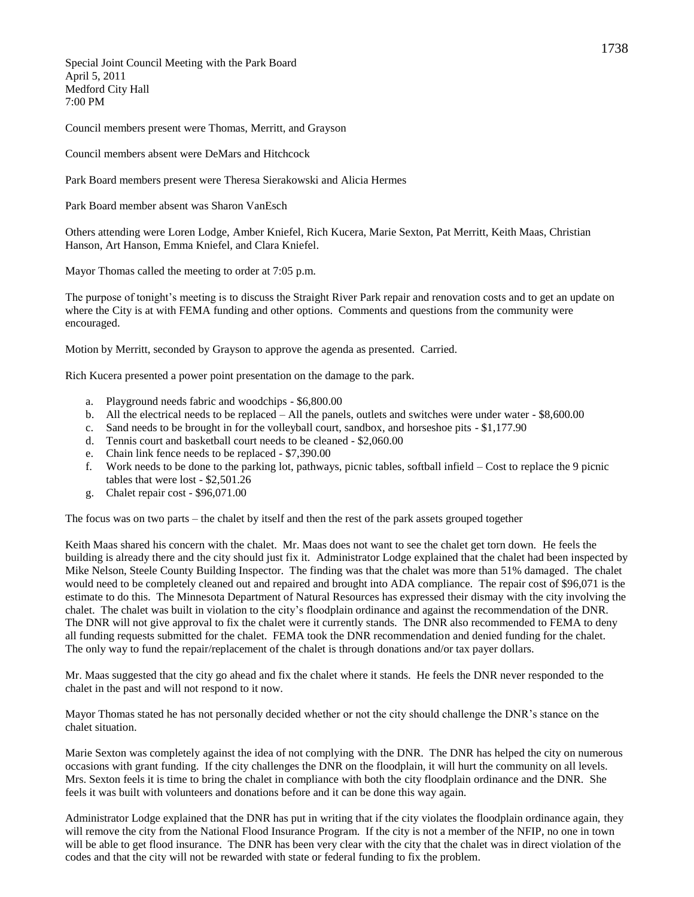Special Joint Council Meeting with the Park Board
April 5, 2011
Medford City Hall
7:00 PM

Council members present were Thomas, Merritt, and Grayson

Council members absent were DeMars and Hitchcock

Park Board members present were Theresa Sierakowski and Alicia Hermes

Park Board member absent was Sharon VanEsch

Others attending were Loren Lodge, Amber Kniefel, Rich Kucera, Marie Sexton, Pat Merritt, Keith Maas, Christian Hanson, Art Hanson, Emma Kniefel, and Clara Kniefel.

Mayor Thomas called the meeting to order at 7:05 p.m.

The purpose of tonight's meeting is to discuss the Straight River Park repair and renovation costs and to get an update on where the City is at with FEMA funding and other options. Comments and questions from the community were encouraged.

Motion by Merritt, seconded by Grayson to approve the agenda as presented. Carried.

Rich Kucera presented a power point presentation on the damage to the park.

a. Playground needs fabric and woodchips - $6,800.00
b. All the electrical needs to be replaced – All the panels, outlets and switches were under water - $8,600.00
c. Sand needs to be brought in for the volleyball court, sandbox, and horseshoe pits - $1,177.90
d. Tennis court and basketball court needs to be cleaned - $2,060.00
e. Chain link fence needs to be replaced - $7,390.00
f. Work needs to be done to the parking lot, pathways, picnic tables, softball infield – Cost to replace the 9 picnic tables that were lost - $2,501.26
g. Chalet repair cost - $96,071.00

The focus was on two parts – the chalet by itself and then the rest of the park assets grouped together

Keith Maas shared his concern with the chalet. Mr. Maas does not want to see the chalet get torn down. He feels the building is already there and the city should just fix it. Administrator Lodge explained that the chalet had been inspected by Mike Nelson, Steele County Building Inspector. The finding was that the chalet was more than 51% damaged. The chalet would need to be completely cleaned out and repaired and brought into ADA compliance. The repair cost of $96,071 is the estimate to do this. The Minnesota Department of Natural Resources has expressed their dismay with the city involving the chalet. The chalet was built in violation to the city's floodplain ordinance and against the recommendation of the DNR. The DNR will not give approval to fix the chalet were it currently stands. The DNR also recommended to FEMA to deny all funding requests submitted for the chalet. FEMA took the DNR recommendation and denied funding for the chalet. The only way to fund the repair/replacement of the chalet is through donations and/or tax payer dollars.

Mr. Maas suggested that the city go ahead and fix the chalet where it stands. He feels the DNR never responded to the chalet in the past and will not respond to it now.

Mayor Thomas stated he has not personally decided whether or not the city should challenge the DNR's stance on the chalet situation.

Marie Sexton was completely against the idea of not complying with the DNR. The DNR has helped the city on numerous occasions with grant funding. If the city challenges the DNR on the floodplain, it will hurt the community on all levels. Mrs. Sexton feels it is time to bring the chalet in compliance with both the city floodplain ordinance and the DNR. She feels it was built with volunteers and donations before and it can be done this way again.

Administrator Lodge explained that the DNR has put in writing that if the city violates the floodplain ordinance again, they will remove the city from the National Flood Insurance Program. If the city is not a member of the NFIP, no one in town will be able to get flood insurance. The DNR has been very clear with the city that the chalet was in direct violation of the codes and that the city will not be rewarded with state or federal funding to fix the problem.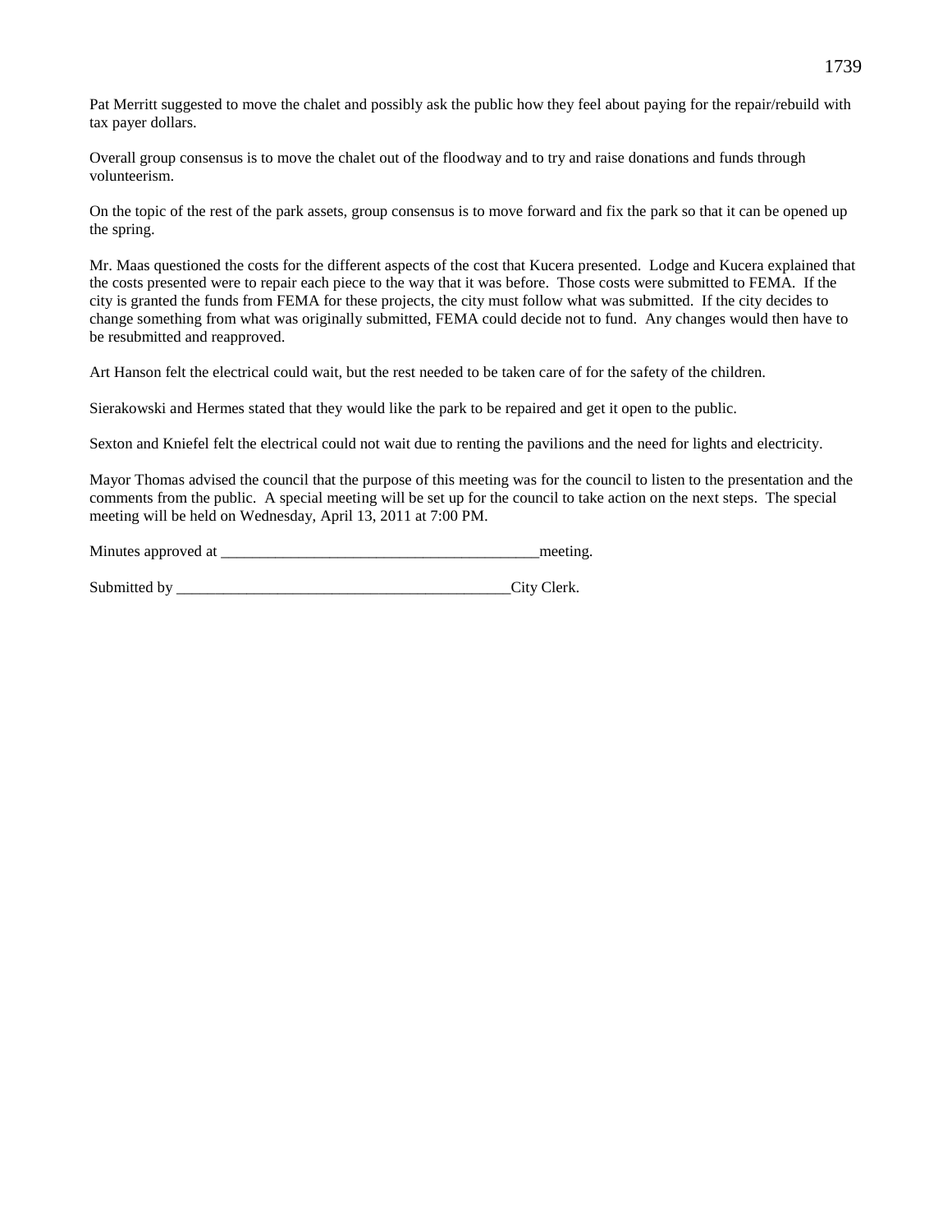Pat Merritt suggested to move the chalet and possibly ask the public how they feel about paying for the repair/rebuild with tax payer dollars.

Overall group consensus is to move the chalet out of the floodway and to try and raise donations and funds through volunteerism.

On the topic of the rest of the park assets, group consensus is to move forward and fix the park so that it can be opened up the spring.

Mr. Maas questioned the costs for the different aspects of the cost that Kucera presented. Lodge and Kucera explained that the costs presented were to repair each piece to the way that it was before. Those costs were submitted to FEMA. If the city is granted the funds from FEMA for these projects, the city must follow what was submitted. If the city decides to change something from what was originally submitted, FEMA could decide not to fund. Any changes would then have to be resubmitted and reapproved.

Art Hanson felt the electrical could wait, but the rest needed to be taken care of for the safety of the children.

Sierakowski and Hermes stated that they would like the park to be repaired and get it open to the public.

Sexton and Kniefel felt the electrical could not wait due to renting the pavilions and the need for lights and electricity.

Mayor Thomas advised the council that the purpose of this meeting was for the council to listen to the presentation and the comments from the public. A special meeting will be set up for the council to take action on the next steps. The special meeting will be held on Wednesday, April 13, 2011 at 7:00 PM.

Minutes approved at _________________________________________meeting.

Submitted by ____________________________________________City Clerk.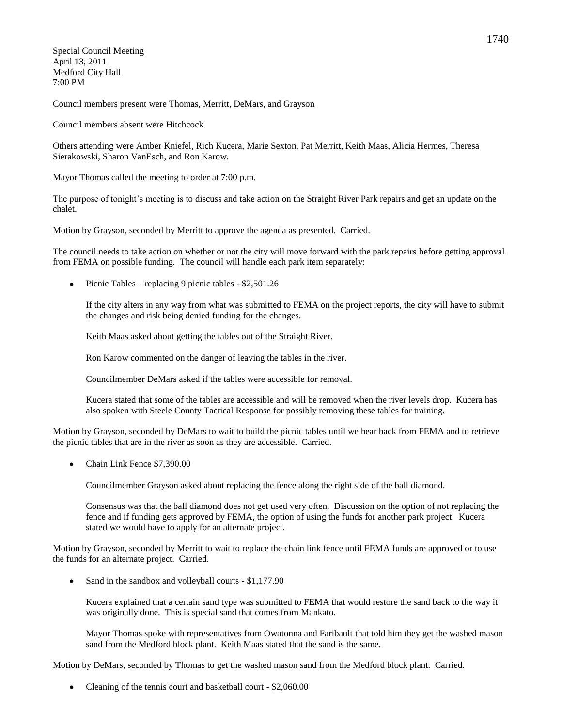Special Council Meeting
April 13, 2011
Medford City Hall
7:00 PM

Council members present were Thomas, Merritt, DeMars, and Grayson

Council members absent were Hitchcock

Others attending were Amber Kniefel, Rich Kucera, Marie Sexton, Pat Merritt, Keith Maas, Alicia Hermes, Theresa Sierakowski, Sharon VanEsch, and Ron Karow.

Mayor Thomas called the meeting to order at 7:00 p.m.

The purpose of tonight's meeting is to discuss and take action on the Straight River Park repairs and get an update on the chalet.

Motion by Grayson, seconded by Merritt to approve the agenda as presented. Carried.

The council needs to take action on whether or not the city will move forward with the park repairs before getting approval from FEMA on possible funding. The council will handle each park item separately:

- Picnic Tables – replacing 9 picnic tables - $2,501.26

  If the city alters in any way from what was submitted to FEMA on the project reports, the city will have to submit the changes and risk being denied funding for the changes.

  Keith Maas asked about getting the tables out of the Straight River.

  Ron Karow commented on the danger of leaving the tables in the river.

  Councilmember DeMars asked if the tables were accessible for removal.

  Kucera stated that some of the tables are accessible and will be removed when the river levels drop. Kucera has also spoken with Steele County Tactical Response for possibly removing these tables for training.

Motion by Grayson, seconded by DeMars to wait to build the picnic tables until we hear back from FEMA and to retrieve the picnic tables that are in the river as soon as they are accessible. Carried.

- Chain Link Fence $7,390.00

  Councilmember Grayson asked about replacing the fence along the right side of the ball diamond.

  Consensus was that the ball diamond does not get used very often. Discussion on the option of not replacing the fence and if funding gets approved by FEMA, the option of using the funds for another park project. Kucera stated we would have to apply for an alternate project.

Motion by Grayson, seconded by Merritt to wait to replace the chain link fence until FEMA funds are approved or to use the funds for an alternate project. Carried.

- Sand in the sandbox and volleyball courts - $1,177.90

  Kucera explained that a certain sand type was submitted to FEMA that would restore the sand back to the way it was originally done. This is special sand that comes from Mankato.

  Mayor Thomas spoke with representatives from Owatonna and Faribault that told him they get the washed mason sand from the Medford block plant. Keith Maas stated that the sand is the same.

Motion by DeMars, seconded by Thomas to get the washed mason sand from the Medford block plant. Carried.

- Cleaning of the tennis court and basketball court - $2,060.00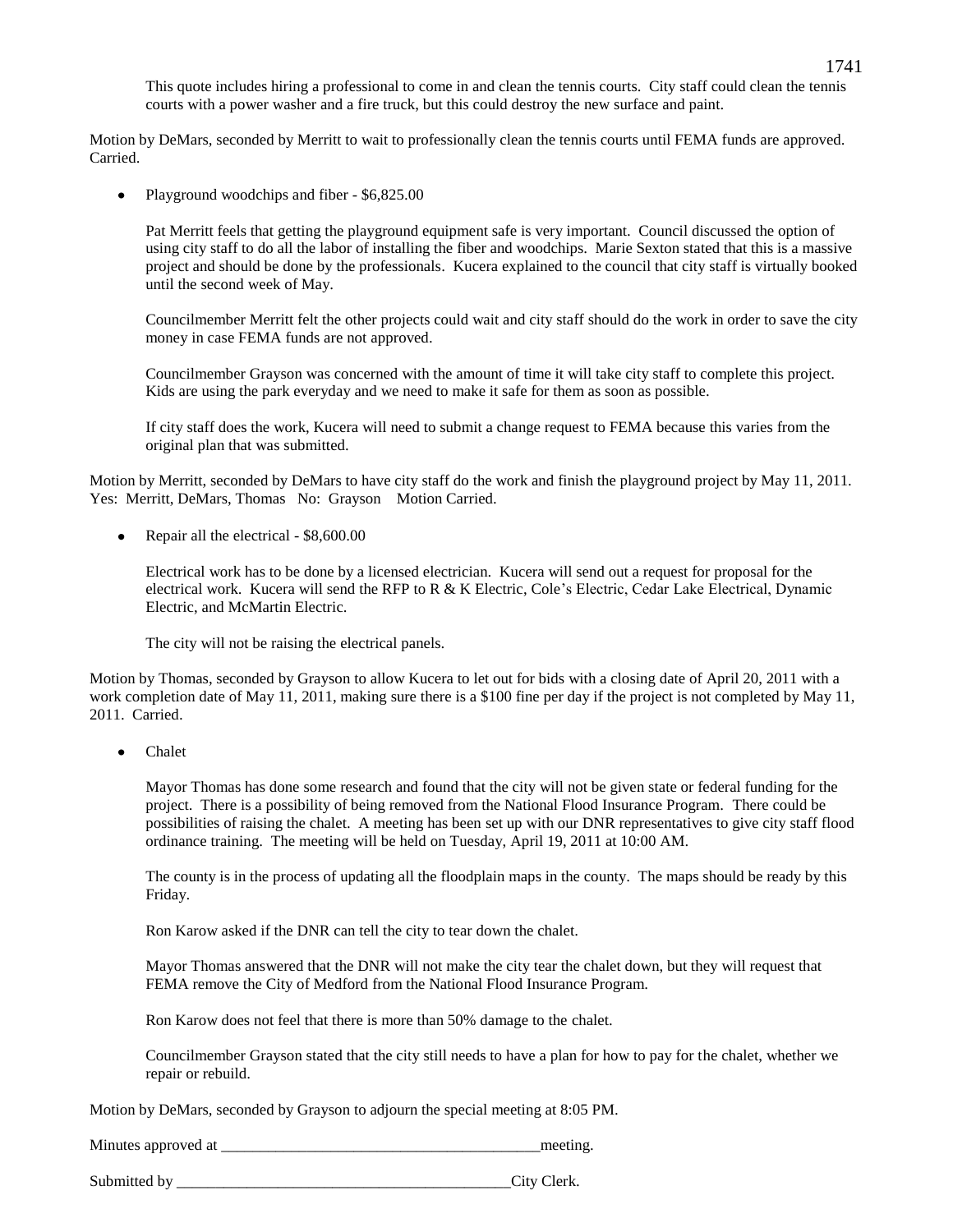This quote includes hiring a professional to come in and clean the tennis courts. City staff could clean the tennis courts with a power washer and a fire truck, but this could destroy the new surface and paint.

Motion by DeMars, seconded by Merritt to wait to professionally clean the tennis courts until FEMA funds are approved. Carried.

- Playground woodchips and fiber - $6,825.00

  Pat Merritt feels that getting the playground equipment safe is very important. Council discussed the option of using city staff to do all the labor of installing the fiber and woodchips. Marie Sexton stated that this is a massive project and should be done by the professionals. Kucera explained to the council that city staff is virtually booked until the second week of May.

  Councilmember Merritt felt the other projects could wait and city staff should do the work in order to save the city money in case FEMA funds are not approved.

  Councilmember Grayson was concerned with the amount of time it will take city staff to complete this project. Kids are using the park everyday and we need to make it safe for them as soon as possible.

  If city staff does the work, Kucera will need to submit a change request to FEMA because this varies from the original plan that was submitted.

Motion by Merritt, seconded by DeMars to have city staff do the work and finish the playground project by May 11, 2011. Yes: Merritt, DeMars, Thomas No: Grayson Motion Carried.

- Repair all the electrical - $8,600.00

  Electrical work has to be done by a licensed electrician. Kucera will send out a request for proposal for the electrical work. Kucera will send the RFP to R & K Electric, Cole's Electric, Cedar Lake Electrical, Dynamic Electric, and McMartin Electric.

  The city will not be raising the electrical panels.

Motion by Thomas, seconded by Grayson to allow Kucera to let out for bids with a closing date of April 20, 2011 with a work completion date of May 11, 2011, making sure there is a $100 fine per day if the project is not completed by May 11, 2011. Carried.

- Chalet

  Mayor Thomas has done some research and found that the city will not be given state or federal funding for the project. There is a possibility of being removed from the National Flood Insurance Program. There could be possibilities of raising the chalet. A meeting has been set up with our DNR representatives to give city staff flood ordinance training. The meeting will be held on Tuesday, April 19, 2011 at 10:00 AM.

  The county is in the process of updating all the floodplain maps in the county. The maps should be ready by this Friday.

  Ron Karow asked if the DNR can tell the city to tear down the chalet.

  Mayor Thomas answered that the DNR will not make the city tear the chalet down, but they will request that FEMA remove the City of Medford from the National Flood Insurance Program.

  Ron Karow does not feel that there is more than 50% damage to the chalet.

  Councilmember Grayson stated that the city still needs to have a plan for how to pay for the chalet, whether we repair or rebuild.

Motion by DeMars, seconded by Grayson to adjourn the special meeting at 8:05 PM.

Minutes approved at ________________________________________meeting.

Submitted by ___________________________________________City Clerk.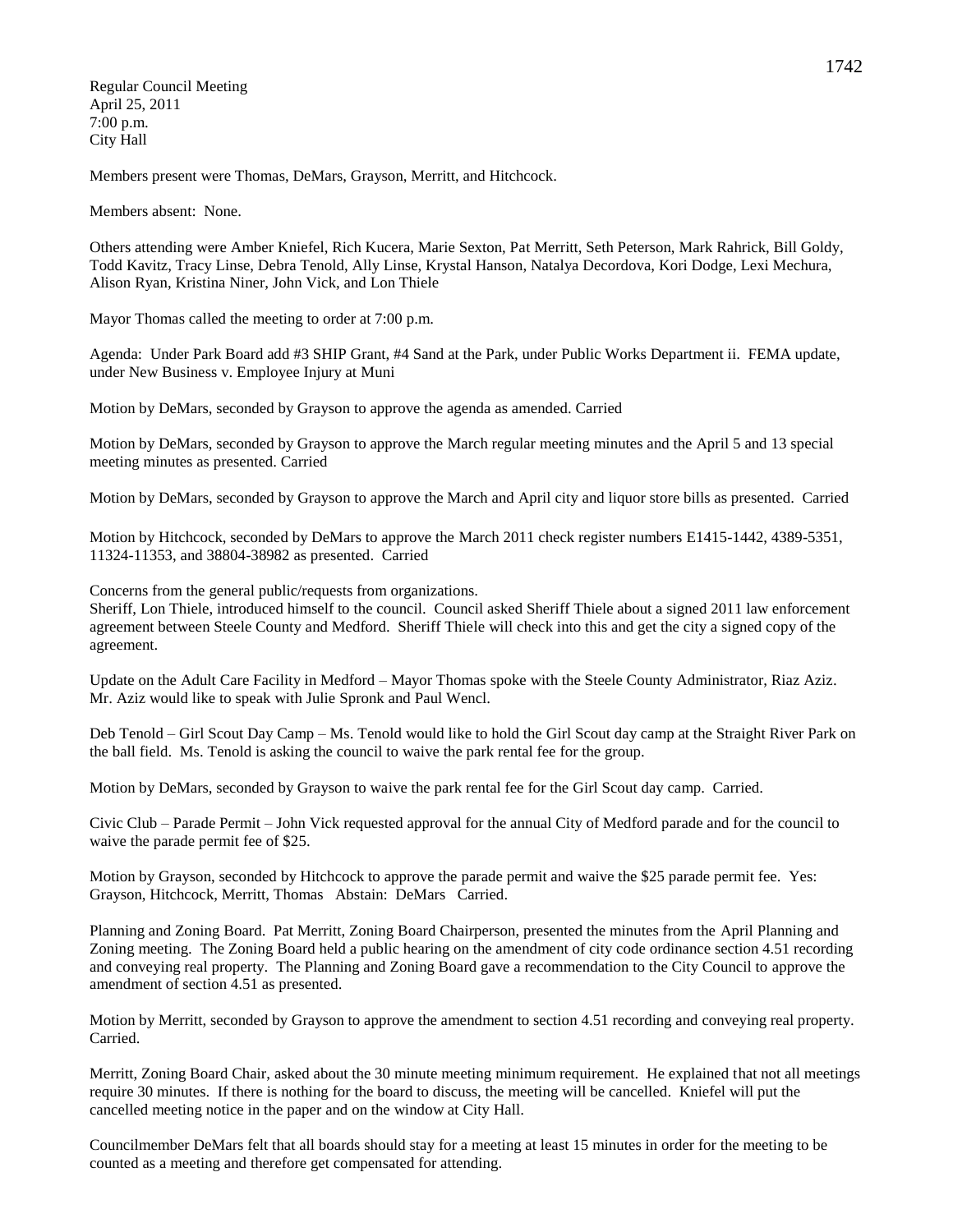Regular Council Meeting
April 25, 2011
7:00 p.m.
City Hall

Members present were Thomas, DeMars, Grayson, Merritt, and Hitchcock.

Members absent: None.

Others attending were Amber Kniefel, Rich Kucera, Marie Sexton, Pat Merritt, Seth Peterson, Mark Rahrick, Bill Goldy, Todd Kavitz, Tracy Linse, Debra Tenold, Ally Linse, Krystal Hanson, Natalya Decordova, Kori Dodge, Lexi Mechura, Alison Ryan, Kristina Niner, John Vick, and Lon Thiele

Mayor Thomas called the meeting to order at 7:00 p.m.

Agenda: Under Park Board add #3 SHIP Grant, #4 Sand at the Park, under Public Works Department ii. FEMA update, under New Business v. Employee Injury at Muni

Motion by DeMars, seconded by Grayson to approve the agenda as amended. Carried

Motion by DeMars, seconded by Grayson to approve the March regular meeting minutes and the April 5 and 13 special meeting minutes as presented. Carried

Motion by DeMars, seconded by Grayson to approve the March and April city and liquor store bills as presented. Carried

Motion by Hitchcock, seconded by DeMars to approve the March 2011 check register numbers E1415-1442, 4389-5351, 11324-11353, and 38804-38982 as presented. Carried

Concerns from the general public/requests from organizations.
Sheriff, Lon Thiele, introduced himself to the council. Council asked Sheriff Thiele about a signed 2011 law enforcement agreement between Steele County and Medford. Sheriff Thiele will check into this and get the city a signed copy of the agreement.

Update on the Adult Care Facility in Medford – Mayor Thomas spoke with the Steele County Administrator, Riaz Aziz. Mr. Aziz would like to speak with Julie Spronk and Paul Wencl.

Deb Tenold – Girl Scout Day Camp – Ms. Tenold would like to hold the Girl Scout day camp at the Straight River Park on the ball field. Ms. Tenold is asking the council to waive the park rental fee for the group.

Motion by DeMars, seconded by Grayson to waive the park rental fee for the Girl Scout day camp. Carried.

Civic Club – Parade Permit – John Vick requested approval for the annual City of Medford parade and for the council to waive the parade permit fee of $25.

Motion by Grayson, seconded by Hitchcock to approve the parade permit and waive the $25 parade permit fee. Yes: Grayson, Hitchcock, Merritt, Thomas Abstain: DeMars Carried.

Planning and Zoning Board. Pat Merritt, Zoning Board Chairperson, presented the minutes from the April Planning and Zoning meeting. The Zoning Board held a public hearing on the amendment of city code ordinance section 4.51 recording and conveying real property. The Planning and Zoning Board gave a recommendation to the City Council to approve the amendment of section 4.51 as presented.

Motion by Merritt, seconded by Grayson to approve the amendment to section 4.51 recording and conveying real property. Carried.

Merritt, Zoning Board Chair, asked about the 30 minute meeting minimum requirement. He explained that not all meetings require 30 minutes. If there is nothing for the board to discuss, the meeting will be cancelled. Kniefel will put the cancelled meeting notice in the paper and on the window at City Hall.

Councilmember DeMars felt that all boards should stay for a meeting at least 15 minutes in order for the meeting to be counted as a meeting and therefore get compensated for attending.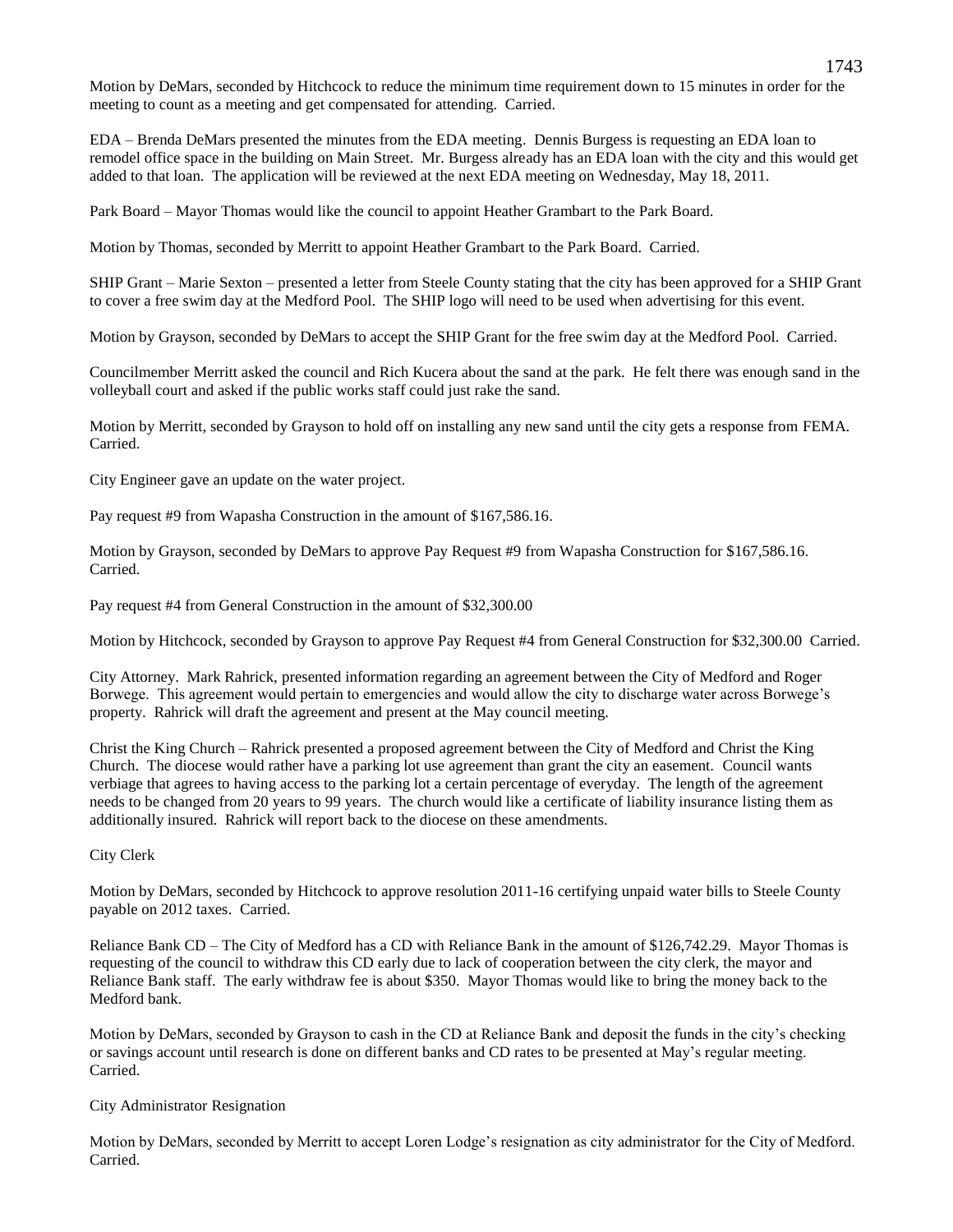Motion by DeMars, seconded by Hitchcock to reduce the minimum time requirement down to 15 minutes in order for the meeting to count as a meeting and get compensated for attending. Carried.

EDA – Brenda DeMars presented the minutes from the EDA meeting. Dennis Burgess is requesting an EDA loan to remodel office space in the building on Main Street. Mr. Burgess already has an EDA loan with the city and this would get added to that loan. The application will be reviewed at the next EDA meeting on Wednesday, May 18, 2011.

Park Board – Mayor Thomas would like the council to appoint Heather Grambart to the Park Board.

Motion by Thomas, seconded by Merritt to appoint Heather Grambart to the Park Board. Carried.

SHIP Grant – Marie Sexton – presented a letter from Steele County stating that the city has been approved for a SHIP Grant to cover a free swim day at the Medford Pool. The SHIP logo will need to be used when advertising for this event.

Motion by Grayson, seconded by DeMars to accept the SHIP Grant for the free swim day at the Medford Pool. Carried.

Councilmember Merritt asked the council and Rich Kucera about the sand at the park. He felt there was enough sand in the volleyball court and asked if the public works staff could just rake the sand.

Motion by Merritt, seconded by Grayson to hold off on installing any new sand until the city gets a response from FEMA. Carried.

City Engineer gave an update on the water project.

Pay request #9 from Wapasha Construction in the amount of $167,586.16.

Motion by Grayson, seconded by DeMars to approve Pay Request #9 from Wapasha Construction for $167,586.16. Carried.

Pay request #4 from General Construction in the amount of $32,300.00

Motion by Hitchcock, seconded by Grayson to approve Pay Request #4 from General Construction for $32,300.00 Carried.

City Attorney. Mark Rahrick, presented information regarding an agreement between the City of Medford and Roger Borwege. This agreement would pertain to emergencies and would allow the city to discharge water across Borwege's property. Rahrick will draft the agreement and present at the May council meeting.

Christ the King Church – Rahrick presented a proposed agreement between the City of Medford and Christ the King Church. The diocese would rather have a parking lot use agreement than grant the city an easement. Council wants verbiage that agrees to having access to the parking lot a certain percentage of everyday. The length of the agreement needs to be changed from 20 years to 99 years. The church would like a certificate of liability insurance listing them as additionally insured. Rahrick will report back to the diocese on these amendments.

City Clerk

Motion by DeMars, seconded by Hitchcock to approve resolution 2011-16 certifying unpaid water bills to Steele County payable on 2012 taxes. Carried.

Reliance Bank CD – The City of Medford has a CD with Reliance Bank in the amount of $126,742.29. Mayor Thomas is requesting of the council to withdraw this CD early due to lack of cooperation between the city clerk, the mayor and Reliance Bank staff. The early withdraw fee is about $350. Mayor Thomas would like to bring the money back to the Medford bank.

Motion by DeMars, seconded by Grayson to cash in the CD at Reliance Bank and deposit the funds in the city's checking or savings account until research is done on different banks and CD rates to be presented at May's regular meeting. Carried.

City Administrator Resignation

Motion by DeMars, seconded by Merritt to accept Loren Lodge's resignation as city administrator for the City of Medford. Carried.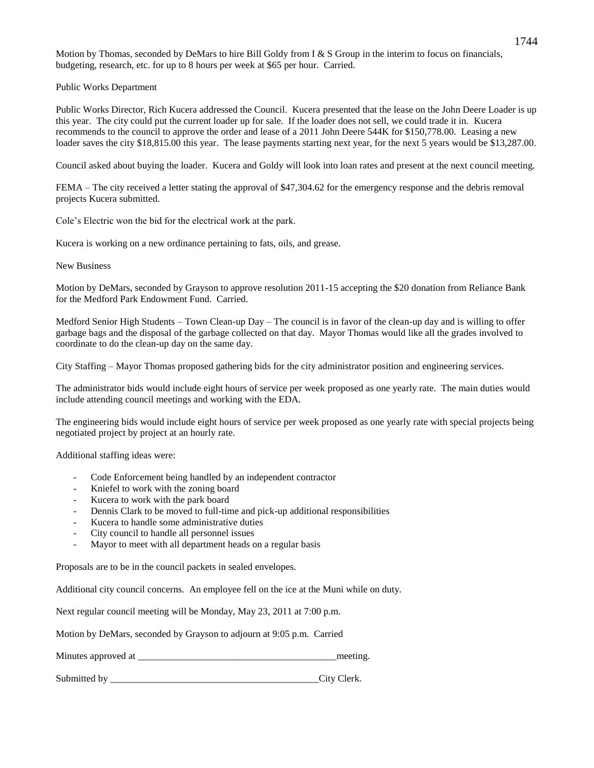Motion by Thomas, seconded by DeMars to hire Bill Goldy from I & S Group in the interim to focus on financials, budgeting, research, etc. for up to 8 hours per week at $65 per hour. Carried.

Public Works Department

Public Works Director, Rich Kucera addressed the Council. Kucera presented that the lease on the John Deere Loader is up this year. The city could put the current loader up for sale. If the loader does not sell, we could trade it in. Kucera recommends to the council to approve the order and lease of a 2011 John Deere 544K for $150,778.00. Leasing a new loader saves the city $18,815.00 this year. The lease payments starting next year, for the next 5 years would be $13,287.00.

Council asked about buying the loader. Kucera and Goldy will look into loan rates and present at the next council meeting.

FEMA – The city received a letter stating the approval of $47,304.62 for the emergency response and the debris removal projects Kucera submitted.

Cole's Electric won the bid for the electrical work at the park.

Kucera is working on a new ordinance pertaining to fats, oils, and grease.

New Business

Motion by DeMars, seconded by Grayson to approve resolution 2011-15 accepting the $20 donation from Reliance Bank for the Medford Park Endowment Fund. Carried.

Medford Senior High Students – Town Clean-up Day – The council is in favor of the clean-up day and is willing to offer garbage bags and the disposal of the garbage collected on that day. Mayor Thomas would like all the grades involved to coordinate to do the clean-up day on the same day.

City Staffing – Mayor Thomas proposed gathering bids for the city administrator position and engineering services.

The administrator bids would include eight hours of service per week proposed as one yearly rate. The main duties would include attending council meetings and working with the EDA.

The engineering bids would include eight hours of service per week proposed as one yearly rate with special projects being negotiated project by project at an hourly rate.

Additional staffing ideas were:

- Code Enforcement being handled by an independent contractor
- Kniefel to work with the zoning board
- Kucera to work with the park board
- Dennis Clark to be moved to full-time and pick-up additional responsibilities
- Kucera to handle some administrative duties
- City council to handle all personnel issues
- Mayor to meet with all department heads on a regular basis

Proposals are to be in the council packets in sealed envelopes.

Additional city council concerns. An employee fell on the ice at the Muni while on duty.

Next regular council meeting will be Monday, May 23, 2011 at 7:00 p.m.

Motion by DeMars, seconded by Grayson to adjourn at 9:05 p.m. Carried

Minutes approved at _________________________________________meeting.

Submitted by ____________________________________________City Clerk.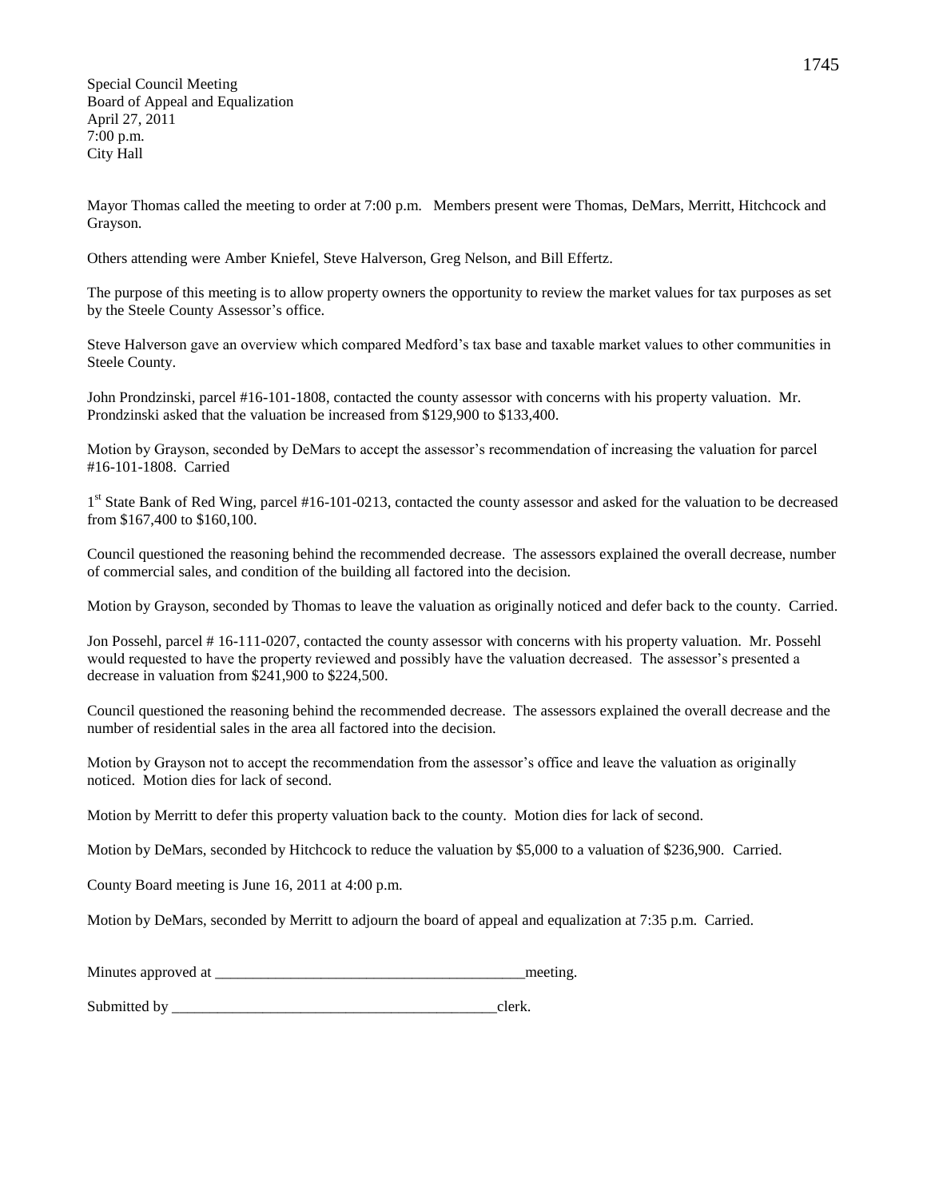Special Council Meeting
Board of Appeal and Equalization
April 27, 2011
7:00 p.m.
City Hall

Mayor Thomas called the meeting to order at 7:00 p.m. Members present were Thomas, DeMars, Merritt, Hitchcock and Grayson.

Others attending were Amber Kniefel, Steve Halverson, Greg Nelson, and Bill Effertz.

The purpose of this meeting is to allow property owners the opportunity to review the market values for tax purposes as set by the Steele County Assessor's office.

Steve Halverson gave an overview which compared Medford's tax base and taxable market values to other communities in Steele County.

John Prondzinski, parcel #16-101-1808, contacted the county assessor with concerns with his property valuation. Mr. Prondzinski asked that the valuation be increased from $129,900 to $133,400.

Motion by Grayson, seconded by DeMars to accept the assessor's recommendation of increasing the valuation for parcel #16-101-1808. Carried

1st State Bank of Red Wing, parcel #16-101-0213, contacted the county assessor and asked for the valuation to be decreased from $167,400 to $160,100.

Council questioned the reasoning behind the recommended decrease. The assessors explained the overall decrease, number of commercial sales, and condition of the building all factored into the decision.

Motion by Grayson, seconded by Thomas to leave the valuation as originally noticed and defer back to the county. Carried.

Jon Possehl, parcel # 16-111-0207, contacted the county assessor with concerns with his property valuation. Mr. Possehl would requested to have the property reviewed and possibly have the valuation decreased. The assessor's presented a decrease in valuation from $241,900 to $224,500.

Council questioned the reasoning behind the recommended decrease. The assessors explained the overall decrease and the number of residential sales in the area all factored into the decision.

Motion by Grayson not to accept the recommendation from the assessor's office and leave the valuation as originally noticed. Motion dies for lack of second.

Motion by Merritt to defer this property valuation back to the county. Motion dies for lack of second.

Motion by DeMars, seconded by Hitchcock to reduce the valuation by $5,000 to a valuation of $236,900. Carried.

County Board meeting is June 16, 2011 at 4:00 p.m.

Motion by DeMars, seconded by Merritt to adjourn the board of appeal and equalization at 7:35 p.m. Carried.

Minutes approved at ________________________________________meeting.

Submitted by __________________________________________clerk.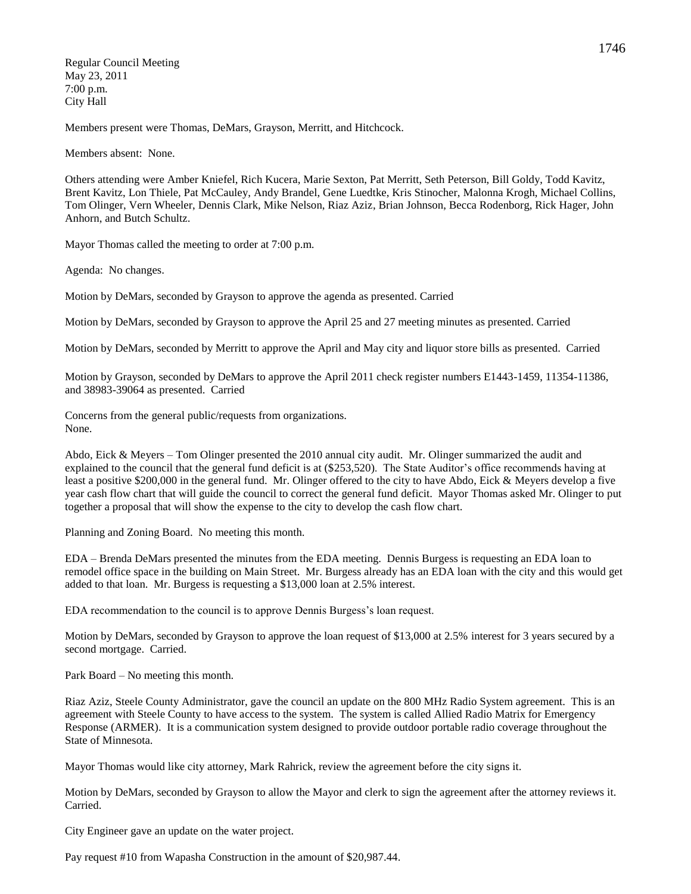Regular Council Meeting
May 23, 2011
7:00 p.m.
City Hall

Members present were Thomas, DeMars, Grayson, Merritt, and Hitchcock.

Members absent: None.

Others attending were Amber Kniefel, Rich Kucera, Marie Sexton, Pat Merritt, Seth Peterson, Bill Goldy, Todd Kavitz, Brent Kavitz, Lon Thiele, Pat McCauley, Andy Brandel, Gene Luedtke, Kris Stinocher, Malonna Krogh, Michael Collins, Tom Olinger, Vern Wheeler, Dennis Clark, Mike Nelson, Riaz Aziz, Brian Johnson, Becca Rodenborg, Rick Hager, John Anhorn, and Butch Schultz.

Mayor Thomas called the meeting to order at 7:00 p.m.

Agenda: No changes.

Motion by DeMars, seconded by Grayson to approve the agenda as presented. Carried

Motion by DeMars, seconded by Grayson to approve the April 25 and 27 meeting minutes as presented. Carried

Motion by DeMars, seconded by Merritt to approve the April and May city and liquor store bills as presented. Carried

Motion by Grayson, seconded by DeMars to approve the April 2011 check register numbers E1443-1459, 11354-11386, and 38983-39064 as presented. Carried

Concerns from the general public/requests from organizations.
None.

Abdo, Eick & Meyers – Tom Olinger presented the 2010 annual city audit. Mr. Olinger summarized the audit and explained to the council that the general fund deficit is at ($253,520). The State Auditor's office recommends having at least a positive $200,000 in the general fund. Mr. Olinger offered to the city to have Abdo, Eick & Meyers develop a five year cash flow chart that will guide the council to correct the general fund deficit. Mayor Thomas asked Mr. Olinger to put together a proposal that will show the expense to the city to develop the cash flow chart.

Planning and Zoning Board. No meeting this month.

EDA – Brenda DeMars presented the minutes from the EDA meeting. Dennis Burgess is requesting an EDA loan to remodel office space in the building on Main Street. Mr. Burgess already has an EDA loan with the city and this would get added to that loan. Mr. Burgess is requesting a $13,000 loan at 2.5% interest.

EDA recommendation to the council is to approve Dennis Burgess's loan request.

Motion by DeMars, seconded by Grayson to approve the loan request of $13,000 at 2.5% interest for 3 years secured by a second mortgage. Carried.

Park Board – No meeting this month.

Riaz Aziz, Steele County Administrator, gave the council an update on the 800 MHz Radio System agreement. This is an agreement with Steele County to have access to the system. The system is called Allied Radio Matrix for Emergency Response (ARMER). It is a communication system designed to provide outdoor portable radio coverage throughout the State of Minnesota.

Mayor Thomas would like city attorney, Mark Rahrick, review the agreement before the city signs it.

Motion by DeMars, seconded by Grayson to allow the Mayor and clerk to sign the agreement after the attorney reviews it. Carried.

City Engineer gave an update on the water project.

Pay request #10 from Wapasha Construction in the amount of $20,987.44.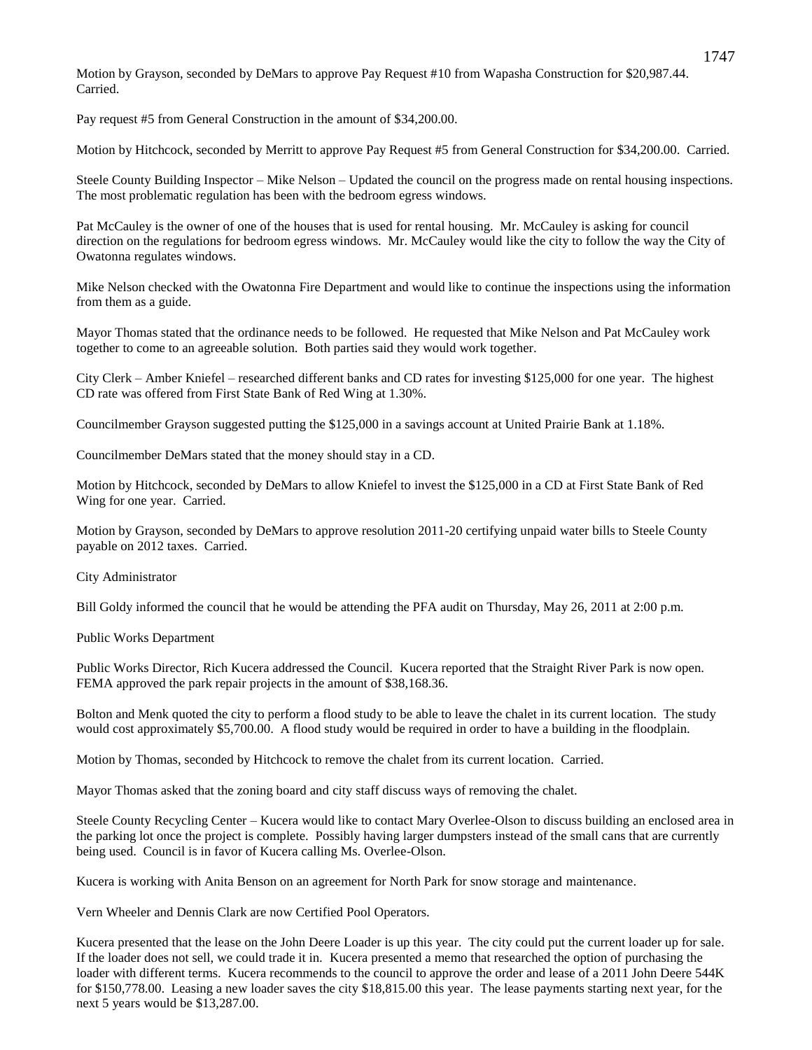Motion by Grayson, seconded by DeMars to approve Pay Request #10 from Wapasha Construction for $20,987.44. Carried.

Pay request #5 from General Construction in the amount of $34,200.00.

Motion by Hitchcock, seconded by Merritt to approve Pay Request #5 from General Construction for $34,200.00. Carried.

Steele County Building Inspector – Mike Nelson – Updated the council on the progress made on rental housing inspections. The most problematic regulation has been with the bedroom egress windows.

Pat McCauley is the owner of one of the houses that is used for rental housing. Mr. McCauley is asking for council direction on the regulations for bedroom egress windows. Mr. McCauley would like the city to follow the way the City of Owatonna regulates windows.

Mike Nelson checked with the Owatonna Fire Department and would like to continue the inspections using the information from them as a guide.

Mayor Thomas stated that the ordinance needs to be followed. He requested that Mike Nelson and Pat McCauley work together to come to an agreeable solution. Both parties said they would work together.

City Clerk – Amber Kniefel – researched different banks and CD rates for investing $125,000 for one year. The highest CD rate was offered from First State Bank of Red Wing at 1.30%.

Councilmember Grayson suggested putting the $125,000 in a savings account at United Prairie Bank at 1.18%.

Councilmember DeMars stated that the money should stay in a CD.

Motion by Hitchcock, seconded by DeMars to allow Kniefel to invest the $125,000 in a CD at First State Bank of Red Wing for one year. Carried.

Motion by Grayson, seconded by DeMars to approve resolution 2011-20 certifying unpaid water bills to Steele County payable on 2012 taxes. Carried.

City Administrator

Bill Goldy informed the council that he would be attending the PFA audit on Thursday, May 26, 2011 at 2:00 p.m.

Public Works Department

Public Works Director, Rich Kucera addressed the Council. Kucera reported that the Straight River Park is now open. FEMA approved the park repair projects in the amount of $38,168.36.

Bolton and Menk quoted the city to perform a flood study to be able to leave the chalet in its current location. The study would cost approximately $5,700.00. A flood study would be required in order to have a building in the floodplain.

Motion by Thomas, seconded by Hitchcock to remove the chalet from its current location. Carried.

Mayor Thomas asked that the zoning board and city staff discuss ways of removing the chalet.

Steele County Recycling Center – Kucera would like to contact Mary Overlee-Olson to discuss building an enclosed area in the parking lot once the project is complete. Possibly having larger dumpsters instead of the small cans that are currently being used. Council is in favor of Kucera calling Ms. Overlee-Olson.

Kucera is working with Anita Benson on an agreement for North Park for snow storage and maintenance.

Vern Wheeler and Dennis Clark are now Certified Pool Operators.

Kucera presented that the lease on the John Deere Loader is up this year. The city could put the current loader up for sale. If the loader does not sell, we could trade it in. Kucera presented a memo that researched the option of purchasing the loader with different terms. Kucera recommends to the council to approve the order and lease of a 2011 John Deere 544K for $150,778.00. Leasing a new loader saves the city $18,815.00 this year. The lease payments starting next year, for the next 5 years would be $13,287.00.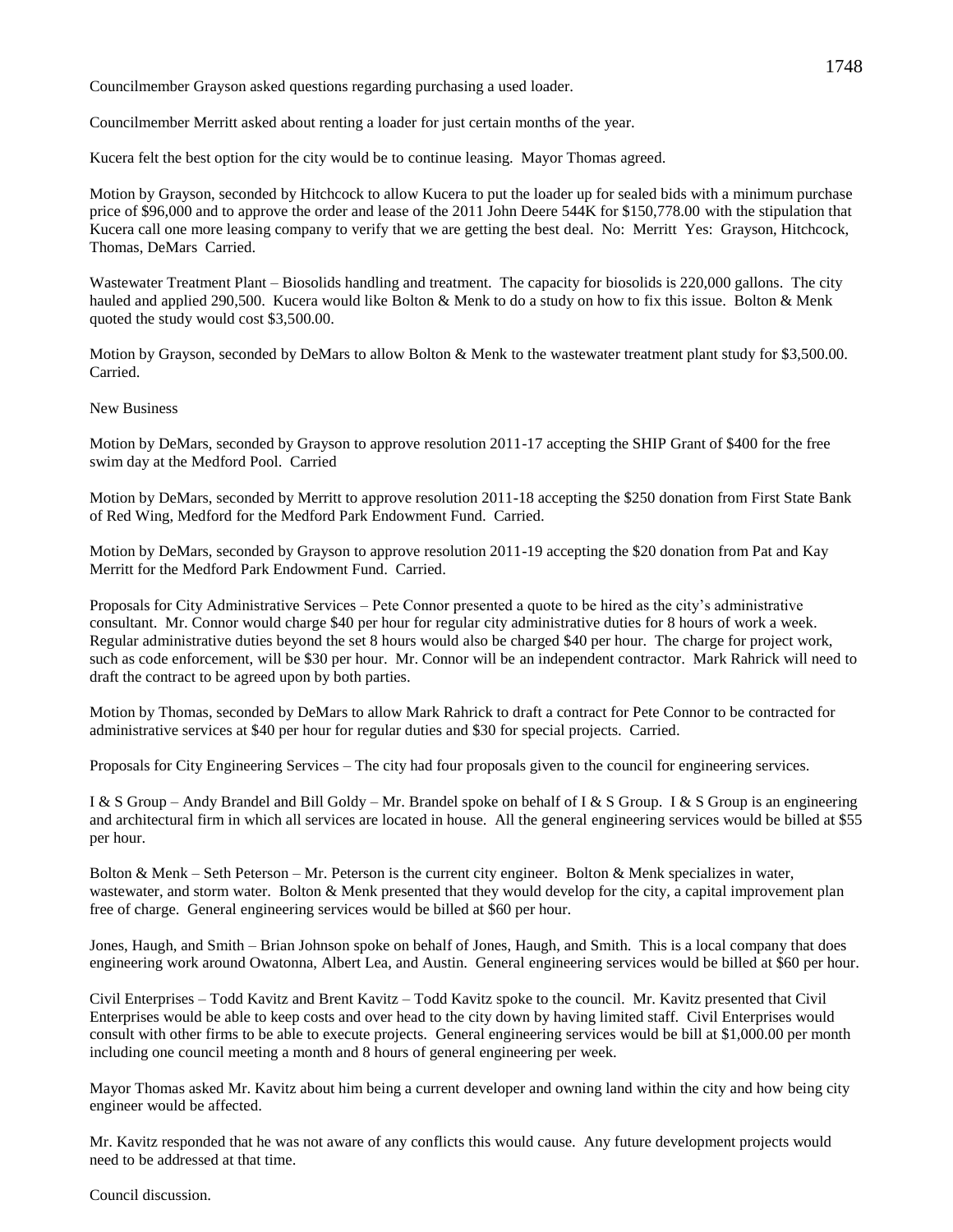Councilmember Grayson asked questions regarding purchasing a used loader.

Councilmember Merritt asked about renting a loader for just certain months of the year.

Kucera felt the best option for the city would be to continue leasing. Mayor Thomas agreed.

Motion by Grayson, seconded by Hitchcock to allow Kucera to put the loader up for sealed bids with a minimum purchase price of $96,000 and to approve the order and lease of the 2011 John Deere 544K for $150,778.00 with the stipulation that Kucera call one more leasing company to verify that we are getting the best deal. No: Merritt Yes: Grayson, Hitchcock, Thomas, DeMars Carried.

Wastewater Treatment Plant – Biosolids handling and treatment. The capacity for biosolids is 220,000 gallons. The city hauled and applied 290,500. Kucera would like Bolton & Menk to do a study on how to fix this issue. Bolton & Menk quoted the study would cost $3,500.00.

Motion by Grayson, seconded by DeMars to allow Bolton & Menk to the wastewater treatment plant study for $3,500.00. Carried.

New Business

Motion by DeMars, seconded by Grayson to approve resolution 2011-17 accepting the SHIP Grant of $400 for the free swim day at the Medford Pool. Carried

Motion by DeMars, seconded by Merritt to approve resolution 2011-18 accepting the $250 donation from First State Bank of Red Wing, Medford for the Medford Park Endowment Fund. Carried.

Motion by DeMars, seconded by Grayson to approve resolution 2011-19 accepting the $20 donation from Pat and Kay Merritt for the Medford Park Endowment Fund. Carried.

Proposals for City Administrative Services – Pete Connor presented a quote to be hired as the city's administrative consultant. Mr. Connor would charge $40 per hour for regular city administrative duties for 8 hours of work a week. Regular administrative duties beyond the set 8 hours would also be charged $40 per hour. The charge for project work, such as code enforcement, will be $30 per hour. Mr. Connor will be an independent contractor. Mark Rahrick will need to draft the contract to be agreed upon by both parties.

Motion by Thomas, seconded by DeMars to allow Mark Rahrick to draft a contract for Pete Connor to be contracted for administrative services at $40 per hour for regular duties and $30 for special projects. Carried.

Proposals for City Engineering Services – The city had four proposals given to the council for engineering services.

I & S Group – Andy Brandel and Bill Goldy – Mr. Brandel spoke on behalf of I & S Group. I & S Group is an engineering and architectural firm in which all services are located in house. All the general engineering services would be billed at $55 per hour.

Bolton & Menk – Seth Peterson – Mr. Peterson is the current city engineer. Bolton & Menk specializes in water, wastewater, and storm water. Bolton & Menk presented that they would develop for the city, a capital improvement plan free of charge. General engineering services would be billed at $60 per hour.

Jones, Haugh, and Smith – Brian Johnson spoke on behalf of Jones, Haugh, and Smith. This is a local company that does engineering work around Owatonna, Albert Lea, and Austin. General engineering services would be billed at $60 per hour.

Civil Enterprises – Todd Kavitz and Brent Kavitz – Todd Kavitz spoke to the council. Mr. Kavitz presented that Civil Enterprises would be able to keep costs and over head to the city down by having limited staff. Civil Enterprises would consult with other firms to be able to execute projects. General engineering services would be bill at $1,000.00 per month including one council meeting a month and 8 hours of general engineering per week.

Mayor Thomas asked Mr. Kavitz about him being a current developer and owning land within the city and how being city engineer would be affected.

Mr. Kavitz responded that he was not aware of any conflicts this would cause. Any future development projects would need to be addressed at that time.

Council discussion.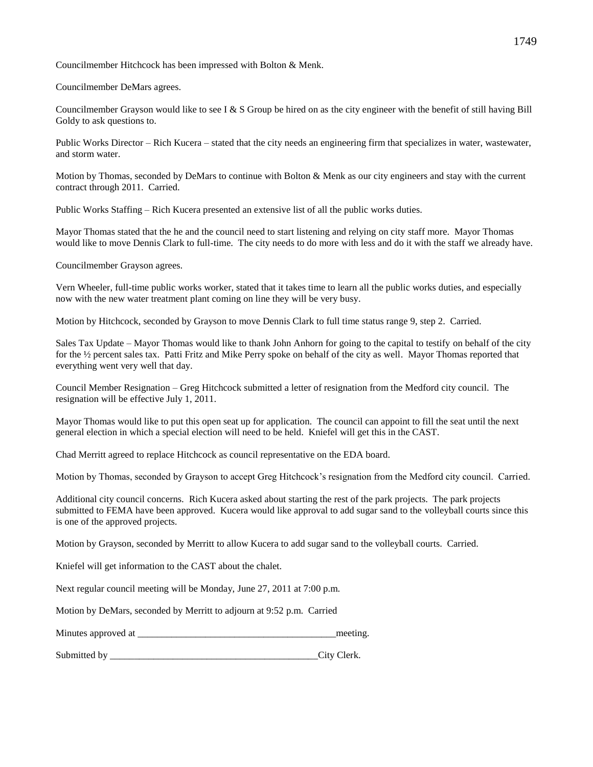Councilmember Hitchcock has been impressed with Bolton & Menk.

Councilmember DeMars agrees.

Councilmember Grayson would like to see I & S Group be hired on as the city engineer with the benefit of still having Bill Goldy to ask questions to.

Public Works Director – Rich Kucera – stated that the city needs an engineering firm that specializes in water, wastewater, and storm water.

Motion by Thomas, seconded by DeMars to continue with Bolton & Menk as our city engineers and stay with the current contract through 2011. Carried.

Public Works Staffing – Rich Kucera presented an extensive list of all the public works duties.

Mayor Thomas stated that the he and the council need to start listening and relying on city staff more. Mayor Thomas would like to move Dennis Clark to full-time. The city needs to do more with less and do it with the staff we already have.

Councilmember Grayson agrees.

Vern Wheeler, full-time public works worker, stated that it takes time to learn all the public works duties, and especially now with the new water treatment plant coming on line they will be very busy.

Motion by Hitchcock, seconded by Grayson to move Dennis Clark to full time status range 9, step 2. Carried.

Sales Tax Update – Mayor Thomas would like to thank John Anhorn for going to the capital to testify on behalf of the city for the ½ percent sales tax. Patti Fritz and Mike Perry spoke on behalf of the city as well. Mayor Thomas reported that everything went very well that day.

Council Member Resignation – Greg Hitchcock submitted a letter of resignation from the Medford city council. The resignation will be effective July 1, 2011.

Mayor Thomas would like to put this open seat up for application. The council can appoint to fill the seat until the next general election in which a special election will need to be held. Kniefel will get this in the CAST.

Chad Merritt agreed to replace Hitchcock as council representative on the EDA board.

Motion by Thomas, seconded by Grayson to accept Greg Hitchcock's resignation from the Medford city council. Carried.

Additional city council concerns. Rich Kucera asked about starting the rest of the park projects. The park projects submitted to FEMA have been approved. Kucera would like approval to add sugar sand to the volleyball courts since this is one of the approved projects.

Motion by Grayson, seconded by Merritt to allow Kucera to add sugar sand to the volleyball courts. Carried.

Kniefel will get information to the CAST about the chalet.

Next regular council meeting will be Monday, June 27, 2011 at 7:00 p.m.

Motion by DeMars, seconded by Merritt to adjourn at 9:52 p.m. Carried

Minutes approved at ________________________________________meeting.

Submitted by ___________________________________________City Clerk.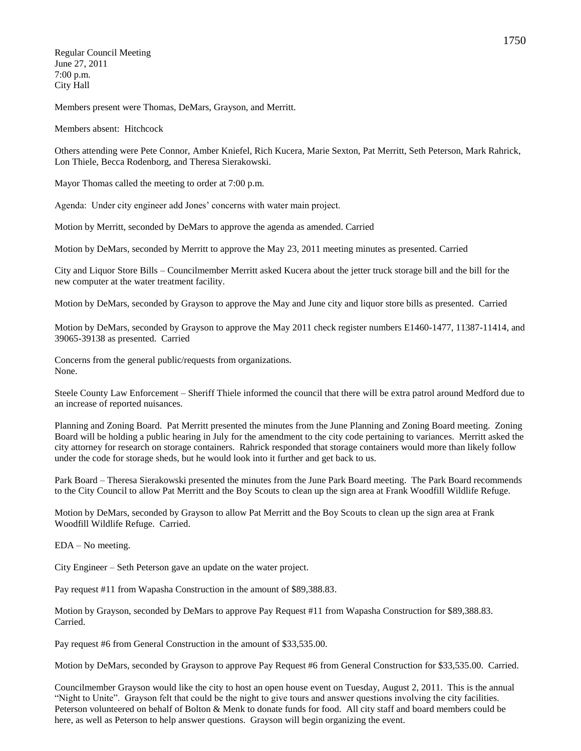Regular Council Meeting
June 27, 2011
7:00 p.m.
City Hall

Members present were Thomas, DeMars, Grayson, and Merritt.

Members absent: Hitchcock

Others attending were Pete Connor, Amber Kniefel, Rich Kucera, Marie Sexton, Pat Merritt, Seth Peterson, Mark Rahrick, Lon Thiele, Becca Rodenborg, and Theresa Sierakowski.

Mayor Thomas called the meeting to order at 7:00 p.m.

Agenda: Under city engineer add Jones' concerns with water main project.

Motion by Merritt, seconded by DeMars to approve the agenda as amended. Carried

Motion by DeMars, seconded by Merritt to approve the May 23, 2011 meeting minutes as presented. Carried

City and Liquor Store Bills – Councilmember Merritt asked Kucera about the jetter truck storage bill and the bill for the new computer at the water treatment facility.

Motion by DeMars, seconded by Grayson to approve the May and June city and liquor store bills as presented. Carried

Motion by DeMars, seconded by Grayson to approve the May 2011 check register numbers E1460-1477, 11387-11414, and 39065-39138 as presented. Carried

Concerns from the general public/requests from organizations.
None.

Steele County Law Enforcement – Sheriff Thiele informed the council that there will be extra patrol around Medford due to an increase of reported nuisances.

Planning and Zoning Board. Pat Merritt presented the minutes from the June Planning and Zoning Board meeting. Zoning Board will be holding a public hearing in July for the amendment to the city code pertaining to variances. Merritt asked the city attorney for research on storage containers. Rahrick responded that storage containers would more than likely follow under the code for storage sheds, but he would look into it further and get back to us.

Park Board – Theresa Sierakowski presented the minutes from the June Park Board meeting. The Park Board recommends to the City Council to allow Pat Merritt and the Boy Scouts to clean up the sign area at Frank Woodfill Wildlife Refuge.

Motion by DeMars, seconded by Grayson to allow Pat Merritt and the Boy Scouts to clean up the sign area at Frank Woodfill Wildlife Refuge. Carried.

EDA – No meeting.

City Engineer – Seth Peterson gave an update on the water project.

Pay request #11 from Wapasha Construction in the amount of $89,388.83.

Motion by Grayson, seconded by DeMars to approve Pay Request #11 from Wapasha Construction for $89,388.83. Carried.

Pay request #6 from General Construction in the amount of $33,535.00.

Motion by DeMars, seconded by Grayson to approve Pay Request #6 from General Construction for $33,535.00. Carried.

Councilmember Grayson would like the city to host an open house event on Tuesday, August 2, 2011. This is the annual "Night to Unite". Grayson felt that could be the night to give tours and answer questions involving the city facilities. Peterson volunteered on behalf of Bolton & Menk to donate funds for food. All city staff and board members could be here, as well as Peterson to help answer questions. Grayson will begin organizing the event.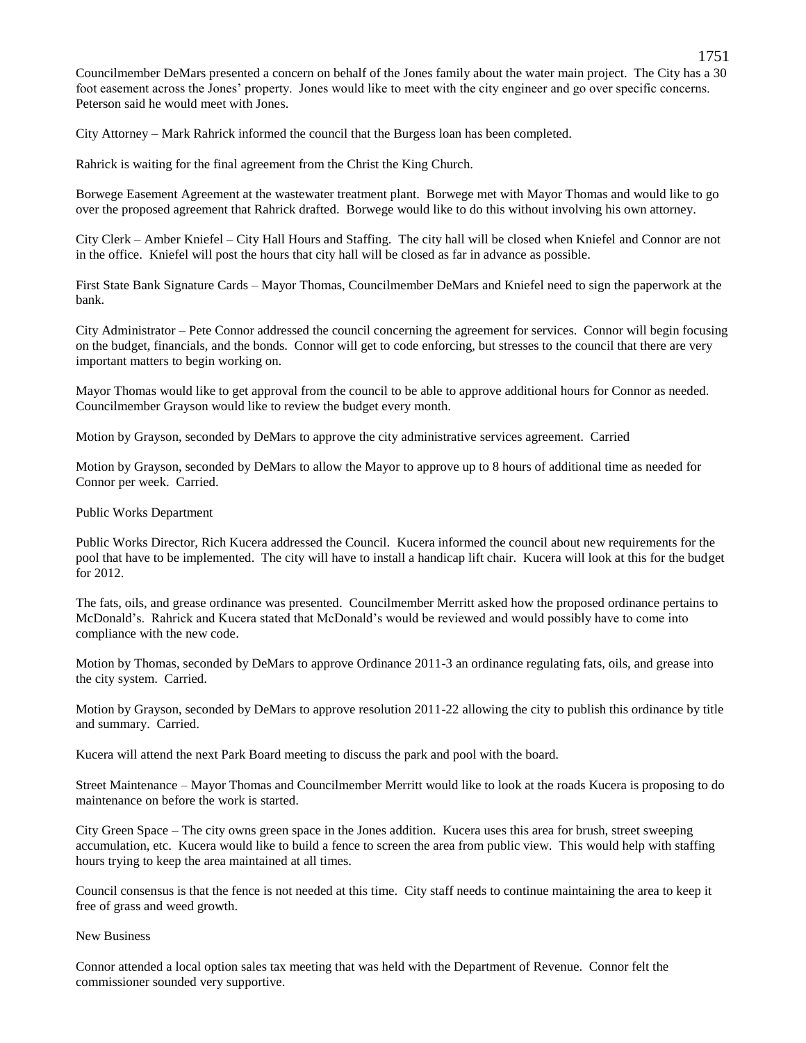Councilmember DeMars presented a concern on behalf of the Jones family about the water main project. The City has a 30 foot easement across the Jones' property. Jones would like to meet with the city engineer and go over specific concerns. Peterson said he would meet with Jones.

City Attorney – Mark Rahrick informed the council that the Burgess loan has been completed.

Rahrick is waiting for the final agreement from the Christ the King Church.

Borwege Easement Agreement at the wastewater treatment plant. Borwege met with Mayor Thomas and would like to go over the proposed agreement that Rahrick drafted. Borwege would like to do this without involving his own attorney.

City Clerk – Amber Kniefel – City Hall Hours and Staffing. The city hall will be closed when Kniefel and Connor are not in the office. Kniefel will post the hours that city hall will be closed as far in advance as possible.

First State Bank Signature Cards – Mayor Thomas, Councilmember DeMars and Kniefel need to sign the paperwork at the bank.

City Administrator – Pete Connor addressed the council concerning the agreement for services. Connor will begin focusing on the budget, financials, and the bonds. Connor will get to code enforcing, but stresses to the council that there are very important matters to begin working on.

Mayor Thomas would like to get approval from the council to be able to approve additional hours for Connor as needed. Councilmember Grayson would like to review the budget every month.

Motion by Grayson, seconded by DeMars to approve the city administrative services agreement. Carried

Motion by Grayson, seconded by DeMars to allow the Mayor to approve up to 8 hours of additional time as needed for Connor per week. Carried.

Public Works Department

Public Works Director, Rich Kucera addressed the Council. Kucera informed the council about new requirements for the pool that have to be implemented. The city will have to install a handicap lift chair. Kucera will look at this for the budget for 2012.

The fats, oils, and grease ordinance was presented. Councilmember Merritt asked how the proposed ordinance pertains to McDonald's. Rahrick and Kucera stated that McDonald's would be reviewed and would possibly have to come into compliance with the new code.

Motion by Thomas, seconded by DeMars to approve Ordinance 2011-3 an ordinance regulating fats, oils, and grease into the city system. Carried.

Motion by Grayson, seconded by DeMars to approve resolution 2011-22 allowing the city to publish this ordinance by title and summary. Carried.

Kucera will attend the next Park Board meeting to discuss the park and pool with the board.

Street Maintenance – Mayor Thomas and Councilmember Merritt would like to look at the roads Kucera is proposing to do maintenance on before the work is started.

City Green Space – The city owns green space in the Jones addition. Kucera uses this area for brush, street sweeping accumulation, etc. Kucera would like to build a fence to screen the area from public view. This would help with staffing hours trying to keep the area maintained at all times.

Council consensus is that the fence is not needed at this time. City staff needs to continue maintaining the area to keep it free of grass and weed growth.

New Business

Connor attended a local option sales tax meeting that was held with the Department of Revenue. Connor felt the commissioner sounded very supportive.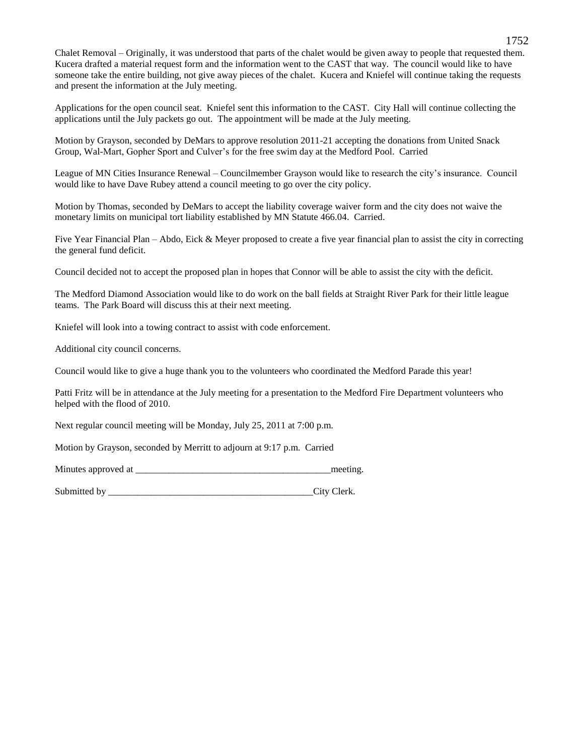Chalet Removal – Originally, it was understood that parts of the chalet would be given away to people that requested them. Kucera drafted a material request form and the information went to the CAST that way. The council would like to have someone take the entire building, not give away pieces of the chalet. Kucera and Kniefel will continue taking the requests and present the information at the July meeting.

Applications for the open council seat. Kniefel sent this information to the CAST. City Hall will continue collecting the applications until the July packets go out. The appointment will be made at the July meeting.

Motion by Grayson, seconded by DeMars to approve resolution 2011-21 accepting the donations from United Snack Group, Wal-Mart, Gopher Sport and Culver's for the free swim day at the Medford Pool. Carried

League of MN Cities Insurance Renewal – Councilmember Grayson would like to research the city's insurance. Council would like to have Dave Rubey attend a council meeting to go over the city policy.

Motion by Thomas, seconded by DeMars to accept the liability coverage waiver form and the city does not waive the monetary limits on municipal tort liability established by MN Statute 466.04. Carried.

Five Year Financial Plan – Abdo, Eick & Meyer proposed to create a five year financial plan to assist the city in correcting the general fund deficit.

Council decided not to accept the proposed plan in hopes that Connor will be able to assist the city with the deficit.

The Medford Diamond Association would like to do work on the ball fields at Straight River Park for their little league teams. The Park Board will discuss this at their next meeting.

Kniefel will look into a towing contract to assist with code enforcement.

Additional city council concerns.

Council would like to give a huge thank you to the volunteers who coordinated the Medford Parade this year!

Patti Fritz will be in attendance at the July meeting for a presentation to the Medford Fire Department volunteers who helped with the flood of 2010.

Next regular council meeting will be Monday, July 25, 2011 at 7:00 p.m.

Motion by Grayson, seconded by Merritt to adjourn at 9:17 p.m. Carried

Minutes approved at __________________________________________meeting.

Submitted by ____________________________________________City Clerk.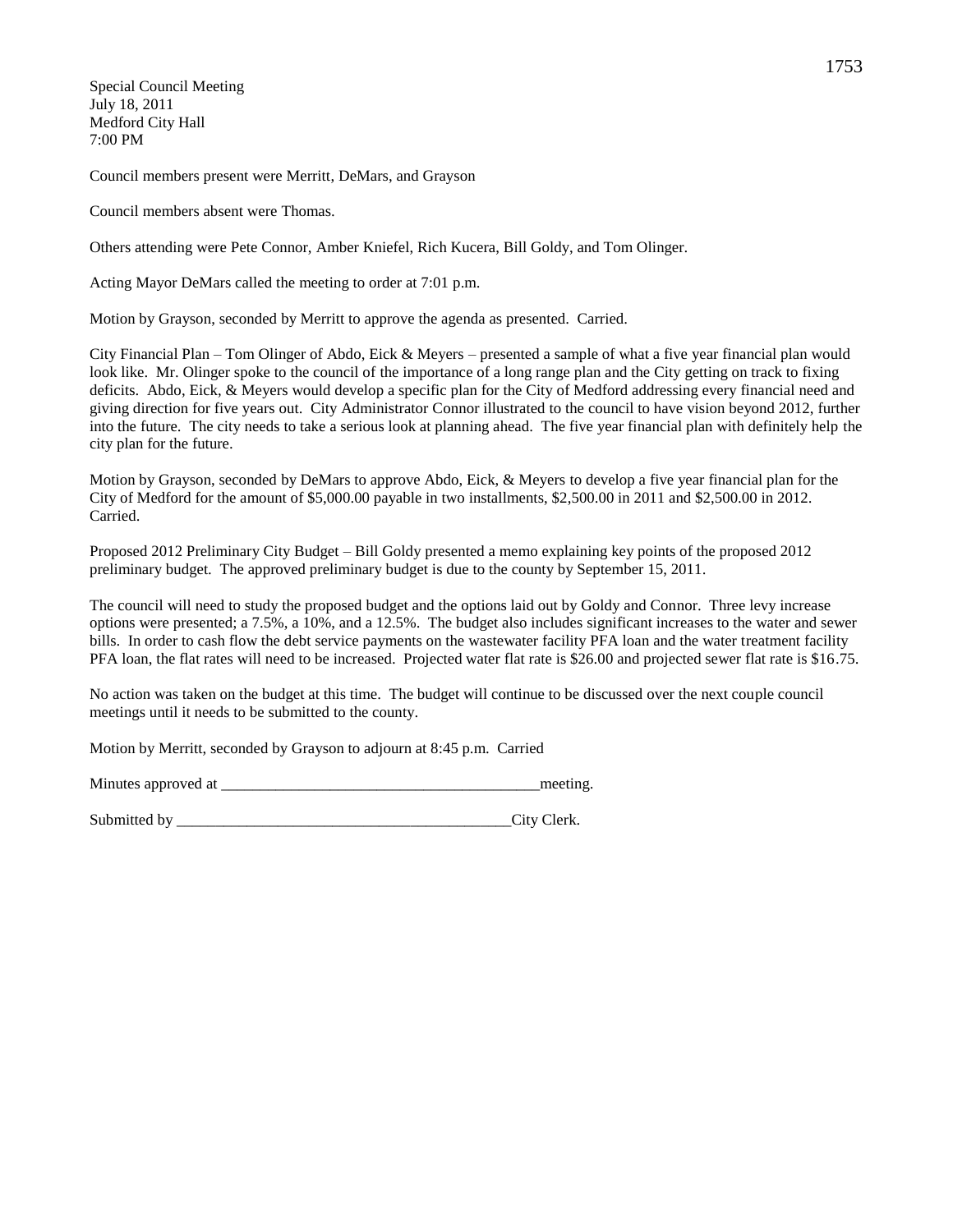Special Council Meeting
July 18, 2011
Medford City Hall
7:00 PM

Council members present were Merritt, DeMars, and Grayson

Council members absent were Thomas.

Others attending were Pete Connor, Amber Kniefel, Rich Kucera, Bill Goldy, and Tom Olinger.

Acting Mayor DeMars called the meeting to order at 7:01 p.m.

Motion by Grayson, seconded by Merritt to approve the agenda as presented. Carried.

City Financial Plan – Tom Olinger of Abdo, Eick & Meyers – presented a sample of what a five year financial plan would look like. Mr. Olinger spoke to the council of the importance of a long range plan and the City getting on track to fixing deficits. Abdo, Eick, & Meyers would develop a specific plan for the City of Medford addressing every financial need and giving direction for five years out. City Administrator Connor illustrated to the council to have vision beyond 2012, further into the future. The city needs to take a serious look at planning ahead. The five year financial plan with definitely help the city plan for the future.

Motion by Grayson, seconded by DeMars to approve Abdo, Eick, & Meyers to develop a five year financial plan for the City of Medford for the amount of $5,000.00 payable in two installments, $2,500.00 in 2011 and $2,500.00 in 2012. Carried.

Proposed 2012 Preliminary City Budget – Bill Goldy presented a memo explaining key points of the proposed 2012 preliminary budget. The approved preliminary budget is due to the county by September 15, 2011.

The council will need to study the proposed budget and the options laid out by Goldy and Connor. Three levy increase options were presented; a 7.5%, a 10%, and a 12.5%. The budget also includes significant increases to the water and sewer bills. In order to cash flow the debt service payments on the wastewater facility PFA loan and the water treatment facility PFA loan, the flat rates will need to be increased. Projected water flat rate is $26.00 and projected sewer flat rate is $16.75.

No action was taken on the budget at this time. The budget will continue to be discussed over the next couple council meetings until it needs to be submitted to the county.

Motion by Merritt, seconded by Grayson to adjourn at 8:45 p.m. Carried

Minutes approved at _________________________________________meeting.

Submitted by ____________________________________________City Clerk.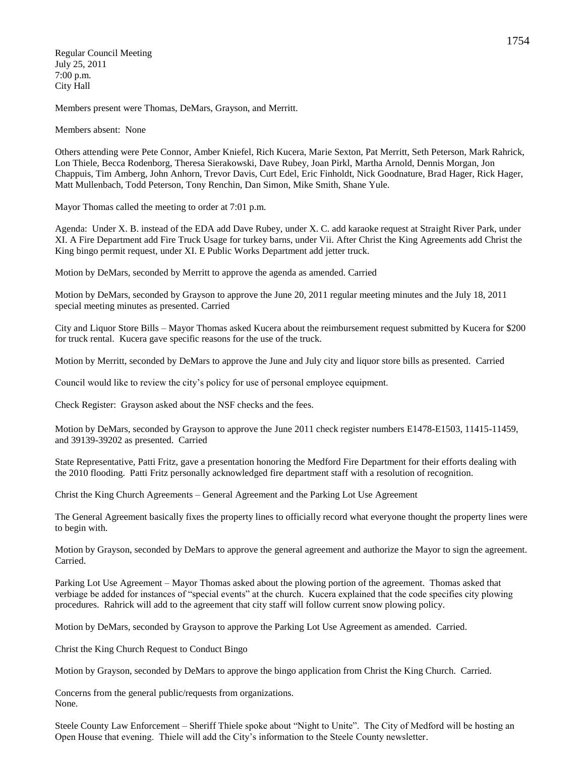Regular Council Meeting
July 25, 2011
7:00 p.m.
City Hall

Members present were Thomas, DeMars, Grayson, and Merritt.

Members absent: None

Others attending were Pete Connor, Amber Kniefel, Rich Kucera, Marie Sexton, Pat Merritt, Seth Peterson, Mark Rahrick, Lon Thiele, Becca Rodenborg, Theresa Sierakowski, Dave Rubey, Joan Pirkl, Martha Arnold, Dennis Morgan, Jon Chappuis, Tim Amberg, John Anhorn, Trevor Davis, Curt Edel, Eric Finholdt, Nick Goodnature, Brad Hager, Rick Hager, Matt Mullenbach, Todd Peterson, Tony Renchin, Dan Simon, Mike Smith, Shane Yule.

Mayor Thomas called the meeting to order at 7:01 p.m.

Agenda: Under X. B. instead of the EDA add Dave Rubey, under X. C. add karaoke request at Straight River Park, under XI. A Fire Department add Fire Truck Usage for turkey barns, under Vii. After Christ the King Agreements add Christ the King bingo permit request, under XI. E Public Works Department add jetter truck.

Motion by DeMars, seconded by Merritt to approve the agenda as amended. Carried

Motion by DeMars, seconded by Grayson to approve the June 20, 2011 regular meeting minutes and the July 18, 2011 special meeting minutes as presented. Carried

City and Liquor Store Bills – Mayor Thomas asked Kucera about the reimbursement request submitted by Kucera for $200 for truck rental. Kucera gave specific reasons for the use of the truck.

Motion by Merritt, seconded by DeMars to approve the June and July city and liquor store bills as presented. Carried

Council would like to review the city's policy for use of personal employee equipment.

Check Register: Grayson asked about the NSF checks and the fees.

Motion by DeMars, seconded by Grayson to approve the June 2011 check register numbers E1478-E1503, 11415-11459, and 39139-39202 as presented. Carried

State Representative, Patti Fritz, gave a presentation honoring the Medford Fire Department for their efforts dealing with the 2010 flooding. Patti Fritz personally acknowledged fire department staff with a resolution of recognition.

Christ the King Church Agreements – General Agreement and the Parking Lot Use Agreement

The General Agreement basically fixes the property lines to officially record what everyone thought the property lines were to begin with.

Motion by Grayson, seconded by DeMars to approve the general agreement and authorize the Mayor to sign the agreement. Carried.

Parking Lot Use Agreement – Mayor Thomas asked about the plowing portion of the agreement. Thomas asked that verbiage be added for instances of "special events" at the church. Kucera explained that the code specifies city plowing procedures. Rahrick will add to the agreement that city staff will follow current snow plowing policy.

Motion by DeMars, seconded by Grayson to approve the Parking Lot Use Agreement as amended. Carried.

Christ the King Church Request to Conduct Bingo

Motion by Grayson, seconded by DeMars to approve the bingo application from Christ the King Church. Carried.

Concerns from the general public/requests from organizations.
None.

Steele County Law Enforcement – Sheriff Thiele spoke about "Night to Unite". The City of Medford will be hosting an Open House that evening. Thiele will add the City's information to the Steele County newsletter.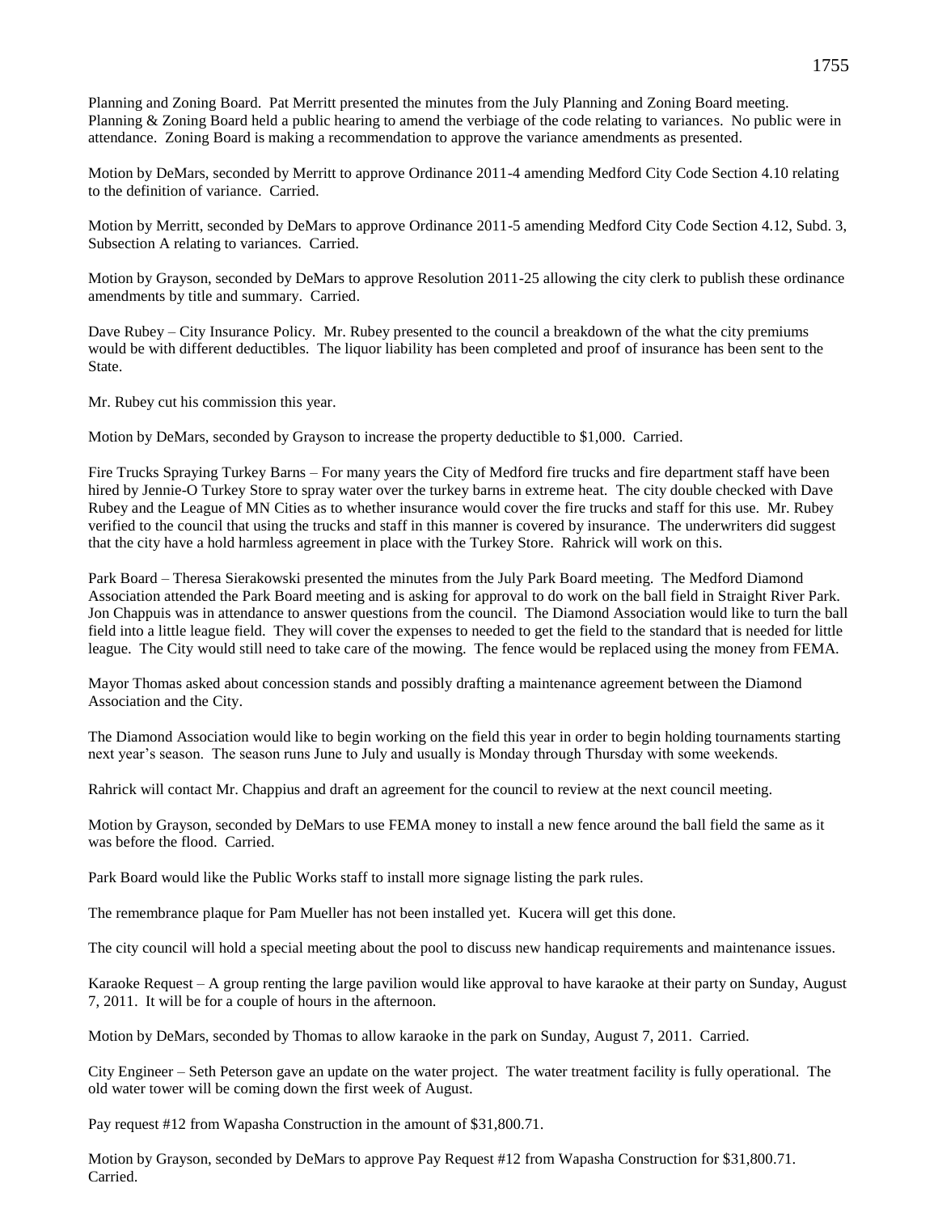Planning and Zoning Board. Pat Merritt presented the minutes from the July Planning and Zoning Board meeting. Planning & Zoning Board held a public hearing to amend the verbiage of the code relating to variances. No public were in attendance. Zoning Board is making a recommendation to approve the variance amendments as presented.

Motion by DeMars, seconded by Merritt to approve Ordinance 2011-4 amending Medford City Code Section 4.10 relating to the definition of variance. Carried.

Motion by Merritt, seconded by DeMars to approve Ordinance 2011-5 amending Medford City Code Section 4.12, Subd. 3, Subsection A relating to variances. Carried.

Motion by Grayson, seconded by DeMars to approve Resolution 2011-25 allowing the city clerk to publish these ordinance amendments by title and summary. Carried.

Dave Rubey – City Insurance Policy. Mr. Rubey presented to the council a breakdown of the what the city premiums would be with different deductibles. The liquor liability has been completed and proof of insurance has been sent to the State.

Mr. Rubey cut his commission this year.

Motion by DeMars, seconded by Grayson to increase the property deductible to $1,000. Carried.

Fire Trucks Spraying Turkey Barns – For many years the City of Medford fire trucks and fire department staff have been hired by Jennie-O Turkey Store to spray water over the turkey barns in extreme heat. The city double checked with Dave Rubey and the League of MN Cities as to whether insurance would cover the fire trucks and staff for this use. Mr. Rubey verified to the council that using the trucks and staff in this manner is covered by insurance. The underwriters did suggest that the city have a hold harmless agreement in place with the Turkey Store. Rahrick will work on this.

Park Board – Theresa Sierakowski presented the minutes from the July Park Board meeting. The Medford Diamond Association attended the Park Board meeting and is asking for approval to do work on the ball field in Straight River Park. Jon Chappuis was in attendance to answer questions from the council. The Diamond Association would like to turn the ball field into a little league field. They will cover the expenses to needed to get the field to the standard that is needed for little league. The City would still need to take care of the mowing. The fence would be replaced using the money from FEMA.

Mayor Thomas asked about concession stands and possibly drafting a maintenance agreement between the Diamond Association and the City.

The Diamond Association would like to begin working on the field this year in order to begin holding tournaments starting next year's season. The season runs June to July and usually is Monday through Thursday with some weekends.

Rahrick will contact Mr. Chappius and draft an agreement for the council to review at the next council meeting.

Motion by Grayson, seconded by DeMars to use FEMA money to install a new fence around the ball field the same as it was before the flood. Carried.

Park Board would like the Public Works staff to install more signage listing the park rules.

The remembrance plaque for Pam Mueller has not been installed yet. Kucera will get this done.

The city council will hold a special meeting about the pool to discuss new handicap requirements and maintenance issues.

Karaoke Request – A group renting the large pavilion would like approval to have karaoke at their party on Sunday, August 7, 2011. It will be for a couple of hours in the afternoon.

Motion by DeMars, seconded by Thomas to allow karaoke in the park on Sunday, August 7, 2011. Carried.

City Engineer – Seth Peterson gave an update on the water project. The water treatment facility is fully operational. The old water tower will be coming down the first week of August.

Pay request #12 from Wapasha Construction in the amount of $31,800.71.

Motion by Grayson, seconded by DeMars to approve Pay Request #12 from Wapasha Construction for $31,800.71. Carried.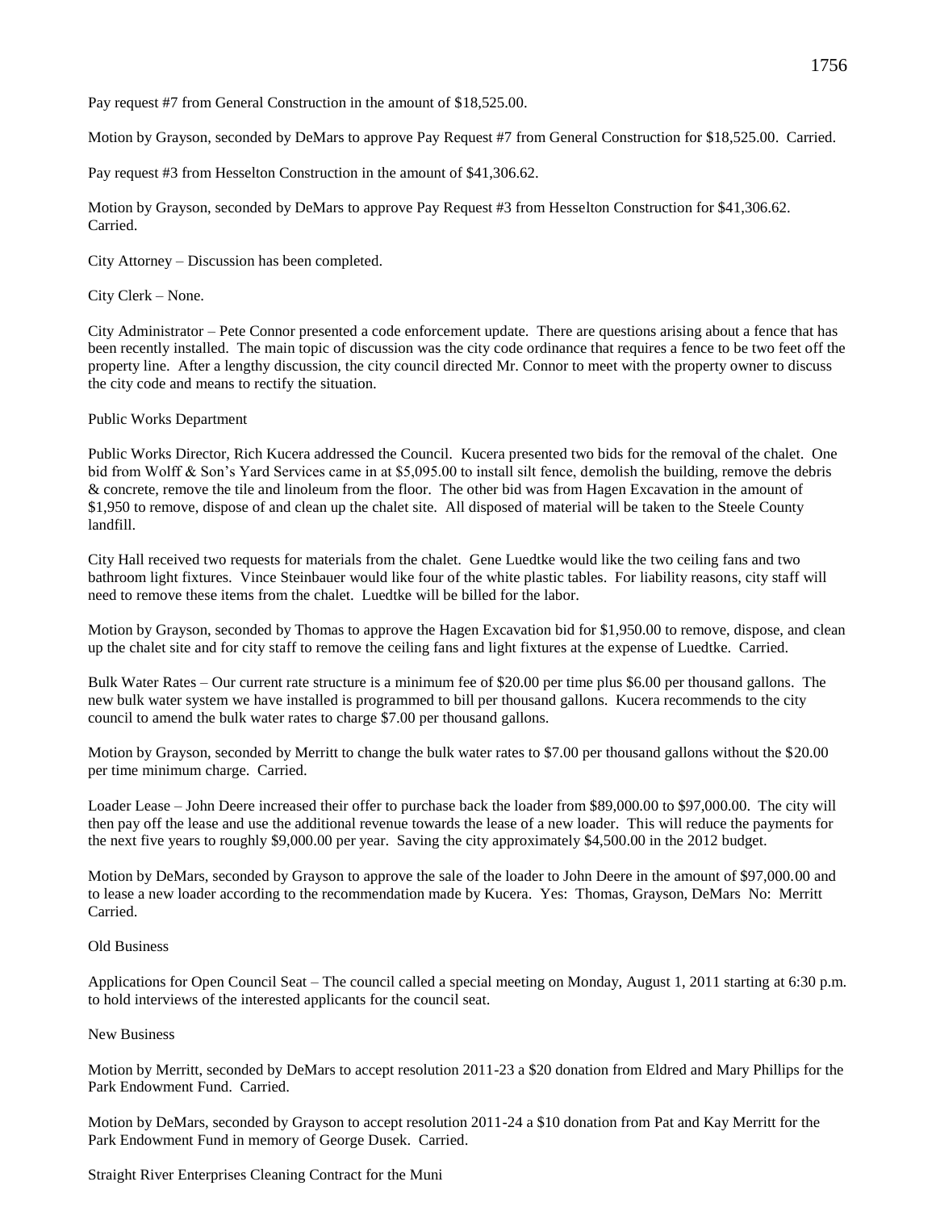Pay request #7 from General Construction in the amount of $18,525.00.

Motion by Grayson, seconded by DeMars to approve Pay Request #7 from General Construction for $18,525.00. Carried.

Pay request #3 from Hesselton Construction in the amount of $41,306.62.

Motion by Grayson, seconded by DeMars to approve Pay Request #3 from Hesselton Construction for $41,306.62. Carried.

City Attorney – Discussion has been completed.

City Clerk – None.

City Administrator – Pete Connor presented a code enforcement update. There are questions arising about a fence that has been recently installed. The main topic of discussion was the city code ordinance that requires a fence to be two feet off the property line. After a lengthy discussion, the city council directed Mr. Connor to meet with the property owner to discuss the city code and means to rectify the situation.

Public Works Department

Public Works Director, Rich Kucera addressed the Council. Kucera presented two bids for the removal of the chalet. One bid from Wolff & Son's Yard Services came in at $5,095.00 to install silt fence, demolish the building, remove the debris & concrete, remove the tile and linoleum from the floor. The other bid was from Hagen Excavation in the amount of $1,950 to remove, dispose of and clean up the chalet site. All disposed of material will be taken to the Steele County landfill.

City Hall received two requests for materials from the chalet. Gene Luedtke would like the two ceiling fans and two bathroom light fixtures. Vince Steinbauer would like four of the white plastic tables. For liability reasons, city staff will need to remove these items from the chalet. Luedtke will be billed for the labor.

Motion by Grayson, seconded by Thomas to approve the Hagen Excavation bid for $1,950.00 to remove, dispose, and clean up the chalet site and for city staff to remove the ceiling fans and light fixtures at the expense of Luedtke. Carried.

Bulk Water Rates – Our current rate structure is a minimum fee of $20.00 per time plus $6.00 per thousand gallons. The new bulk water system we have installed is programmed to bill per thousand gallons. Kucera recommends to the city council to amend the bulk water rates to charge $7.00 per thousand gallons.

Motion by Grayson, seconded by Merritt to change the bulk water rates to $7.00 per thousand gallons without the $20.00 per time minimum charge. Carried.

Loader Lease – John Deere increased their offer to purchase back the loader from $89,000.00 to $97,000.00. The city will then pay off the lease and use the additional revenue towards the lease of a new loader. This will reduce the payments for the next five years to roughly $9,000.00 per year. Saving the city approximately $4,500.00 in the 2012 budget.

Motion by DeMars, seconded by Grayson to approve the sale of the loader to John Deere in the amount of $97,000.00 and to lease a new loader according to the recommendation made by Kucera. Yes: Thomas, Grayson, DeMars No: Merritt Carried.

Old Business

Applications for Open Council Seat – The council called a special meeting on Monday, August 1, 2011 starting at 6:30 p.m. to hold interviews of the interested applicants for the council seat.

New Business

Motion by Merritt, seconded by DeMars to accept resolution 2011-23 a $20 donation from Eldred and Mary Phillips for the Park Endowment Fund. Carried.

Motion by DeMars, seconded by Grayson to accept resolution 2011-24 a $10 donation from Pat and Kay Merritt for the Park Endowment Fund in memory of George Dusek. Carried.

Straight River Enterprises Cleaning Contract for the Muni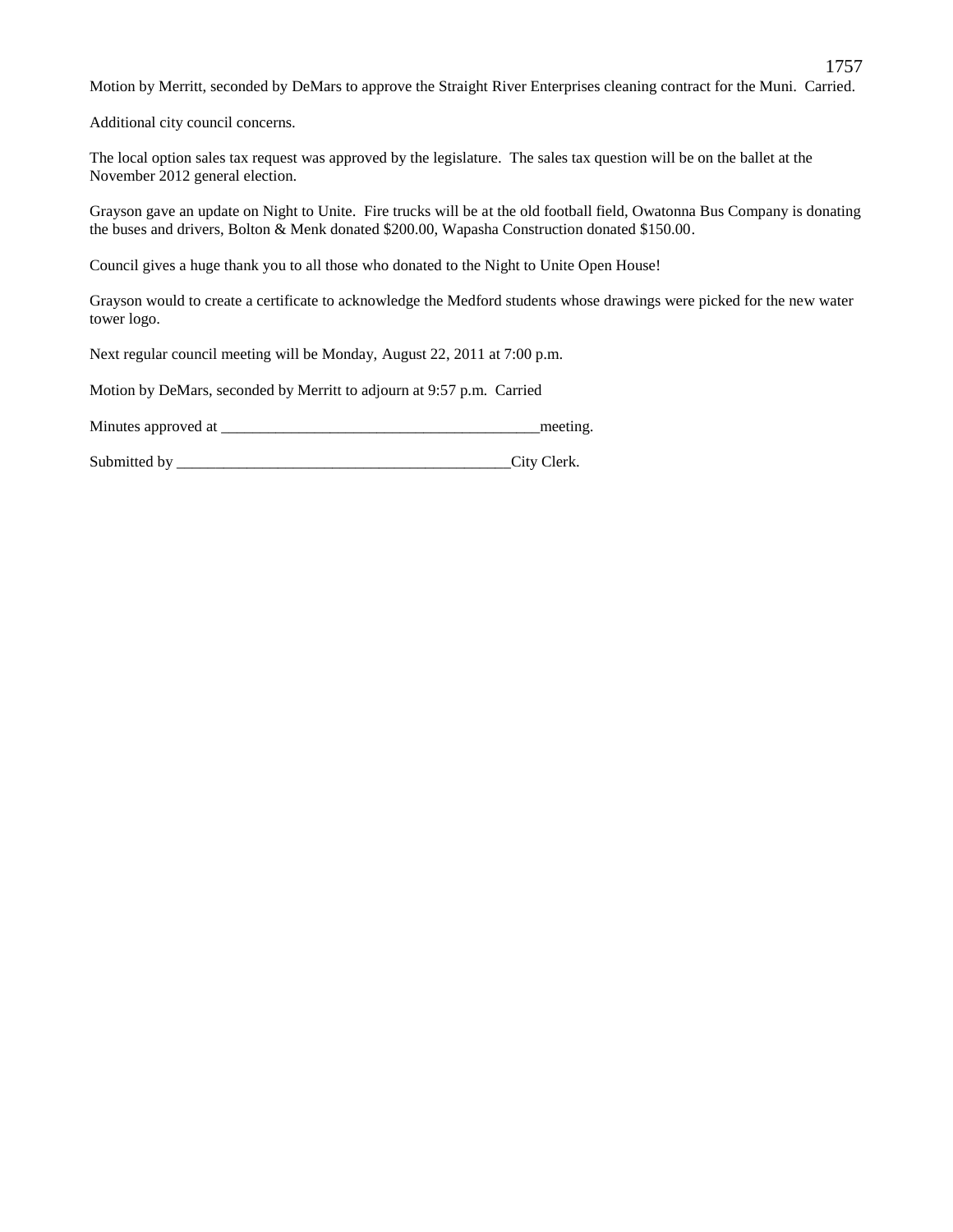Motion by Merritt, seconded by DeMars to approve the Straight River Enterprises cleaning contract for the Muni. Carried.

Additional city council concerns.

The local option sales tax request was approved by the legislature. The sales tax question will be on the ballet at the November 2012 general election.

Grayson gave an update on Night to Unite. Fire trucks will be at the old football field, Owatonna Bus Company is donating the buses and drivers, Bolton & Menk donated $200.00, Wapasha Construction donated $150.00.

Council gives a huge thank you to all those who donated to the Night to Unite Open House!

Grayson would to create a certificate to acknowledge the Medford students whose drawings were picked for the new water tower logo.

Next regular council meeting will be Monday, August 22, 2011 at 7:00 p.m.

Motion by DeMars, seconded by Merritt to adjourn at 9:57 p.m. Carried

Minutes approved at _________________________________________meeting.

Submitted by ___________________________________________City Clerk.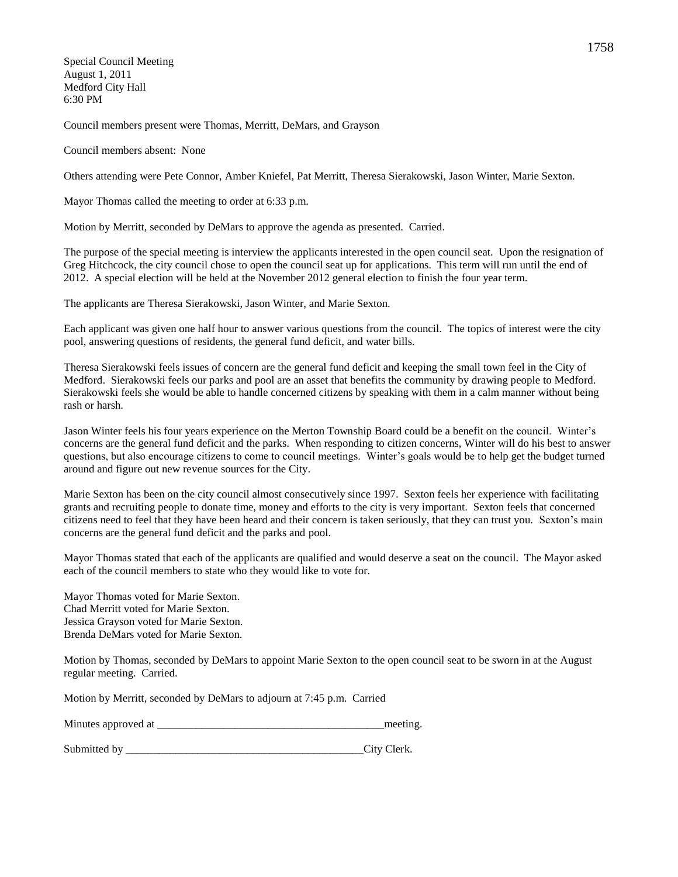Special Council Meeting
August 1, 2011
Medford City Hall
6:30 PM

Council members present were Thomas, Merritt, DeMars, and Grayson

Council members absent: None

Others attending were Pete Connor, Amber Kniefel, Pat Merritt, Theresa Sierakowski, Jason Winter, Marie Sexton.

Mayor Thomas called the meeting to order at 6:33 p.m.

Motion by Merritt, seconded by DeMars to approve the agenda as presented. Carried.

The purpose of the special meeting is interview the applicants interested in the open council seat. Upon the resignation of Greg Hitchcock, the city council chose to open the council seat up for applications. This term will run until the end of 2012. A special election will be held at the November 2012 general election to finish the four year term.

The applicants are Theresa Sierakowski, Jason Winter, and Marie Sexton.

Each applicant was given one half hour to answer various questions from the council. The topics of interest were the city pool, answering questions of residents, the general fund deficit, and water bills.

Theresa Sierakowski feels issues of concern are the general fund deficit and keeping the small town feel in the City of Medford. Sierakowski feels our parks and pool are an asset that benefits the community by drawing people to Medford. Sierakowski feels she would be able to handle concerned citizens by speaking with them in a calm manner without being rash or harsh.

Jason Winter feels his four years experience on the Merton Township Board could be a benefit on the council. Winter's concerns are the general fund deficit and the parks. When responding to citizen concerns, Winter will do his best to answer questions, but also encourage citizens to come to council meetings. Winter's goals would be to help get the budget turned around and figure out new revenue sources for the City.

Marie Sexton has been on the city council almost consecutively since 1997. Sexton feels her experience with facilitating grants and recruiting people to donate time, money and efforts to the city is very important. Sexton feels that concerned citizens need to feel that they have been heard and their concern is taken seriously, that they can trust you. Sexton's main concerns are the general fund deficit and the parks and pool.

Mayor Thomas stated that each of the applicants are qualified and would deserve a seat on the council. The Mayor asked each of the council members to state who they would like to vote for.

Mayor Thomas voted for Marie Sexton.
Chad Merritt voted for Marie Sexton.
Jessica Grayson voted for Marie Sexton.
Brenda DeMars voted for Marie Sexton.

Motion by Thomas, seconded by DeMars to appoint Marie Sexton to the open council seat to be sworn in at the August regular meeting. Carried.

Motion by Merritt, seconded by DeMars to adjourn at 7:45 p.m. Carried

Minutes approved at \_\_\_\_\_\_\_\_\_\_\_\_\_\_\_\_\_\_\_\_\_\_\_\_\_\_\_\_\_\_\_\_\_\_\_\_\_\_\_\_meeting.

Submitted by \_\_\_\_\_\_\_\_\_\_\_\_\_\_\_\_\_\_\_\_\_\_\_\_\_\_\_\_\_\_\_\_\_\_\_\_\_\_\_\_\_\_City Clerk.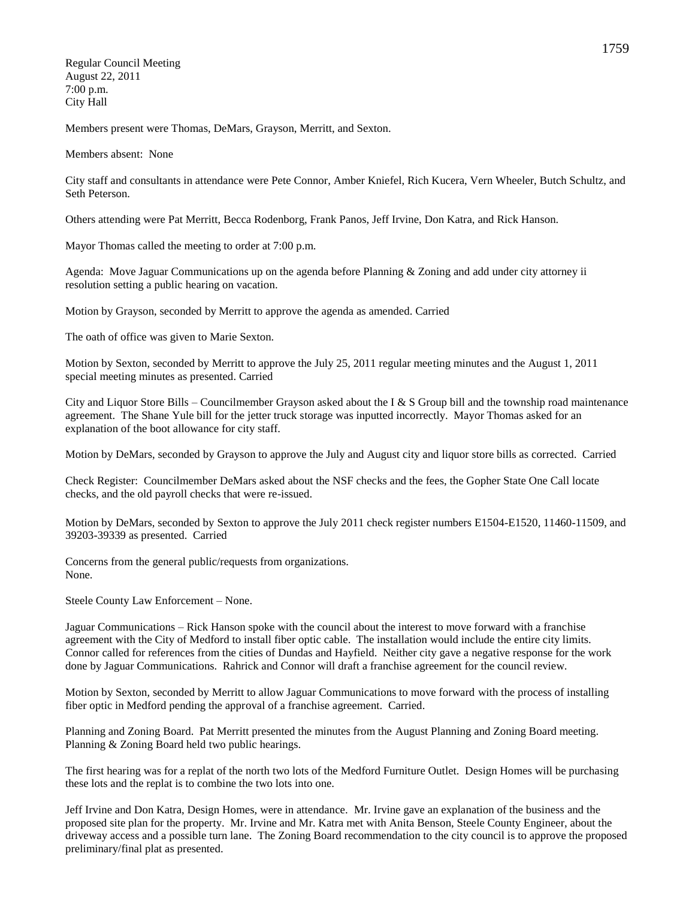Regular Council Meeting
August 22, 2011
7:00 p.m.
City Hall

Members present were Thomas, DeMars, Grayson, Merritt, and Sexton.

Members absent: None

City staff and consultants in attendance were Pete Connor, Amber Kniefel, Rich Kucera, Vern Wheeler, Butch Schultz, and Seth Peterson.

Others attending were Pat Merritt, Becca Rodenborg, Frank Panos, Jeff Irvine, Don Katra, and Rick Hanson.

Mayor Thomas called the meeting to order at 7:00 p.m.

Agenda: Move Jaguar Communications up on the agenda before Planning & Zoning and add under city attorney ii resolution setting a public hearing on vacation.

Motion by Grayson, seconded by Merritt to approve the agenda as amended. Carried

The oath of office was given to Marie Sexton.

Motion by Sexton, seconded by Merritt to approve the July 25, 2011 regular meeting minutes and the August 1, 2011 special meeting minutes as presented. Carried

City and Liquor Store Bills – Councilmember Grayson asked about the I & S Group bill and the township road maintenance agreement. The Shane Yule bill for the jetter truck storage was inputted incorrectly. Mayor Thomas asked for an explanation of the boot allowance for city staff.

Motion by DeMars, seconded by Grayson to approve the July and August city and liquor store bills as corrected. Carried

Check Register: Councilmember DeMars asked about the NSF checks and the fees, the Gopher State One Call locate checks, and the old payroll checks that were re-issued.

Motion by DeMars, seconded by Sexton to approve the July 2011 check register numbers E1504-E1520, 11460-11509, and 39203-39339 as presented. Carried

Concerns from the general public/requests from organizations.
None.

Steele County Law Enforcement – None.

Jaguar Communications – Rick Hanson spoke with the council about the interest to move forward with a franchise agreement with the City of Medford to install fiber optic cable. The installation would include the entire city limits. Connor called for references from the cities of Dundas and Hayfield. Neither city gave a negative response for the work done by Jaguar Communications. Rahrick and Connor will draft a franchise agreement for the council review.

Motion by Sexton, seconded by Merritt to allow Jaguar Communications to move forward with the process of installing fiber optic in Medford pending the approval of a franchise agreement. Carried.

Planning and Zoning Board. Pat Merritt presented the minutes from the August Planning and Zoning Board meeting. Planning & Zoning Board held two public hearings.

The first hearing was for a replat of the north two lots of the Medford Furniture Outlet. Design Homes will be purchasing these lots and the replat is to combine the two lots into one.

Jeff Irvine and Don Katra, Design Homes, were in attendance. Mr. Irvine gave an explanation of the business and the proposed site plan for the property. Mr. Irvine and Mr. Katra met with Anita Benson, Steele County Engineer, about the driveway access and a possible turn lane. The Zoning Board recommendation to the city council is to approve the proposed preliminary/final plat as presented.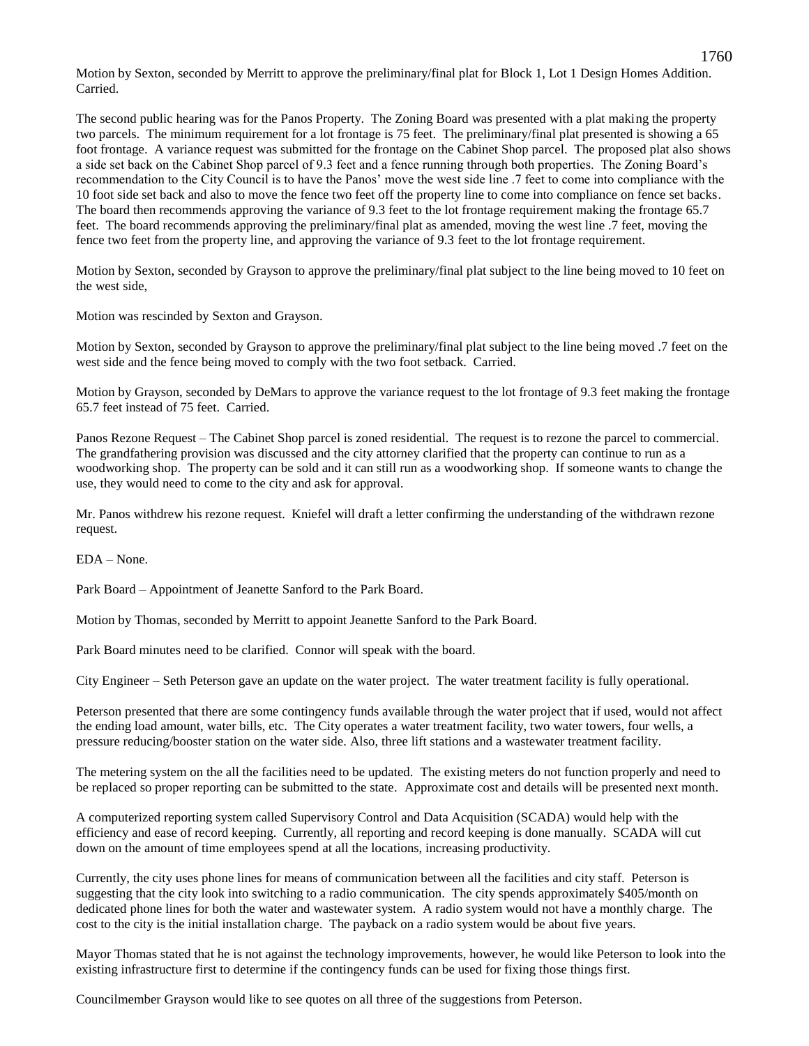Motion by Sexton, seconded by Merritt to approve the preliminary/final plat for Block 1, Lot 1 Design Homes Addition. Carried.

The second public hearing was for the Panos Property. The Zoning Board was presented with a plat making the property two parcels. The minimum requirement for a lot frontage is 75 feet. The preliminary/final plat presented is showing a 65 foot frontage. A variance request was submitted for the frontage on the Cabinet Shop parcel. The proposed plat also shows a side set back on the Cabinet Shop parcel of 9.3 feet and a fence running through both properties. The Zoning Board's recommendation to the City Council is to have the Panos' move the west side line .7 feet to come into compliance with the 10 foot side set back and also to move the fence two feet off the property line to come into compliance on fence set backs. The board then recommends approving the variance of 9.3 feet to the lot frontage requirement making the frontage 65.7 feet. The board recommends approving the preliminary/final plat as amended, moving the west line .7 feet, moving the fence two feet from the property line, and approving the variance of 9.3 feet to the lot frontage requirement.

Motion by Sexton, seconded by Grayson to approve the preliminary/final plat subject to the line being moved to 10 feet on the west side,

Motion was rescinded by Sexton and Grayson.

Motion by Sexton, seconded by Grayson to approve the preliminary/final plat subject to the line being moved .7 feet on the west side and the fence being moved to comply with the two foot setback. Carried.

Motion by Grayson, seconded by DeMars to approve the variance request to the lot frontage of 9.3 feet making the frontage 65.7 feet instead of 75 feet. Carried.

Panos Rezone Request – The Cabinet Shop parcel is zoned residential. The request is to rezone the parcel to commercial. The grandfathering provision was discussed and the city attorney clarified that the property can continue to run as a woodworking shop. The property can be sold and it can still run as a woodworking shop. If someone wants to change the use, they would need to come to the city and ask for approval.

Mr. Panos withdrew his rezone request. Kniefel will draft a letter confirming the understanding of the withdrawn rezone request.

EDA – None.

Park Board – Appointment of Jeanette Sanford to the Park Board.

Motion by Thomas, seconded by Merritt to appoint Jeanette Sanford to the Park Board.

Park Board minutes need to be clarified. Connor will speak with the board.

City Engineer – Seth Peterson gave an update on the water project. The water treatment facility is fully operational.

Peterson presented that there are some contingency funds available through the water project that if used, would not affect the ending load amount, water bills, etc. The City operates a water treatment facility, two water towers, four wells, a pressure reducing/booster station on the water side. Also, three lift stations and a wastewater treatment facility.

The metering system on the all the facilities need to be updated. The existing meters do not function properly and need to be replaced so proper reporting can be submitted to the state. Approximate cost and details will be presented next month.

A computerized reporting system called Supervisory Control and Data Acquisition (SCADA) would help with the efficiency and ease of record keeping. Currently, all reporting and record keeping is done manually. SCADA will cut down on the amount of time employees spend at all the locations, increasing productivity.

Currently, the city uses phone lines for means of communication between all the facilities and city staff. Peterson is suggesting that the city look into switching to a radio communication. The city spends approximately $405/month on dedicated phone lines for both the water and wastewater system. A radio system would not have a monthly charge. The cost to the city is the initial installation charge. The payback on a radio system would be about five years.

Mayor Thomas stated that he is not against the technology improvements, however, he would like Peterson to look into the existing infrastructure first to determine if the contingency funds can be used for fixing those things first.

Councilmember Grayson would like to see quotes on all three of the suggestions from Peterson.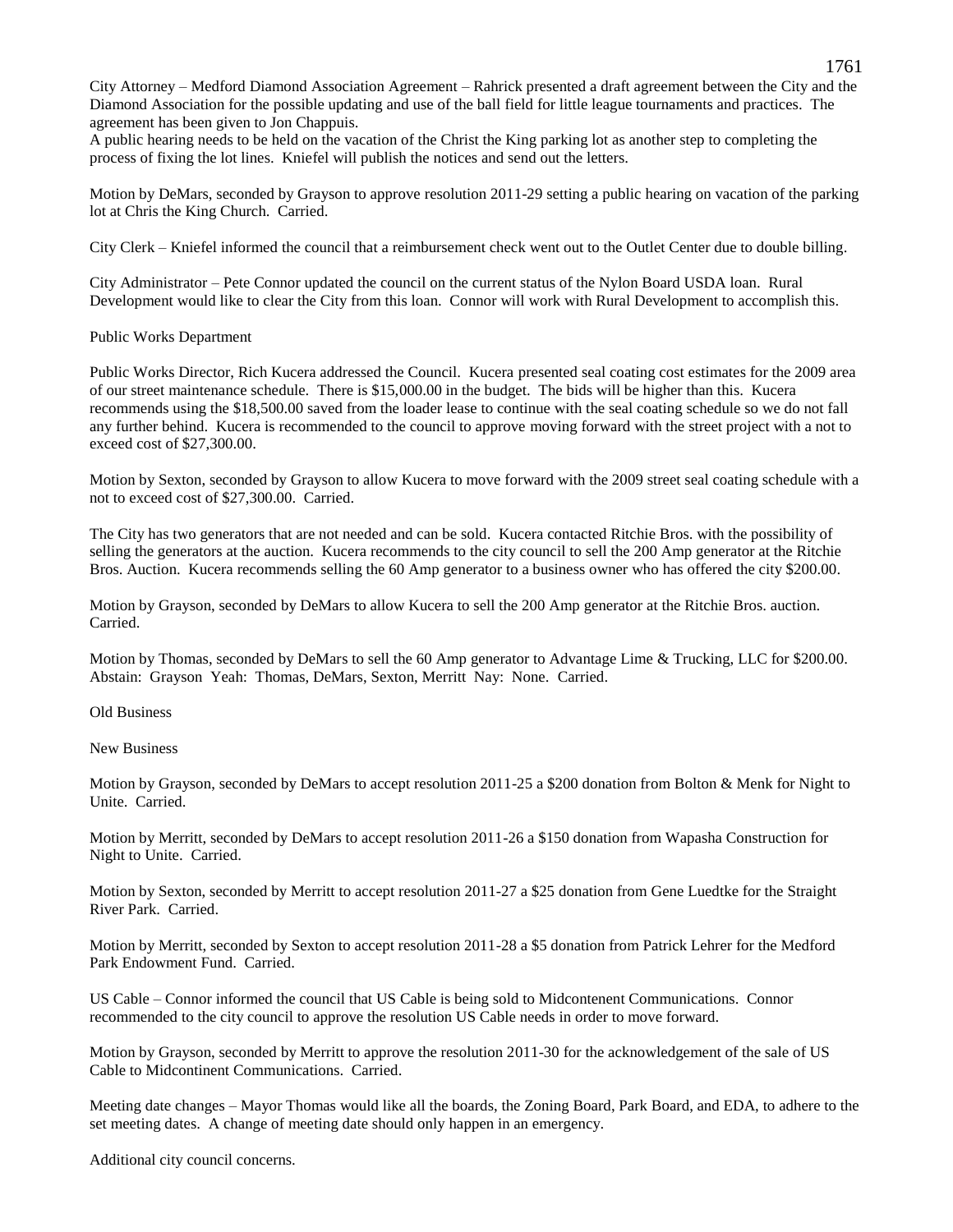City Attorney – Medford Diamond Association Agreement – Rahrick presented a draft agreement between the City and the Diamond Association for the possible updating and use of the ball field for little league tournaments and practices. The agreement has been given to Jon Chappuis.

A public hearing needs to be held on the vacation of the Christ the King parking lot as another step to completing the process of fixing the lot lines. Kniefel will publish the notices and send out the letters.

Motion by DeMars, seconded by Grayson to approve resolution 2011-29 setting a public hearing on vacation of the parking lot at Chris the King Church. Carried.

City Clerk – Kniefel informed the council that a reimbursement check went out to the Outlet Center due to double billing.

City Administrator – Pete Connor updated the council on the current status of the Nylon Board USDA loan. Rural Development would like to clear the City from this loan. Connor will work with Rural Development to accomplish this.

Public Works Department

Public Works Director, Rich Kucera addressed the Council. Kucera presented seal coating cost estimates for the 2009 area of our street maintenance schedule. There is $15,000.00 in the budget. The bids will be higher than this. Kucera recommends using the $18,500.00 saved from the loader lease to continue with the seal coating schedule so we do not fall any further behind. Kucera is recommended to the council to approve moving forward with the street project with a not to exceed cost of $27,300.00.

Motion by Sexton, seconded by Grayson to allow Kucera to move forward with the 2009 street seal coating schedule with a not to exceed cost of $27,300.00. Carried.

The City has two generators that are not needed and can be sold. Kucera contacted Ritchie Bros. with the possibility of selling the generators at the auction. Kucera recommends to the city council to sell the 200 Amp generator at the Ritchie Bros. Auction. Kucera recommends selling the 60 Amp generator to a business owner who has offered the city $200.00.

Motion by Grayson, seconded by DeMars to allow Kucera to sell the 200 Amp generator at the Ritchie Bros. auction. Carried.

Motion by Thomas, seconded by DeMars to sell the 60 Amp generator to Advantage Lime & Trucking, LLC for $200.00. Abstain: Grayson Yeah: Thomas, DeMars, Sexton, Merritt Nay: None. Carried.

Old Business

New Business

Motion by Grayson, seconded by DeMars to accept resolution 2011-25 a $200 donation from Bolton & Menk for Night to Unite. Carried.

Motion by Merritt, seconded by DeMars to accept resolution 2011-26 a $150 donation from Wapasha Construction for Night to Unite. Carried.

Motion by Sexton, seconded by Merritt to accept resolution 2011-27 a $25 donation from Gene Luedtke for the Straight River Park. Carried.

Motion by Merritt, seconded by Sexton to accept resolution 2011-28 a $5 donation from Patrick Lehrer for the Medford Park Endowment Fund. Carried.

US Cable – Connor informed the council that US Cable is being sold to Midcontenent Communications. Connor recommended to the city council to approve the resolution US Cable needs in order to move forward.

Motion by Grayson, seconded by Merritt to approve the resolution 2011-30 for the acknowledgement of the sale of US Cable to Midcontinent Communications. Carried.

Meeting date changes – Mayor Thomas would like all the boards, the Zoning Board, Park Board, and EDA, to adhere to the set meeting dates. A change of meeting date should only happen in an emergency.

Additional city council concerns.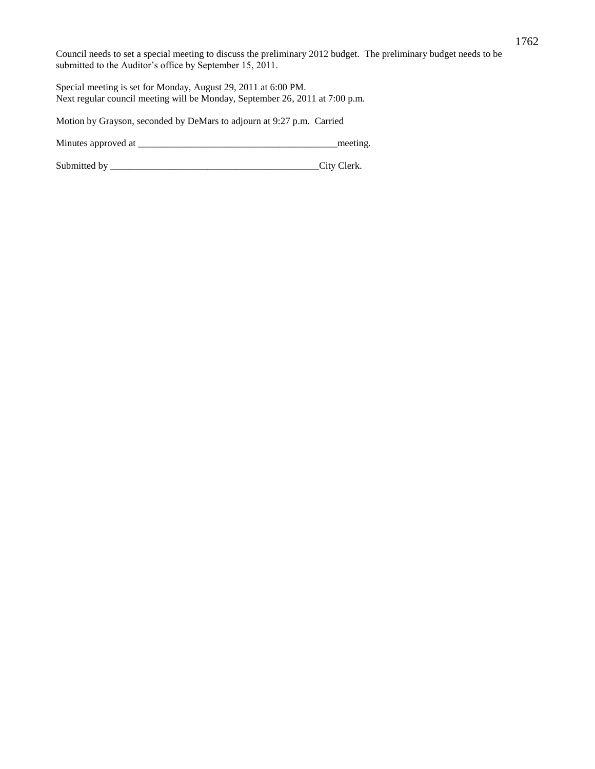Council needs to set a special meeting to discuss the preliminary 2012 budget. The preliminary budget needs to be submitted to the Auditor's office by September 15, 2011.

Special meeting is set for Monday, August 29, 2011 at 6:00 PM.
Next regular council meeting will be Monday, September 26, 2011 at 7:00 p.m.

Motion by Grayson, seconded by DeMars to adjourn at 9:27 p.m. Carried

Minutes approved at _________________________________________meeting.

Submitted by ____________________________________________City Clerk.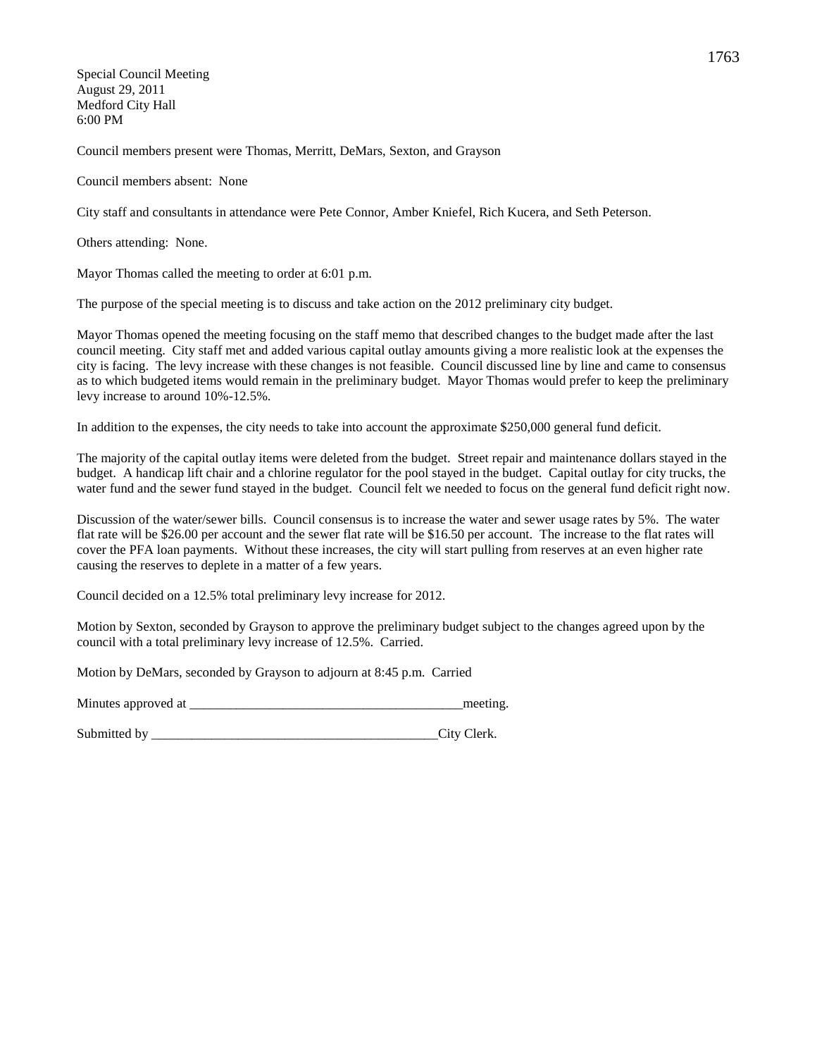Special Council Meeting
August 29, 2011
Medford City Hall
6:00 PM

Council members present were Thomas, Merritt, DeMars, Sexton, and Grayson

Council members absent: None

City staff and consultants in attendance were Pete Connor, Amber Kniefel, Rich Kucera, and Seth Peterson.

Others attending: None.

Mayor Thomas called the meeting to order at 6:01 p.m.

The purpose of the special meeting is to discuss and take action on the 2012 preliminary city budget.

Mayor Thomas opened the meeting focusing on the staff memo that described changes to the budget made after the last council meeting. City staff met and added various capital outlay amounts giving a more realistic look at the expenses the city is facing. The levy increase with these changes is not feasible. Council discussed line by line and came to consensus as to which budgeted items would remain in the preliminary budget. Mayor Thomas would prefer to keep the preliminary levy increase to around 10%-12.5%.

In addition to the expenses, the city needs to take into account the approximate $250,000 general fund deficit.

The majority of the capital outlay items were deleted from the budget. Street repair and maintenance dollars stayed in the budget. A handicap lift chair and a chlorine regulator for the pool stayed in the budget. Capital outlay for city trucks, the water fund and the sewer fund stayed in the budget. Council felt we needed to focus on the general fund deficit right now.

Discussion of the water/sewer bills. Council consensus is to increase the water and sewer usage rates by 5%. The water flat rate will be $26.00 per account and the sewer flat rate will be $16.50 per account. The increase to the flat rates will cover the PFA loan payments. Without these increases, the city will start pulling from reserves at an even higher rate causing the reserves to deplete in a matter of a few years.

Council decided on a 12.5% total preliminary levy increase for 2012.

Motion by Sexton, seconded by Grayson to approve the preliminary budget subject to the changes agreed upon by the council with a total preliminary levy increase of 12.5%. Carried.

Motion by DeMars, seconded by Grayson to adjourn at 8:45 p.m. Carried

Minutes approved at _________________________________________meeting.

Submitted by ____________________________________________City Clerk.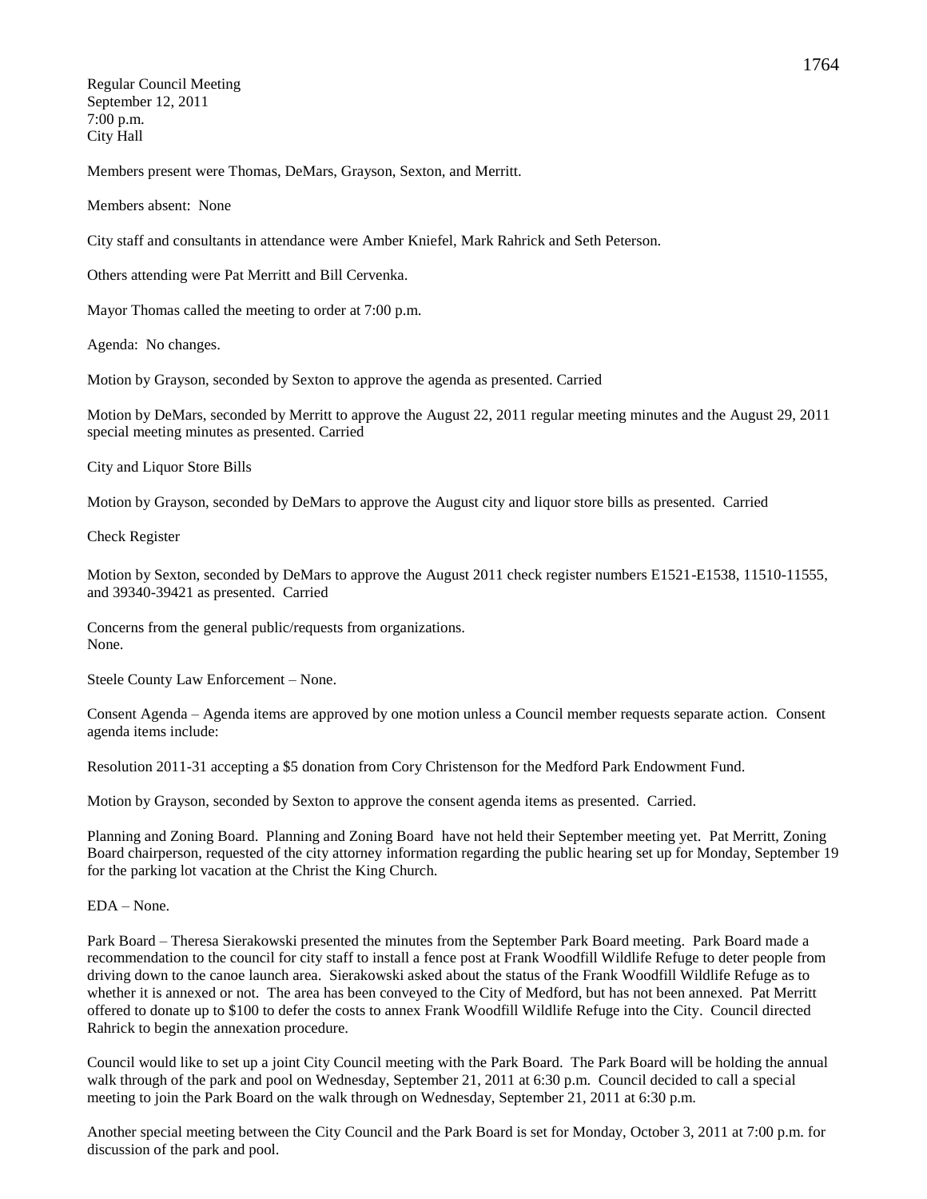Regular Council Meeting
September 12, 2011
7:00 p.m.
City Hall

Members present were Thomas, DeMars, Grayson, Sexton, and Merritt.

Members absent: None

City staff and consultants in attendance were Amber Kniefel, Mark Rahrick and Seth Peterson.

Others attending were Pat Merritt and Bill Cervenka.

Mayor Thomas called the meeting to order at 7:00 p.m.

Agenda: No changes.

Motion by Grayson, seconded by Sexton to approve the agenda as presented. Carried

Motion by DeMars, seconded by Merritt to approve the August 22, 2011 regular meeting minutes and the August 29, 2011 special meeting minutes as presented. Carried

City and Liquor Store Bills

Motion by Grayson, seconded by DeMars to approve the August city and liquor store bills as presented. Carried

Check Register

Motion by Sexton, seconded by DeMars to approve the August 2011 check register numbers E1521-E1538, 11510-11555, and 39340-39421 as presented. Carried

Concerns from the general public/requests from organizations.
None.

Steele County Law Enforcement – None.

Consent Agenda – Agenda items are approved by one motion unless a Council member requests separate action. Consent agenda items include:

Resolution 2011-31 accepting a $5 donation from Cory Christenson for the Medford Park Endowment Fund.

Motion by Grayson, seconded by Sexton to approve the consent agenda items as presented. Carried.

Planning and Zoning Board. Planning and Zoning Board have not held their September meeting yet. Pat Merritt, Zoning Board chairperson, requested of the city attorney information regarding the public hearing set up for Monday, September 19 for the parking lot vacation at the Christ the King Church.

EDA – None.

Park Board – Theresa Sierakowski presented the minutes from the September Park Board meeting. Park Board made a recommendation to the council for city staff to install a fence post at Frank Woodfill Wildlife Refuge to deter people from driving down to the canoe launch area. Sierakowski asked about the status of the Frank Woodfill Wildlife Refuge as to whether it is annexed or not. The area has been conveyed to the City of Medford, but has not been annexed. Pat Merritt offered to donate up to $100 to defer the costs to annex Frank Woodfill Wildlife Refuge into the City. Council directed Rahrick to begin the annexation procedure.

Council would like to set up a joint City Council meeting with the Park Board. The Park Board will be holding the annual walk through of the park and pool on Wednesday, September 21, 2011 at 6:30 p.m. Council decided to call a special meeting to join the Park Board on the walk through on Wednesday, September 21, 2011 at 6:30 p.m.

Another special meeting between the City Council and the Park Board is set for Monday, October 3, 2011 at 7:00 p.m. for discussion of the park and pool.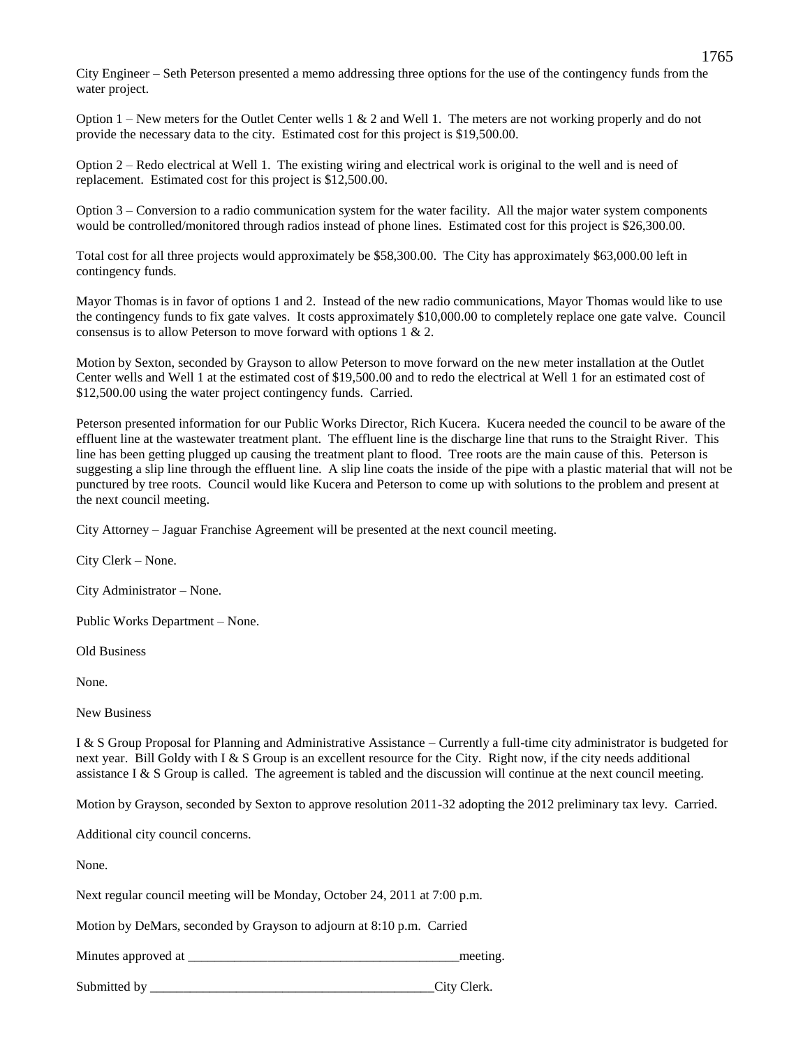City Engineer – Seth Peterson presented a memo addressing three options for the use of the contingency funds from the water project.

Option 1 – New meters for the Outlet Center wells 1 & 2 and Well 1. The meters are not working properly and do not provide the necessary data to the city. Estimated cost for this project is $19,500.00.

Option 2 – Redo electrical at Well 1. The existing wiring and electrical work is original to the well and is need of replacement. Estimated cost for this project is $12,500.00.

Option 3 – Conversion to a radio communication system for the water facility. All the major water system components would be controlled/monitored through radios instead of phone lines. Estimated cost for this project is $26,300.00.

Total cost for all three projects would approximately be $58,300.00. The City has approximately $63,000.00 left in contingency funds.

Mayor Thomas is in favor of options 1 and 2. Instead of the new radio communications, Mayor Thomas would like to use the contingency funds to fix gate valves. It costs approximately $10,000.00 to completely replace one gate valve. Council consensus is to allow Peterson to move forward with options 1 & 2.

Motion by Sexton, seconded by Grayson to allow Peterson to move forward on the new meter installation at the Outlet Center wells and Well 1 at the estimated cost of $19,500.00 and to redo the electrical at Well 1 for an estimated cost of $12,500.00 using the water project contingency funds. Carried.

Peterson presented information for our Public Works Director, Rich Kucera. Kucera needed the council to be aware of the effluent line at the wastewater treatment plant. The effluent line is the discharge line that runs to the Straight River. This line has been getting plugged up causing the treatment plant to flood. Tree roots are the main cause of this. Peterson is suggesting a slip line through the effluent line. A slip line coats the inside of the pipe with a plastic material that will not be punctured by tree roots. Council would like Kucera and Peterson to come up with solutions to the problem and present at the next council meeting.

City Attorney – Jaguar Franchise Agreement will be presented at the next council meeting.

City Clerk – None.

City Administrator – None.

Public Works Department – None.

Old Business

None.

New Business

I & S Group Proposal for Planning and Administrative Assistance – Currently a full-time city administrator is budgeted for next year. Bill Goldy with I & S Group is an excellent resource for the City. Right now, if the city needs additional assistance I & S Group is called. The agreement is tabled and the discussion will continue at the next council meeting.

Motion by Grayson, seconded by Sexton to approve resolution 2011-32 adopting the 2012 preliminary tax levy. Carried.

Additional city council concerns.

None.

Next regular council meeting will be Monday, October 24, 2011 at 7:00 p.m.

Motion by DeMars, seconded by Grayson to adjourn at 8:10 p.m. Carried

Minutes approved at ___________________________________________meeting.

Submitted by ____________________________________________City Clerk.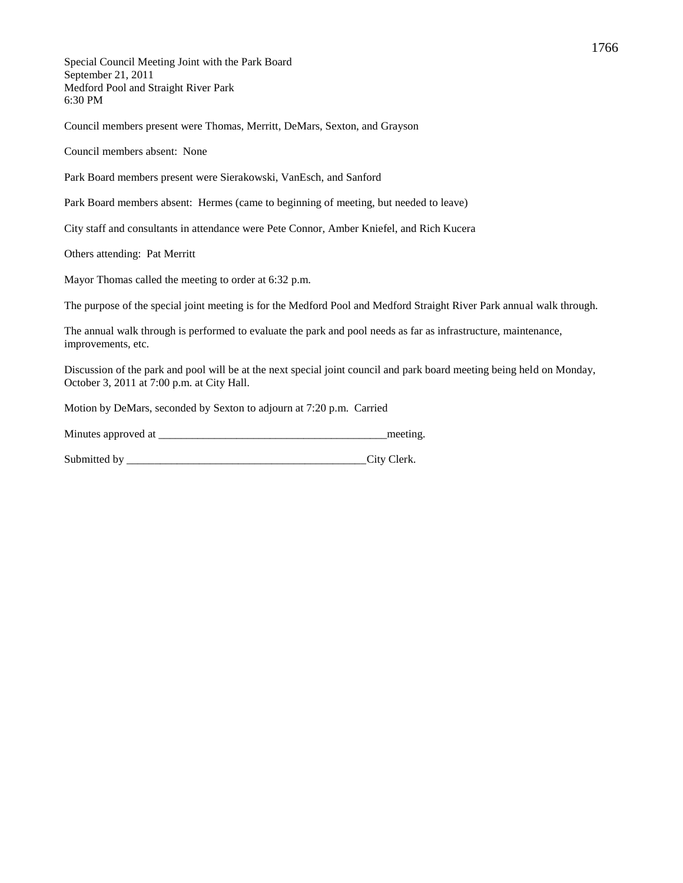Special Council Meeting Joint with the Park Board
September 21, 2011
Medford Pool and Straight River Park
6:30 PM

Council members present were Thomas, Merritt, DeMars, Sexton, and Grayson

Council members absent: None

Park Board members present were Sierakowski, VanEsch, and Sanford

Park Board members absent: Hermes (came to beginning of meeting, but needed to leave)

City staff and consultants in attendance were Pete Connor, Amber Kniefel, and Rich Kucera

Others attending: Pat Merritt

Mayor Thomas called the meeting to order at 6:32 p.m.

The purpose of the special joint meeting is for the Medford Pool and Medford Straight River Park annual walk through.

The annual walk through is performed to evaluate the park and pool needs as far as infrastructure, maintenance, improvements, etc.

Discussion of the park and pool will be at the next special joint council and park board meeting being held on Monday, October 3, 2011 at 7:00 p.m. at City Hall.

Motion by DeMars, seconded by Sexton to adjourn at 7:20 p.m. Carried

Minutes approved at __________________________________________meeting.

Submitted by ____________________________________________City Clerk.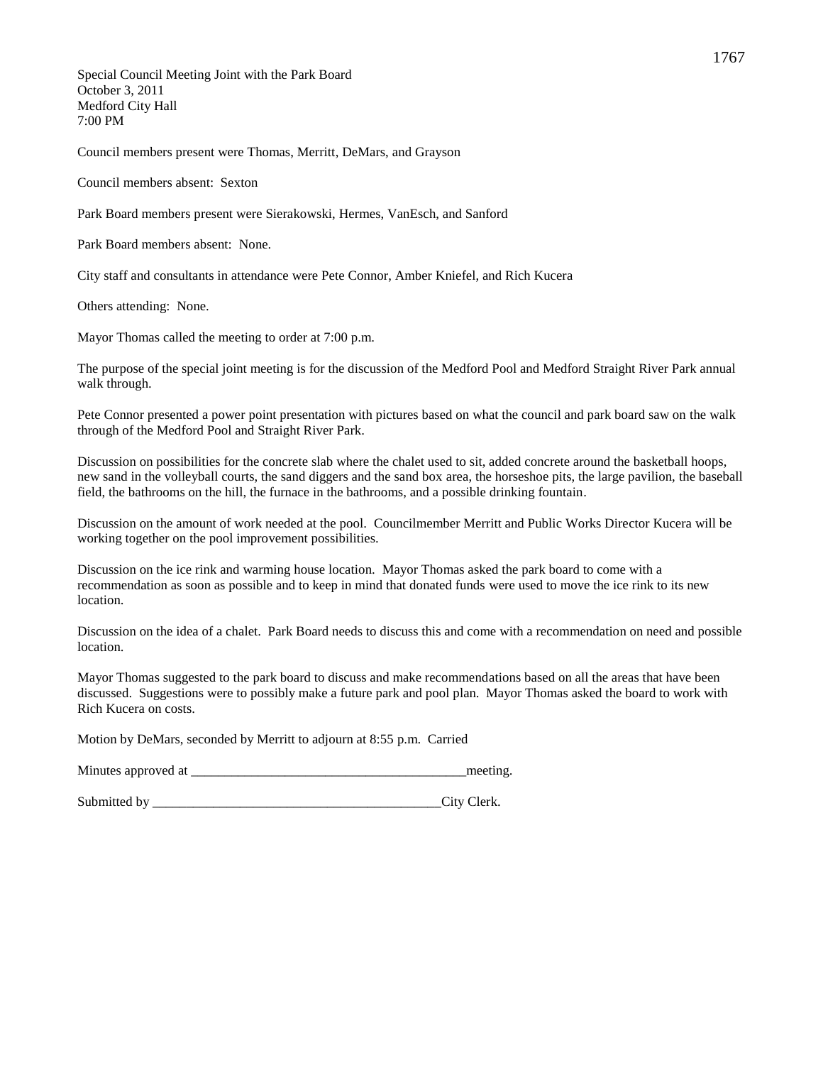Special Council Meeting Joint with the Park Board
October 3, 2011
Medford City Hall
7:00 PM

Council members present were Thomas, Merritt, DeMars, and Grayson

Council members absent: Sexton

Park Board members present were Sierakowski, Hermes, VanEsch, and Sanford

Park Board members absent: None.

City staff and consultants in attendance were Pete Connor, Amber Kniefel, and Rich Kucera

Others attending: None.

Mayor Thomas called the meeting to order at 7:00 p.m.

The purpose of the special joint meeting is for the discussion of the Medford Pool and Medford Straight River Park annual walk through.

Pete Connor presented a power point presentation with pictures based on what the council and park board saw on the walk through of the Medford Pool and Straight River Park.

Discussion on possibilities for the concrete slab where the chalet used to sit, added concrete around the basketball hoops, new sand in the volleyball courts, the sand diggers and the sand box area, the horseshoe pits, the large pavilion, the baseball field, the bathrooms on the hill, the furnace in the bathrooms, and a possible drinking fountain.

Discussion on the amount of work needed at the pool. Councilmember Merritt and Public Works Director Kucera will be working together on the pool improvement possibilities.

Discussion on the ice rink and warming house location. Mayor Thomas asked the park board to come with a recommendation as soon as possible and to keep in mind that donated funds were used to move the ice rink to its new location.

Discussion on the idea of a chalet. Park Board needs to discuss this and come with a recommendation on need and possible location.

Mayor Thomas suggested to the park board to discuss and make recommendations based on all the areas that have been discussed. Suggestions were to possibly make a future park and pool plan. Mayor Thomas asked the board to work with Rich Kucera on costs.

Motion by DeMars, seconded by Merritt to adjourn at 8:55 p.m. Carried

Minutes approved at _________________________________________meeting.

Submitted by ___________________________________________City Clerk.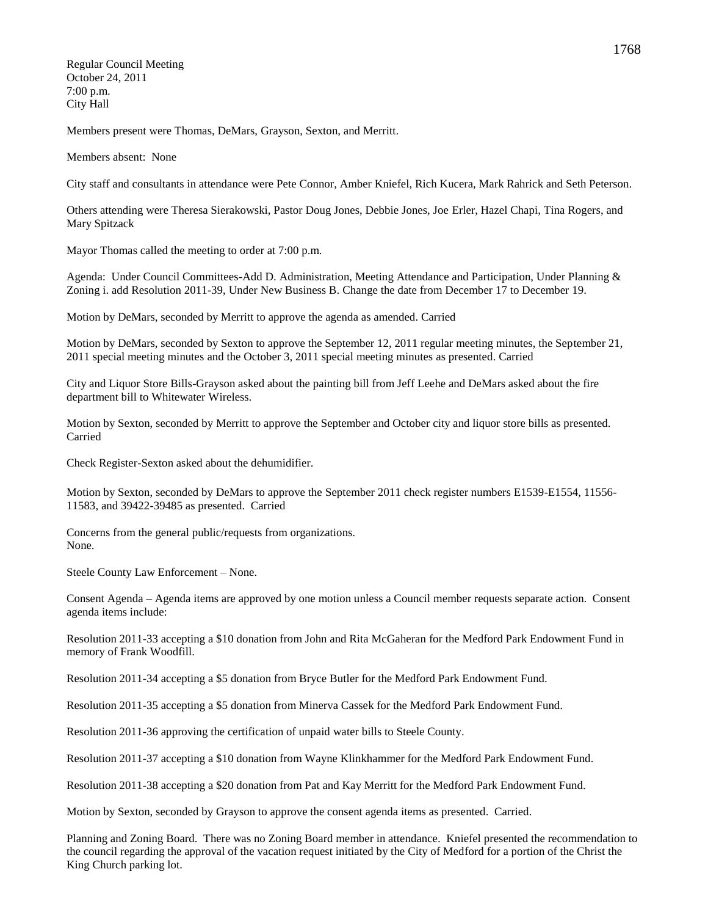Regular Council Meeting
October 24, 2011
7:00 p.m.
City Hall

Members present were Thomas, DeMars, Grayson, Sexton, and Merritt.

Members absent: None

City staff and consultants in attendance were Pete Connor, Amber Kniefel, Rich Kucera, Mark Rahrick and Seth Peterson.

Others attending were Theresa Sierakowski, Pastor Doug Jones, Debbie Jones, Joe Erler, Hazel Chapi, Tina Rogers, and Mary Spitzack

Mayor Thomas called the meeting to order at 7:00 p.m.

Agenda: Under Council Committees-Add D. Administration, Meeting Attendance and Participation, Under Planning & Zoning i. add Resolution 2011-39, Under New Business B. Change the date from December 17 to December 19.

Motion by DeMars, seconded by Merritt to approve the agenda as amended. Carried

Motion by DeMars, seconded by Sexton to approve the September 12, 2011 regular meeting minutes, the September 21, 2011 special meeting minutes and the October 3, 2011 special meeting minutes as presented. Carried

City and Liquor Store Bills-Grayson asked about the painting bill from Jeff Leehe and DeMars asked about the fire department bill to Whitewater Wireless.

Motion by Sexton, seconded by Merritt to approve the September and October city and liquor store bills as presented. Carried

Check Register-Sexton asked about the dehumidifier.

Motion by Sexton, seconded by DeMars to approve the September 2011 check register numbers E1539-E1554, 11556-11583, and 39422-39485 as presented. Carried

Concerns from the general public/requests from organizations.
None.

Steele County Law Enforcement – None.

Consent Agenda – Agenda items are approved by one motion unless a Council member requests separate action. Consent agenda items include:

Resolution 2011-33 accepting a $10 donation from John and Rita McGaheran for the Medford Park Endowment Fund in memory of Frank Woodfill.

Resolution 2011-34 accepting a $5 donation from Bryce Butler for the Medford Park Endowment Fund.

Resolution 2011-35 accepting a $5 donation from Minerva Cassek for the Medford Park Endowment Fund.

Resolution 2011-36 approving the certification of unpaid water bills to Steele County.

Resolution 2011-37 accepting a $10 donation from Wayne Klinkhammer for the Medford Park Endowment Fund.

Resolution 2011-38 accepting a $20 donation from Pat and Kay Merritt for the Medford Park Endowment Fund.

Motion by Sexton, seconded by Grayson to approve the consent agenda items as presented. Carried.

Planning and Zoning Board. There was no Zoning Board member in attendance. Kniefel presented the recommendation to the council regarding the approval of the vacation request initiated by the City of Medford for a portion of the Christ the King Church parking lot.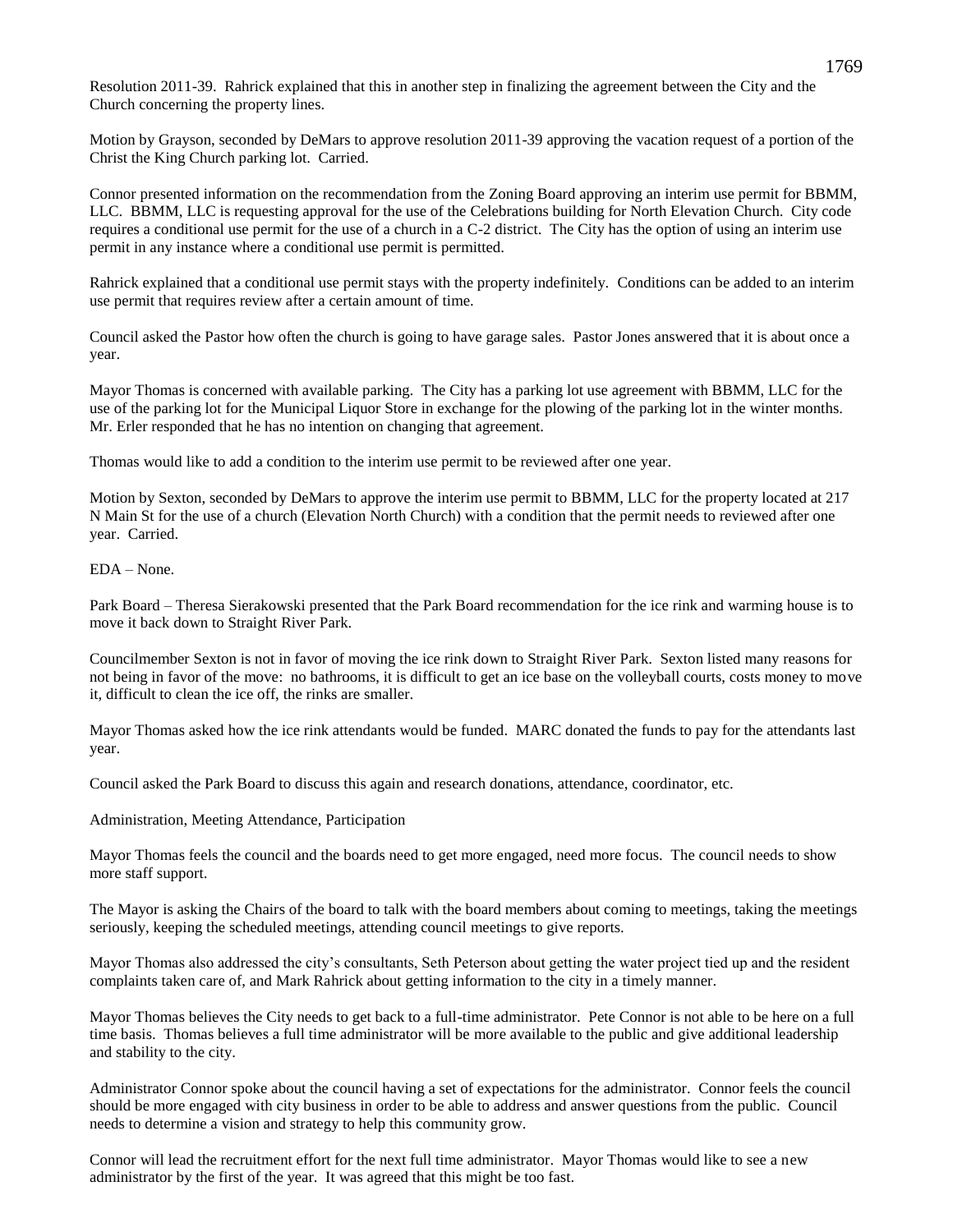Resolution 2011-39. Rahrick explained that this in another step in finalizing the agreement between the City and the Church concerning the property lines.

Motion by Grayson, seconded by DeMars to approve resolution 2011-39 approving the vacation request of a portion of the Christ the King Church parking lot. Carried.

Connor presented information on the recommendation from the Zoning Board approving an interim use permit for BBMM, LLC. BBMM, LLC is requesting approval for the use of the Celebrations building for North Elevation Church. City code requires a conditional use permit for the use of a church in a C-2 district. The City has the option of using an interim use permit in any instance where a conditional use permit is permitted.

Rahrick explained that a conditional use permit stays with the property indefinitely. Conditions can be added to an interim use permit that requires review after a certain amount of time.

Council asked the Pastor how often the church is going to have garage sales. Pastor Jones answered that it is about once a year.

Mayor Thomas is concerned with available parking. The City has a parking lot use agreement with BBMM, LLC for the use of the parking lot for the Municipal Liquor Store in exchange for the plowing of the parking lot in the winter months. Mr. Erler responded that he has no intention on changing that agreement.

Thomas would like to add a condition to the interim use permit to be reviewed after one year.

Motion by Sexton, seconded by DeMars to approve the interim use permit to BBMM, LLC for the property located at 217 N Main St for the use of a church (Elevation North Church) with a condition that the permit needs to reviewed after one year. Carried.

EDA – None.

Park Board – Theresa Sierakowski presented that the Park Board recommendation for the ice rink and warming house is to move it back down to Straight River Park.

Councilmember Sexton is not in favor of moving the ice rink down to Straight River Park. Sexton listed many reasons for not being in favor of the move: no bathrooms, it is difficult to get an ice base on the volleyball courts, costs money to move it, difficult to clean the ice off, the rinks are smaller.

Mayor Thomas asked how the ice rink attendants would be funded. MARC donated the funds to pay for the attendants last year.

Council asked the Park Board to discuss this again and research donations, attendance, coordinator, etc.

Administration, Meeting Attendance, Participation

Mayor Thomas feels the council and the boards need to get more engaged, need more focus. The council needs to show more staff support.

The Mayor is asking the Chairs of the board to talk with the board members about coming to meetings, taking the meetings seriously, keeping the scheduled meetings, attending council meetings to give reports.

Mayor Thomas also addressed the city's consultants, Seth Peterson about getting the water project tied up and the resident complaints taken care of, and Mark Rahrick about getting information to the city in a timely manner.

Mayor Thomas believes the City needs to get back to a full-time administrator. Pete Connor is not able to be here on a full time basis. Thomas believes a full time administrator will be more available to the public and give additional leadership and stability to the city.

Administrator Connor spoke about the council having a set of expectations for the administrator. Connor feels the council should be more engaged with city business in order to be able to address and answer questions from the public. Council needs to determine a vision and strategy to help this community grow.

Connor will lead the recruitment effort for the next full time administrator. Mayor Thomas would like to see a new administrator by the first of the year. It was agreed that this might be too fast.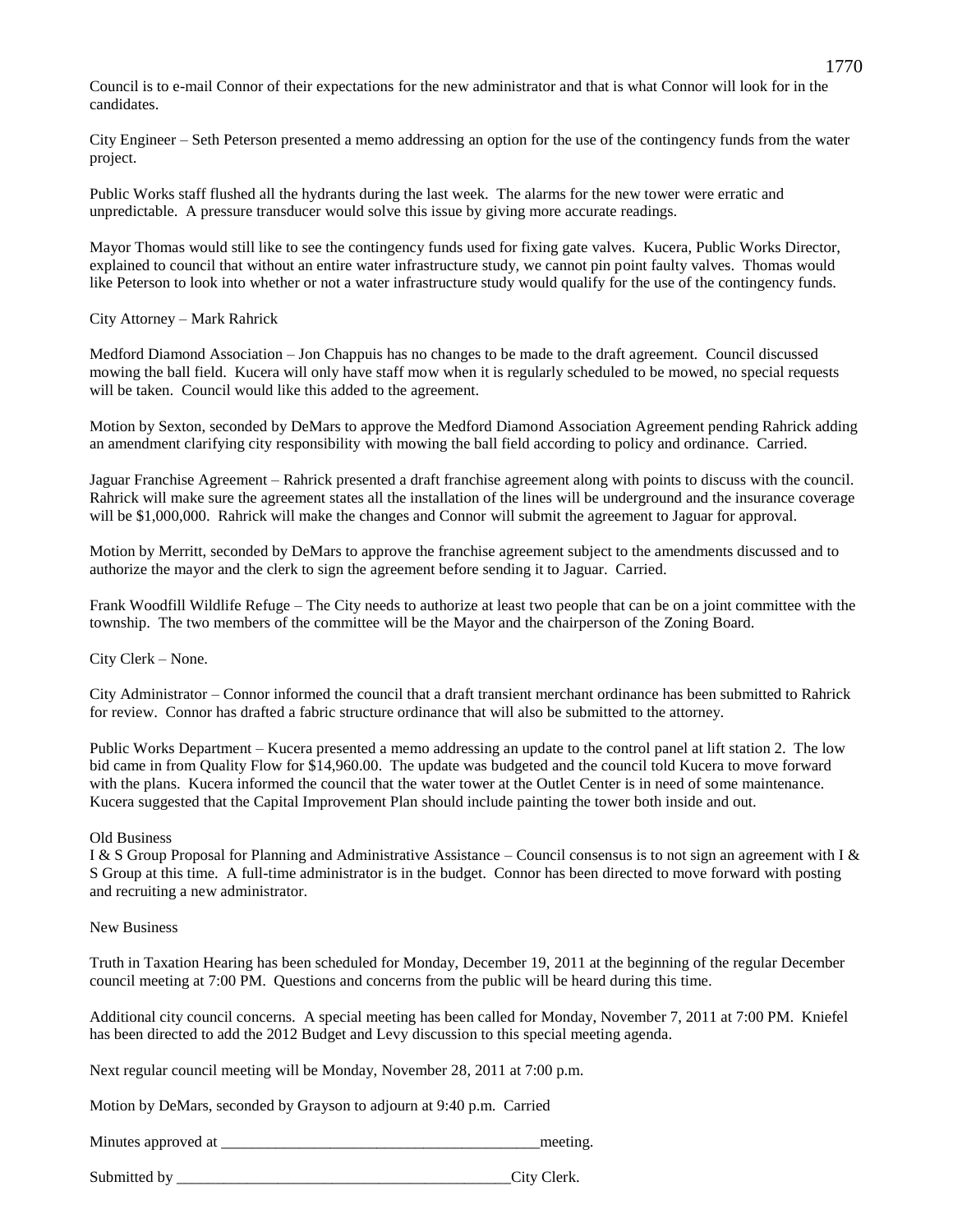Council is to e-mail Connor of their expectations for the new administrator and that is what Connor will look for in the candidates.

City Engineer – Seth Peterson presented a memo addressing an option for the use of the contingency funds from the water project.

Public Works staff flushed all the hydrants during the last week. The alarms for the new tower were erratic and unpredictable. A pressure transducer would solve this issue by giving more accurate readings.

Mayor Thomas would still like to see the contingency funds used for fixing gate valves. Kucera, Public Works Director, explained to council that without an entire water infrastructure study, we cannot pin point faulty valves. Thomas would like Peterson to look into whether or not a water infrastructure study would qualify for the use of the contingency funds.

City Attorney – Mark Rahrick

Medford Diamond Association – Jon Chappuis has no changes to be made to the draft agreement. Council discussed mowing the ball field. Kucera will only have staff mow when it is regularly scheduled to be mowed, no special requests will be taken. Council would like this added to the agreement.

Motion by Sexton, seconded by DeMars to approve the Medford Diamond Association Agreement pending Rahrick adding an amendment clarifying city responsibility with mowing the ball field according to policy and ordinance. Carried.

Jaguar Franchise Agreement – Rahrick presented a draft franchise agreement along with points to discuss with the council. Rahrick will make sure the agreement states all the installation of the lines will be underground and the insurance coverage will be $1,000,000. Rahrick will make the changes and Connor will submit the agreement to Jaguar for approval.

Motion by Merritt, seconded by DeMars to approve the franchise agreement subject to the amendments discussed and to authorize the mayor and the clerk to sign the agreement before sending it to Jaguar. Carried.

Frank Woodfill Wildlife Refuge – The City needs to authorize at least two people that can be on a joint committee with the township. The two members of the committee will be the Mayor and the chairperson of the Zoning Board.

City Clerk – None.

City Administrator – Connor informed the council that a draft transient merchant ordinance has been submitted to Rahrick for review. Connor has drafted a fabric structure ordinance that will also be submitted to the attorney.

Public Works Department – Kucera presented a memo addressing an update to the control panel at lift station 2. The low bid came in from Quality Flow for $14,960.00. The update was budgeted and the council told Kucera to move forward with the plans. Kucera informed the council that the water tower at the Outlet Center is in need of some maintenance. Kucera suggested that the Capital Improvement Plan should include painting the tower both inside and out.

Old Business

I & S Group Proposal for Planning and Administrative Assistance – Council consensus is to not sign an agreement with I & S Group at this time. A full-time administrator is in the budget. Connor has been directed to move forward with posting and recruiting a new administrator.

New Business

Truth in Taxation Hearing has been scheduled for Monday, December 19, 2011 at the beginning of the regular December council meeting at 7:00 PM. Questions and concerns from the public will be heard during this time.

Additional city council concerns. A special meeting has been called for Monday, November 7, 2011 at 7:00 PM. Kniefel has been directed to add the 2012 Budget and Levy discussion to this special meeting agenda.

Next regular council meeting will be Monday, November 28, 2011 at 7:00 p.m.

Motion by DeMars, seconded by Grayson to adjourn at 9:40 p.m. Carried

Minutes approved at __________________________________________meeting.

Submitted by _____________________________________________City Clerk.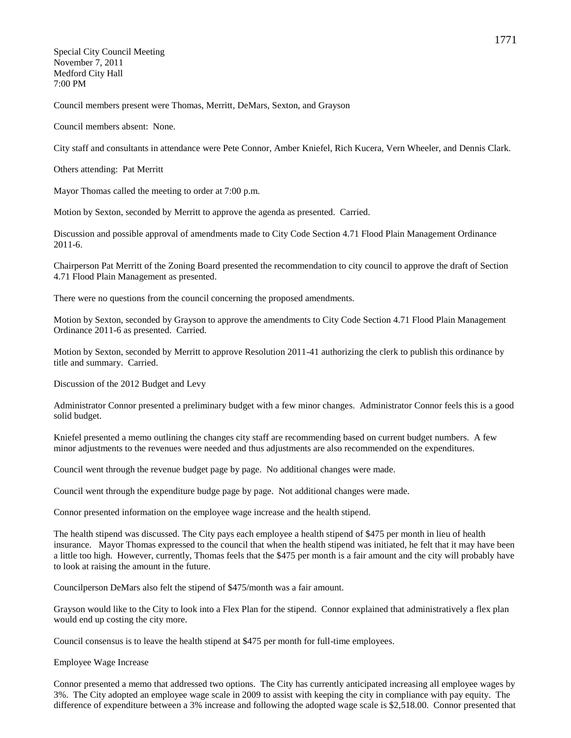Special City Council Meeting
November 7, 2011
Medford City Hall
7:00 PM

Council members present were Thomas, Merritt, DeMars, Sexton, and Grayson

Council members absent: None.

City staff and consultants in attendance were Pete Connor, Amber Kniefel, Rich Kucera, Vern Wheeler, and Dennis Clark.

Others attending: Pat Merritt

Mayor Thomas called the meeting to order at 7:00 p.m.

Motion by Sexton, seconded by Merritt to approve the agenda as presented. Carried.

Discussion and possible approval of amendments made to City Code Section 4.71 Flood Plain Management Ordinance 2011-6.

Chairperson Pat Merritt of the Zoning Board presented the recommendation to city council to approve the draft of Section 4.71 Flood Plain Management as presented.

There were no questions from the council concerning the proposed amendments.

Motion by Sexton, seconded by Grayson to approve the amendments to City Code Section 4.71 Flood Plain Management Ordinance 2011-6 as presented. Carried.

Motion by Sexton, seconded by Merritt to approve Resolution 2011-41 authorizing the clerk to publish this ordinance by title and summary. Carried.

Discussion of the 2012 Budget and Levy

Administrator Connor presented a preliminary budget with a few minor changes. Administrator Connor feels this is a good solid budget.

Kniefel presented a memo outlining the changes city staff are recommending based on current budget numbers. A few minor adjustments to the revenues were needed and thus adjustments are also recommended on the expenditures.

Council went through the revenue budget page by page. No additional changes were made.

Council went through the expenditure budge page by page. Not additional changes were made.

Connor presented information on the employee wage increase and the health stipend.

The health stipend was discussed. The City pays each employee a health stipend of $475 per month in lieu of health insurance. Mayor Thomas expressed to the council that when the health stipend was initiated, he felt that it may have been a little too high. However, currently, Thomas feels that the $475 per month is a fair amount and the city will probably have to look at raising the amount in the future.

Councilperson DeMars also felt the stipend of $475/month was a fair amount.

Grayson would like to the City to look into a Flex Plan for the stipend. Connor explained that administratively a flex plan would end up costing the city more.

Council consensus is to leave the health stipend at $475 per month for full-time employees.

Employee Wage Increase

Connor presented a memo that addressed two options. The City has currently anticipated increasing all employee wages by 3%. The City adopted an employee wage scale in 2009 to assist with keeping the city in compliance with pay equity. The difference of expenditure between a 3% increase and following the adopted wage scale is $2,518.00. Connor presented that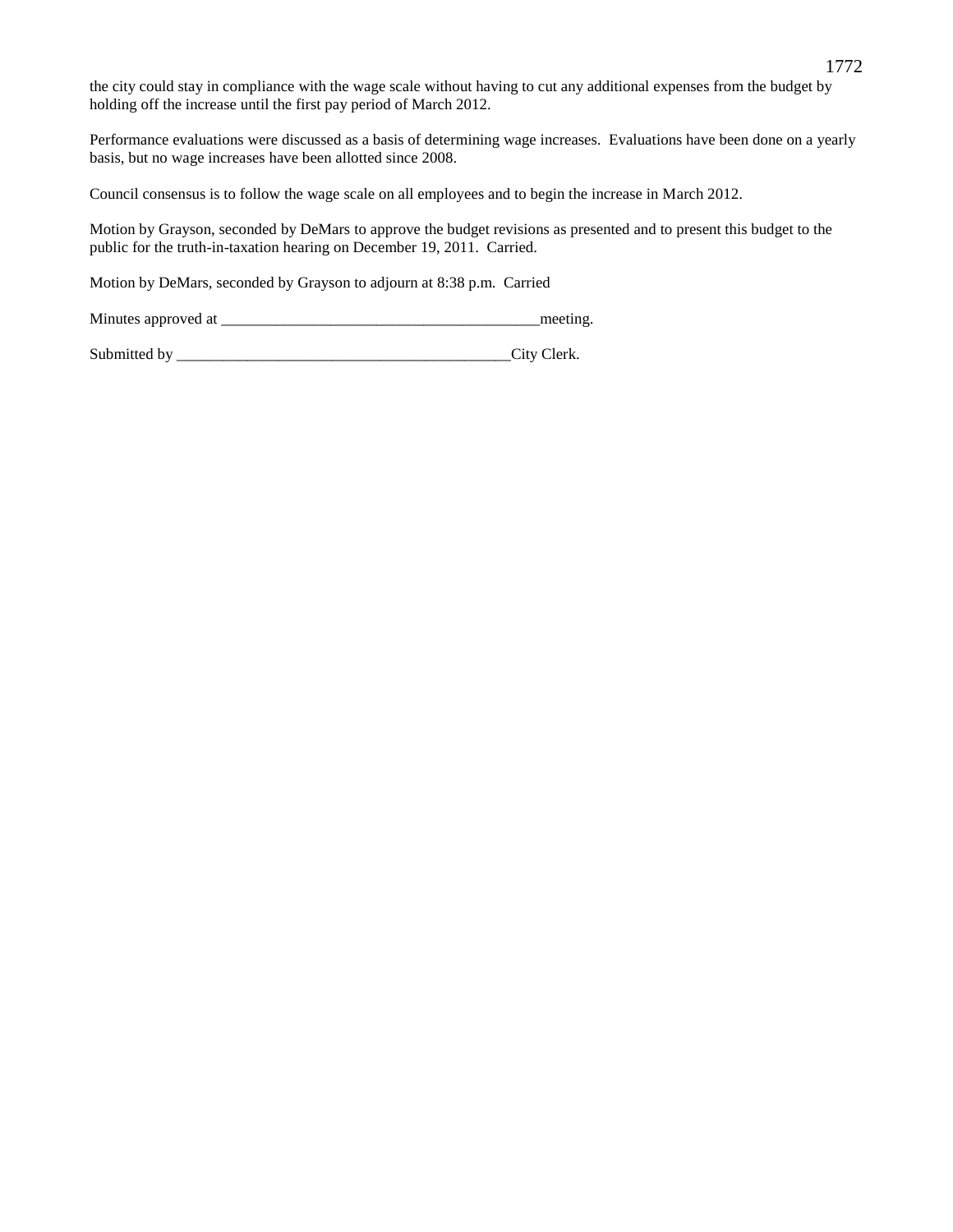the city could stay in compliance with the wage scale without having to cut any additional expenses from the budget by holding off the increase until the first pay period of March 2012.

Performance evaluations were discussed as a basis of determining wage increases.  Evaluations have been done on a yearly basis, but no wage increases have been allotted since 2008.

Council consensus is to follow the wage scale on all employees and to begin the increase in March 2012.

Motion by Grayson, seconded by DeMars to approve the budget revisions as presented and to present this budget to the public for the truth-in-taxation hearing on December 19, 2011.  Carried.

Motion by DeMars, seconded by Grayson to adjourn at 8:38 p.m.  Carried

Minutes approved at __________________________________________meeting.

Submitted by ____________________________________________City Clerk.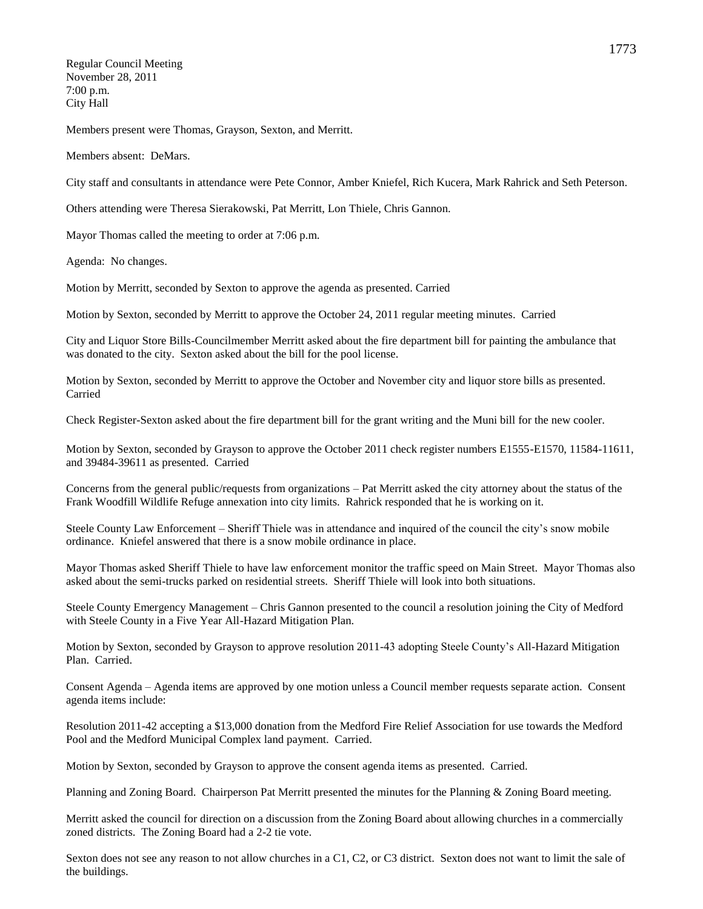Regular Council Meeting
November 28, 2011
7:00 p.m.
City Hall

Members present were Thomas, Grayson, Sexton, and Merritt.

Members absent: DeMars.

City staff and consultants in attendance were Pete Connor, Amber Kniefel, Rich Kucera, Mark Rahrick and Seth Peterson.

Others attending were Theresa Sierakowski, Pat Merritt, Lon Thiele, Chris Gannon.

Mayor Thomas called the meeting to order at 7:06 p.m.

Agenda: No changes.

Motion by Merritt, seconded by Sexton to approve the agenda as presented. Carried

Motion by Sexton, seconded by Merritt to approve the October 24, 2011 regular meeting minutes. Carried

City and Liquor Store Bills-Councilmember Merritt asked about the fire department bill for painting the ambulance that was donated to the city. Sexton asked about the bill for the pool license.

Motion by Sexton, seconded by Merritt to approve the October and November city and liquor store bills as presented. Carried

Check Register-Sexton asked about the fire department bill for the grant writing and the Muni bill for the new cooler.

Motion by Sexton, seconded by Grayson to approve the October 2011 check register numbers E1555-E1570, 11584-11611, and 39484-39611 as presented. Carried

Concerns from the general public/requests from organizations – Pat Merritt asked the city attorney about the status of the Frank Woodfill Wildlife Refuge annexation into city limits. Rahrick responded that he is working on it.

Steele County Law Enforcement – Sheriff Thiele was in attendance and inquired of the council the city's snow mobile ordinance. Kniefel answered that there is a snow mobile ordinance in place.

Mayor Thomas asked Sheriff Thiele to have law enforcement monitor the traffic speed on Main Street. Mayor Thomas also asked about the semi-trucks parked on residential streets. Sheriff Thiele will look into both situations.

Steele County Emergency Management – Chris Gannon presented to the council a resolution joining the City of Medford with Steele County in a Five Year All-Hazard Mitigation Plan.

Motion by Sexton, seconded by Grayson to approve resolution 2011-43 adopting Steele County's All-Hazard Mitigation Plan. Carried.

Consent Agenda – Agenda items are approved by one motion unless a Council member requests separate action. Consent agenda items include:

Resolution 2011-42 accepting a $13,000 donation from the Medford Fire Relief Association for use towards the Medford Pool and the Medford Municipal Complex land payment. Carried.

Motion by Sexton, seconded by Grayson to approve the consent agenda items as presented. Carried.

Planning and Zoning Board. Chairperson Pat Merritt presented the minutes for the Planning & Zoning Board meeting.

Merritt asked the council for direction on a discussion from the Zoning Board about allowing churches in a commercially zoned districts. The Zoning Board had a 2-2 tie vote.

Sexton does not see any reason to not allow churches in a C1, C2, or C3 district. Sexton does not want to limit the sale of the buildings.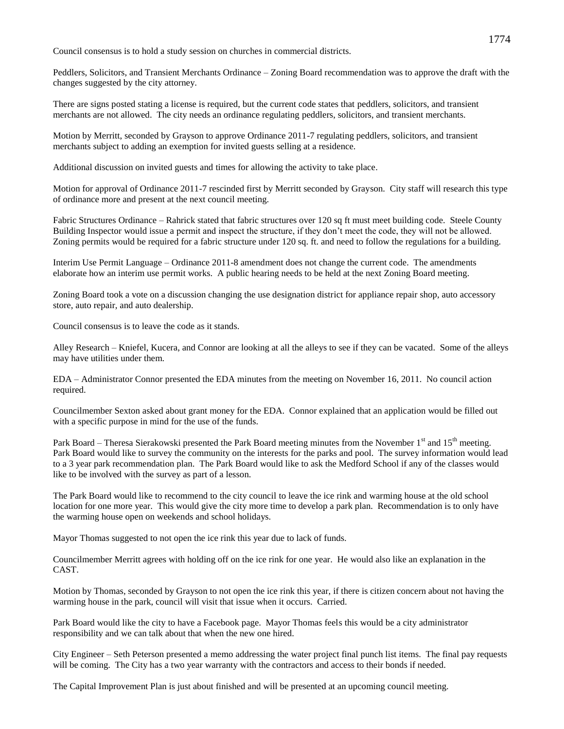Council consensus is to hold a study session on churches in commercial districts.

Peddlers, Solicitors, and Transient Merchants Ordinance – Zoning Board recommendation was to approve the draft with the changes suggested by the city attorney.

There are signs posted stating a license is required, but the current code states that peddlers, solicitors, and transient merchants are not allowed. The city needs an ordinance regulating peddlers, solicitors, and transient merchants.

Motion by Merritt, seconded by Grayson to approve Ordinance 2011-7 regulating peddlers, solicitors, and transient merchants subject to adding an exemption for invited guests selling at a residence.

Additional discussion on invited guests and times for allowing the activity to take place.

Motion for approval of Ordinance 2011-7 rescinded first by Merritt seconded by Grayson. City staff will research this type of ordinance more and present at the next council meeting.

Fabric Structures Ordinance – Rahrick stated that fabric structures over 120 sq ft must meet building code. Steele County Building Inspector would issue a permit and inspect the structure, if they don't meet the code, they will not be allowed. Zoning permits would be required for a fabric structure under 120 sq. ft. and need to follow the regulations for a building.

Interim Use Permit Language – Ordinance 2011-8 amendment does not change the current code. The amendments elaborate how an interim use permit works. A public hearing needs to be held at the next Zoning Board meeting.

Zoning Board took a vote on a discussion changing the use designation district for appliance repair shop, auto accessory store, auto repair, and auto dealership.

Council consensus is to leave the code as it stands.

Alley Research – Kniefel, Kucera, and Connor are looking at all the alleys to see if they can be vacated. Some of the alleys may have utilities under them.

EDA – Administrator Connor presented the EDA minutes from the meeting on November 16, 2011. No council action required.

Councilmember Sexton asked about grant money for the EDA. Connor explained that an application would be filled out with a specific purpose in mind for the use of the funds.

Park Board – Theresa Sierakowski presented the Park Board meeting minutes from the November 1st and 15th meeting. Park Board would like to survey the community on the interests for the parks and pool. The survey information would lead to a 3 year park recommendation plan. The Park Board would like to ask the Medford School if any of the classes would like to be involved with the survey as part of a lesson.

The Park Board would like to recommend to the city council to leave the ice rink and warming house at the old school location for one more year. This would give the city more time to develop a park plan. Recommendation is to only have the warming house open on weekends and school holidays.

Mayor Thomas suggested to not open the ice rink this year due to lack of funds.

Councilmember Merritt agrees with holding off on the ice rink for one year. He would also like an explanation in the CAST.

Motion by Thomas, seconded by Grayson to not open the ice rink this year, if there is citizen concern about not having the warming house in the park, council will visit that issue when it occurs. Carried.

Park Board would like the city to have a Facebook page. Mayor Thomas feels this would be a city administrator responsibility and we can talk about that when the new one hired.

City Engineer – Seth Peterson presented a memo addressing the water project final punch list items. The final pay requests will be coming. The City has a two year warranty with the contractors and access to their bonds if needed.

The Capital Improvement Plan is just about finished and will be presented at an upcoming council meeting.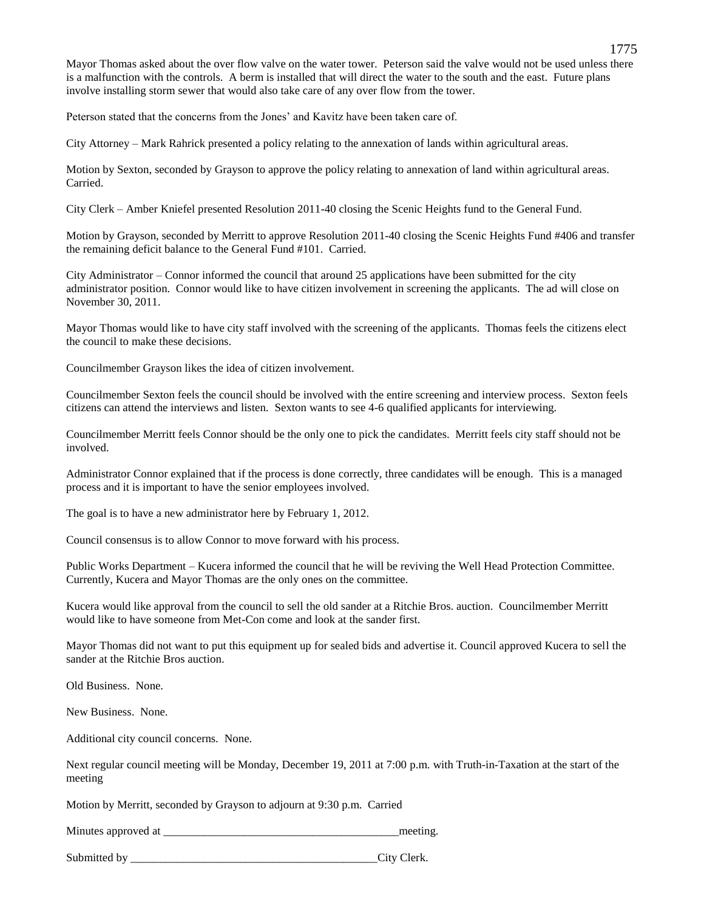Mayor Thomas asked about the over flow valve on the water tower. Peterson said the valve would not be used unless there is a malfunction with the controls. A berm is installed that will direct the water to the south and the east. Future plans involve installing storm sewer that would also take care of any over flow from the tower.

Peterson stated that the concerns from the Jones' and Kavitz have been taken care of.

City Attorney – Mark Rahrick presented a policy relating to the annexation of lands within agricultural areas.

Motion by Sexton, seconded by Grayson to approve the policy relating to annexation of land within agricultural areas. Carried.

City Clerk – Amber Kniefel presented Resolution 2011-40 closing the Scenic Heights fund to the General Fund.

Motion by Grayson, seconded by Merritt to approve Resolution 2011-40 closing the Scenic Heights Fund #406 and transfer the remaining deficit balance to the General Fund #101. Carried.

City Administrator – Connor informed the council that around 25 applications have been submitted for the city administrator position. Connor would like to have citizen involvement in screening the applicants. The ad will close on November 30, 2011.

Mayor Thomas would like to have city staff involved with the screening of the applicants. Thomas feels the citizens elect the council to make these decisions.

Councilmember Grayson likes the idea of citizen involvement.

Councilmember Sexton feels the council should be involved with the entire screening and interview process. Sexton feels citizens can attend the interviews and listen. Sexton wants to see 4-6 qualified applicants for interviewing.

Councilmember Merritt feels Connor should be the only one to pick the candidates. Merritt feels city staff should not be involved.

Administrator Connor explained that if the process is done correctly, three candidates will be enough. This is a managed process and it is important to have the senior employees involved.

The goal is to have a new administrator here by February 1, 2012.

Council consensus is to allow Connor to move forward with his process.

Public Works Department – Kucera informed the council that he will be reviving the Well Head Protection Committee. Currently, Kucera and Mayor Thomas are the only ones on the committee.

Kucera would like approval from the council to sell the old sander at a Ritchie Bros. auction. Councilmember Merritt would like to have someone from Met-Con come and look at the sander first.

Mayor Thomas did not want to put this equipment up for sealed bids and advertise it. Council approved Kucera to sell the sander at the Ritchie Bros auction.

Old Business. None.

New Business. None.

Additional city council concerns. None.

Next regular council meeting will be Monday, December 19, 2011 at 7:00 p.m. with Truth-in-Taxation at the start of the meeting

Motion by Merritt, seconded by Grayson to adjourn at 9:30 p.m. Carried

Minutes approved at ________________________________________meeting.

Submitted by __________________________________________City Clerk.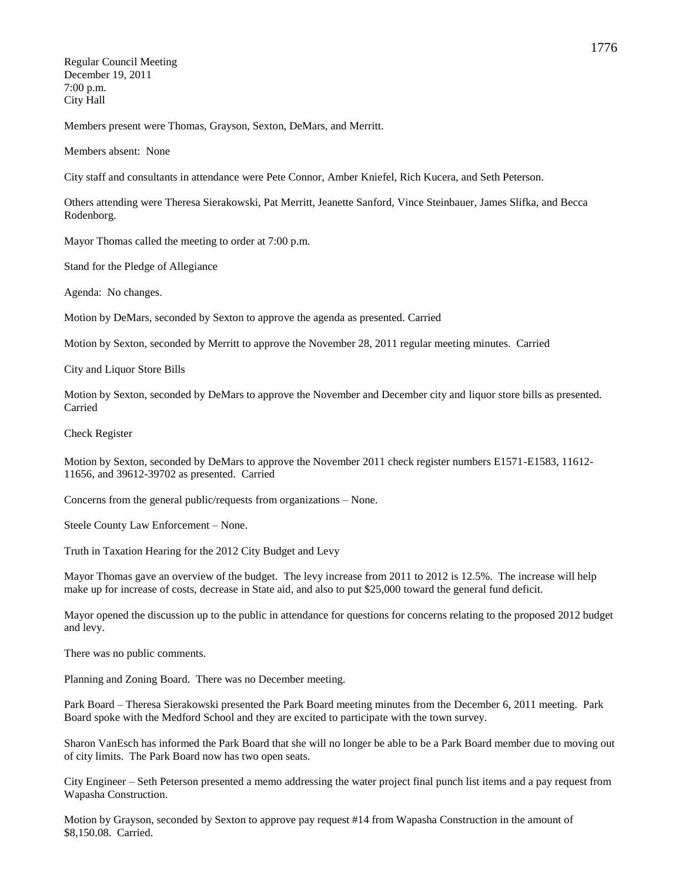Regular Council Meeting
December 19, 2011
7:00 p.m.
City Hall

Members present were Thomas, Grayson, Sexton, DeMars, and Merritt.

Members absent: None

City staff and consultants in attendance were Pete Connor, Amber Kniefel, Rich Kucera, and Seth Peterson.

Others attending were Theresa Sierakowski, Pat Merritt, Jeanette Sanford, Vince Steinbauer, James Slifka, and Becca Rodenborg.

Mayor Thomas called the meeting to order at 7:00 p.m.

Stand for the Pledge of Allegiance

Agenda: No changes.

Motion by DeMars, seconded by Sexton to approve the agenda as presented. Carried

Motion by Sexton, seconded by Merritt to approve the November 28, 2011 regular meeting minutes. Carried

City and Liquor Store Bills

Motion by Sexton, seconded by DeMars to approve the November and December city and liquor store bills as presented. Carried

Check Register

Motion by Sexton, seconded by DeMars to approve the November 2011 check register numbers E1571-E1583, 11612-11656, and 39612-39702 as presented. Carried

Concerns from the general public/requests from organizations – None.

Steele County Law Enforcement – None.

Truth in Taxation Hearing for the 2012 City Budget and Levy

Mayor Thomas gave an overview of the budget. The levy increase from 2011 to 2012 is 12.5%. The increase will help make up for increase of costs, decrease in State aid, and also to put $25,000 toward the general fund deficit.

Mayor opened the discussion up to the public in attendance for questions for concerns relating to the proposed 2012 budget and levy.

There was no public comments.

Planning and Zoning Board. There was no December meeting.

Park Board – Theresa Sierakowski presented the Park Board meeting minutes from the December 6, 2011 meeting. Park Board spoke with the Medford School and they are excited to participate with the town survey.

Sharon VanEsch has informed the Park Board that she will no longer be able to be a Park Board member due to moving out of city limits. The Park Board now has two open seats.

City Engineer – Seth Peterson presented a memo addressing the water project final punch list items and a pay request from Wapasha Construction.

Motion by Grayson, seconded by Sexton to approve pay request #14 from Wapasha Construction in the amount of $8,150.08. Carried.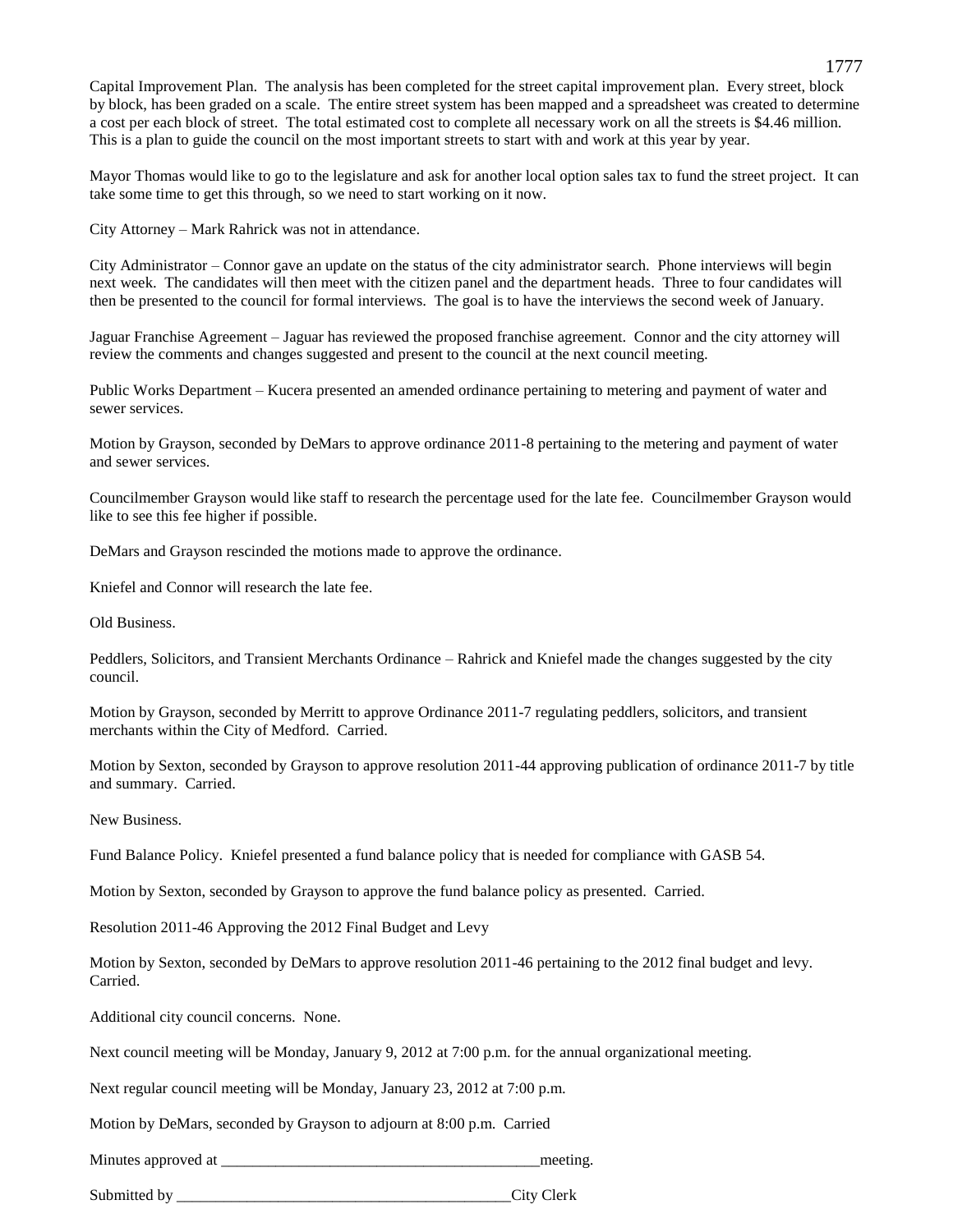Capital Improvement Plan. The analysis has been completed for the street capital improvement plan. Every street, block by block, has been graded on a scale. The entire street system has been mapped and a spreadsheet was created to determine a cost per each block of street. The total estimated cost to complete all necessary work on all the streets is $4.46 million. This is a plan to guide the council on the most important streets to start with and work at this year by year.

Mayor Thomas would like to go to the legislature and ask for another local option sales tax to fund the street project. It can take some time to get this through, so we need to start working on it now.

City Attorney – Mark Rahrick was not in attendance.

City Administrator – Connor gave an update on the status of the city administrator search. Phone interviews will begin next week. The candidates will then meet with the citizen panel and the department heads. Three to four candidates will then be presented to the council for formal interviews. The goal is to have the interviews the second week of January.

Jaguar Franchise Agreement – Jaguar has reviewed the proposed franchise agreement. Connor and the city attorney will review the comments and changes suggested and present to the council at the next council meeting.

Public Works Department – Kucera presented an amended ordinance pertaining to metering and payment of water and sewer services.

Motion by Grayson, seconded by DeMars to approve ordinance 2011-8 pertaining to the metering and payment of water and sewer services.

Councilmember Grayson would like staff to research the percentage used for the late fee. Councilmember Grayson would like to see this fee higher if possible.

DeMars and Grayson rescinded the motions made to approve the ordinance.

Kniefel and Connor will research the late fee.

Old Business.

Peddlers, Solicitors, and Transient Merchants Ordinance – Rahrick and Kniefel made the changes suggested by the city council.

Motion by Grayson, seconded by Merritt to approve Ordinance 2011-7 regulating peddlers, solicitors, and transient merchants within the City of Medford. Carried.

Motion by Sexton, seconded by Grayson to approve resolution 2011-44 approving publication of ordinance 2011-7 by title and summary. Carried.

New Business.

Fund Balance Policy. Kniefel presented a fund balance policy that is needed for compliance with GASB 54.

Motion by Sexton, seconded by Grayson to approve the fund balance policy as presented. Carried.

Resolution 2011-46 Approving the 2012 Final Budget and Levy

Motion by Sexton, seconded by DeMars to approve resolution 2011-46 pertaining to the 2012 final budget and levy. Carried.

Additional city council concerns. None.

Next council meeting will be Monday, January 9, 2012 at 7:00 p.m. for the annual organizational meeting.

Next regular council meeting will be Monday, January 23, 2012 at 7:00 p.m.

Motion by DeMars, seconded by Grayson to adjourn at 8:00 p.m. Carried

Minutes approved at ________________________________________meeting.

Submitted by __________________________________________City Clerk